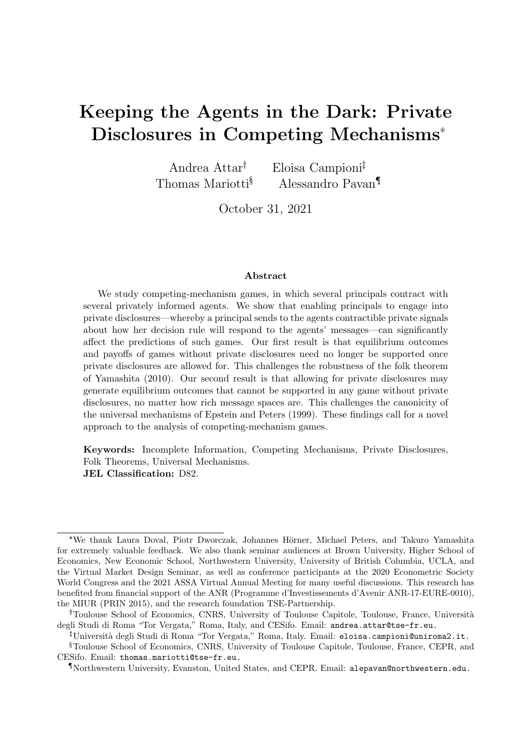# Keeping the Agents in the Dark: Private Disclosures in Competing Mechanisms*

Andrea Attar[†] Eloisa Campioni[‡]
Thomas Mariotti[§] Alessandro Pavan[¶]

October 31, 2021

### Abstract

We study competing-mechanism games, in which several principals contract with several privately informed agents. We show that enabling principals to engage into private disclosures—whereby a principal sends to the agents contractible private signals about how her decision rule will respond to the agents' messages—can significantly affect the predictions of such games. Our first result is that equilibrium outcomes and payoffs of games without private disclosures need no longer be supported once private disclosures are allowed for. This challenges the robustness of the folk theorem of Yamashita (2010). Our second result is that allowing for private disclosures may generate equilibrium outcomes that cannot be supported in any game without private disclosures, no matter how rich message spaces are. This challenges the canonicity of the universal mechanisms of Epstein and Peters (1999). These findings call for a novel approach to the analysis of competing-mechanism games.

**Keywords:** Incomplete Information, Competing Mechanisms, Private Disclosures, Folk Theorems, Universal Mechanisms.
**JEL Classification:** D82.

---

*We thank Laura Doval, Piotr Dworczak, Johannes Hörner, Michael Peters, and Takuro Yamashita for extremely valuable feedback. We also thank seminar audiences at Brown University, Higher School of Economics, New Economic School, Northwestern University, University of British Columbia, UCLA, and the Virtual Market Design Seminar, as well as conference participants at the 2020 Econometric Society World Congress and the 2021 ASSA Virtual Annual Meeting for many useful discussions. This research has benefited from financial support of the ANR (Programme d'Investissements d'Avenir ANR-17-EURE-0010), the MIUR (PRIN 2015), and the research foundation TSE-Partnership.

[†]Toulouse School of Economics, CNRS, University of Toulouse Capitole, Toulouse, France, Università degli Studi di Roma "Tor Vergata," Roma, Italy, and CESifo. Email: andrea.attar@tse-fr.eu.

[‡]Università degli Studi di Roma "Tor Vergata," Roma, Italy. Email: eloisa.campioni@uniroma2.it.

[§]Toulouse School of Economics, CNRS, University of Toulouse Capitole, Toulouse, France, CEPR, and CESifo. Email: thomas.mariotti@tse-fr.eu.

[¶]Northwestern University, Evanston, United States, and CEPR. Email: alepavan@northwestern.edu.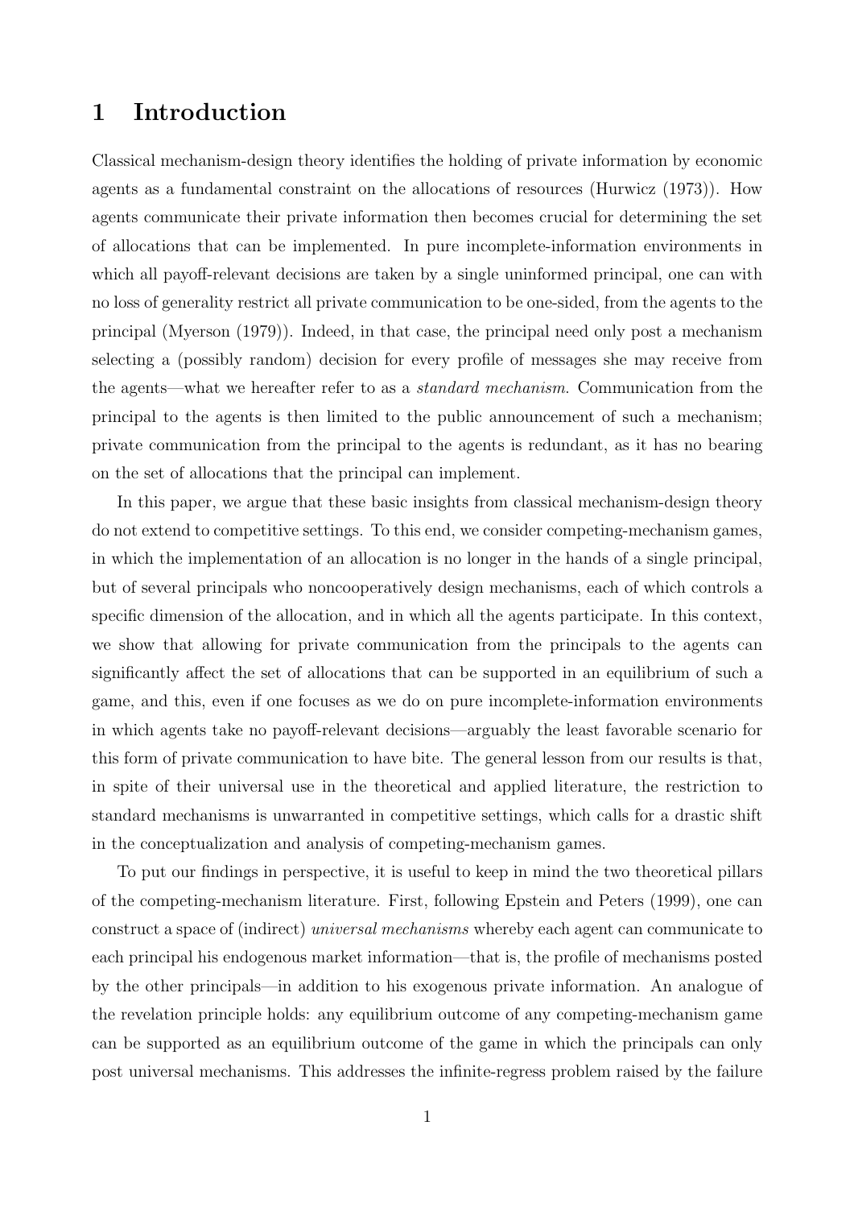# 1 Introduction

Classical mechanism-design theory identifies the holding of private information by economic agents as a fundamental constraint on the allocations of resources (Hurwicz (1973)). How agents communicate their private information then becomes crucial for determining the set of allocations that can be implemented. In pure incomplete-information environments in which all payoff-relevant decisions are taken by a single uninformed principal, one can with no loss of generality restrict all private communication to be one-sided, from the agents to the principal (Myerson (1979)). Indeed, in that case, the principal need only post a mechanism selecting a (possibly random) decision for every profile of messages she may receive from the agents—what we hereafter refer to as a *standard mechanism*. Communication from the principal to the agents is then limited to the public announcement of such a mechanism; private communication from the principal to the agents is redundant, as it has no bearing on the set of allocations that the principal can implement.

In this paper, we argue that these basic insights from classical mechanism-design theory do not extend to competitive settings. To this end, we consider competing-mechanism games, in which the implementation of an allocation is no longer in the hands of a single principal, but of several principals who noncooperatively design mechanisms, each of which controls a specific dimension of the allocation, and in which all the agents participate. In this context, we show that allowing for private communication from the principals to the agents can significantly affect the set of allocations that can be supported in an equilibrium of such a game, and this, even if one focuses as we do on pure incomplete-information environments in which agents take no payoff-relevant decisions—arguably the least favorable scenario for this form of private communication to have bite. The general lesson from our results is that, in spite of their universal use in the theoretical and applied literature, the restriction to standard mechanisms is unwarranted in competitive settings, which calls for a drastic shift in the conceptualization and analysis of competing-mechanism games.

To put our findings in perspective, it is useful to keep in mind the two theoretical pillars of the competing-mechanism literature. First, following Epstein and Peters (1999), one can construct a space of (indirect) *universal mechanisms* whereby each agent can communicate to each principal his endogenous market information—that is, the profile of mechanisms posted by the other principals—in addition to his exogenous private information. An analogue of the revelation principle holds: any equilibrium outcome of any competing-mechanism game can be supported as an equilibrium outcome of the game in which the principals can only post universal mechanisms. This addresses the infinite-regress problem raised by the failure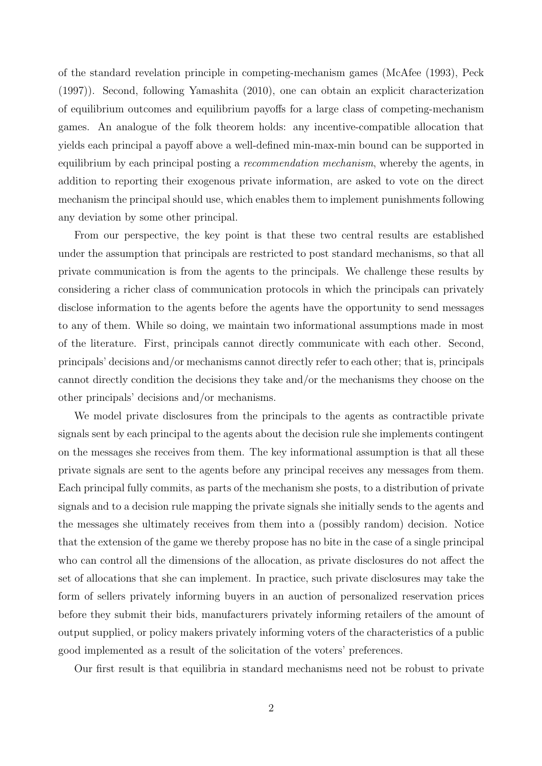of the standard revelation principle in competing-mechanism games (McAfee (1993), Peck (1997)). Second, following Yamashita (2010), one can obtain an explicit characterization of equilibrium outcomes and equilibrium payoffs for a large class of competing-mechanism games. An analogue of the folk theorem holds: any incentive-compatible allocation that yields each principal a payoff above a well-defined min-max-min bound can be supported in equilibrium by each principal posting a *recommendation mechanism*, whereby the agents, in addition to reporting their exogenous private information, are asked to vote on the direct mechanism the principal should use, which enables them to implement punishments following any deviation by some other principal.

From our perspective, the key point is that these two central results are established under the assumption that principals are restricted to post standard mechanisms, so that all private communication is from the agents to the principals. We challenge these results by considering a richer class of communication protocols in which the principals can privately disclose information to the agents before the agents have the opportunity to send messages to any of them. While so doing, we maintain two informational assumptions made in most of the literature. First, principals cannot directly communicate with each other. Second, principals' decisions and/or mechanisms cannot directly refer to each other; that is, principals cannot directly condition the decisions they take and/or the mechanisms they choose on the other principals' decisions and/or mechanisms.

We model private disclosures from the principals to the agents as contractible private signals sent by each principal to the agents about the decision rule she implements contingent on the messages she receives from them. The key informational assumption is that all these private signals are sent to the agents before any principal receives any messages from them. Each principal fully commits, as parts of the mechanism she posts, to a distribution of private signals and to a decision rule mapping the private signals she initially sends to the agents and the messages she ultimately receives from them into a (possibly random) decision. Notice that the extension of the game we thereby propose has no bite in the case of a single principal who can control all the dimensions of the allocation, as private disclosures do not affect the set of allocations that she can implement. In practice, such private disclosures may take the form of sellers privately informing buyers in an auction of personalized reservation prices before they submit their bids, manufacturers privately informing retailers of the amount of output supplied, or policy makers privately informing voters of the characteristics of a public good implemented as a result of the solicitation of the voters' preferences.

Our first result is that equilibria in standard mechanisms need not be robust to private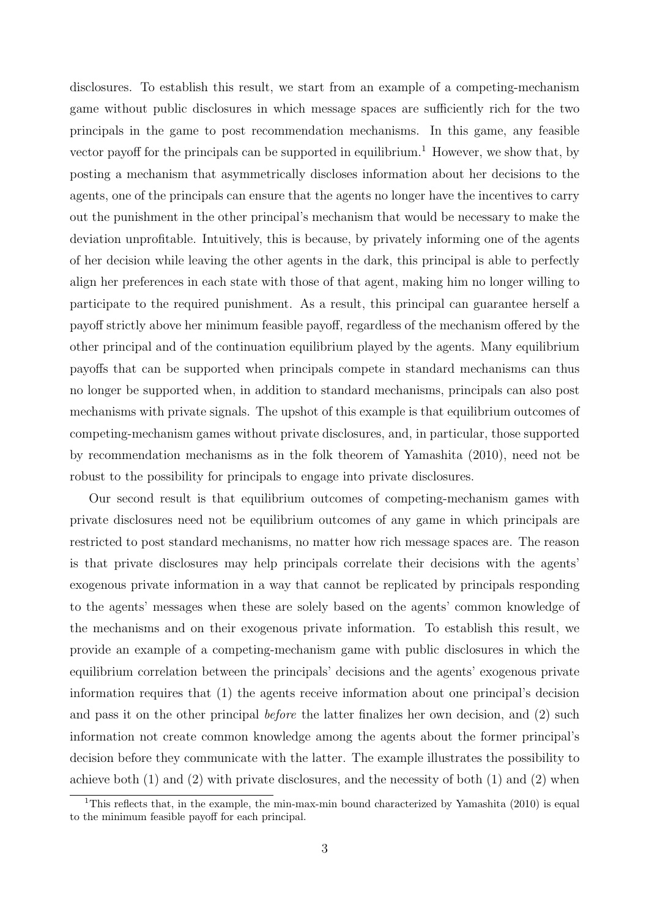disclosures. To establish this result, we start from an example of a competing-mechanism game without public disclosures in which message spaces are sufficiently rich for the two principals in the game to post recommendation mechanisms. In this game, any feasible vector payoff for the principals can be supported in equilibrium.[1] However, we show that, by posting a mechanism that asymmetrically discloses information about her decisions to the agents, one of the principals can ensure that the agents no longer have the incentives to carry out the punishment in the other principal's mechanism that would be necessary to make the deviation unprofitable. Intuitively, this is because, by privately informing one of the agents of her decision while leaving the other agents in the dark, this principal is able to perfectly align her preferences in each state with those of that agent, making him no longer willing to participate to the required punishment. As a result, this principal can guarantee herself a payoff strictly above her minimum feasible payoff, regardless of the mechanism offered by the other principal and of the continuation equilibrium played by the agents. Many equilibrium payoffs that can be supported when principals compete in standard mechanisms can thus no longer be supported when, in addition to standard mechanisms, principals can also post mechanisms with private signals. The upshot of this example is that equilibrium outcomes of competing-mechanism games without private disclosures, and, in particular, those supported by recommendation mechanisms as in the folk theorem of Yamashita (2010), need not be robust to the possibility for principals to engage into private disclosures.

Our second result is that equilibrium outcomes of competing-mechanism games with private disclosures need not be equilibrium outcomes of any game in which principals are restricted to post standard mechanisms, no matter how rich message spaces are. The reason is that private disclosures may help principals correlate their decisions with the agents' exogenous private information in a way that cannot be replicated by principals responding to the agents' messages when these are solely based on the agents' common knowledge of the mechanisms and on their exogenous private information. To establish this result, we provide an example of a competing-mechanism game with public disclosures in which the equilibrium correlation between the principals' decisions and the agents' exogenous private information requires that (1) the agents receive information about one principal's decision and pass it on the other principal *before* the latter finalizes her own decision, and (2) such information not create common knowledge among the agents about the former principal's decision before they communicate with the latter. The example illustrates the possibility to achieve both (1) and (2) with private disclosures, and the necessity of both (1) and (2) when

[1] This reflects that, in the example, the min-max-min bound characterized by Yamashita (2010) is equal to the minimum feasible payoff for each principal.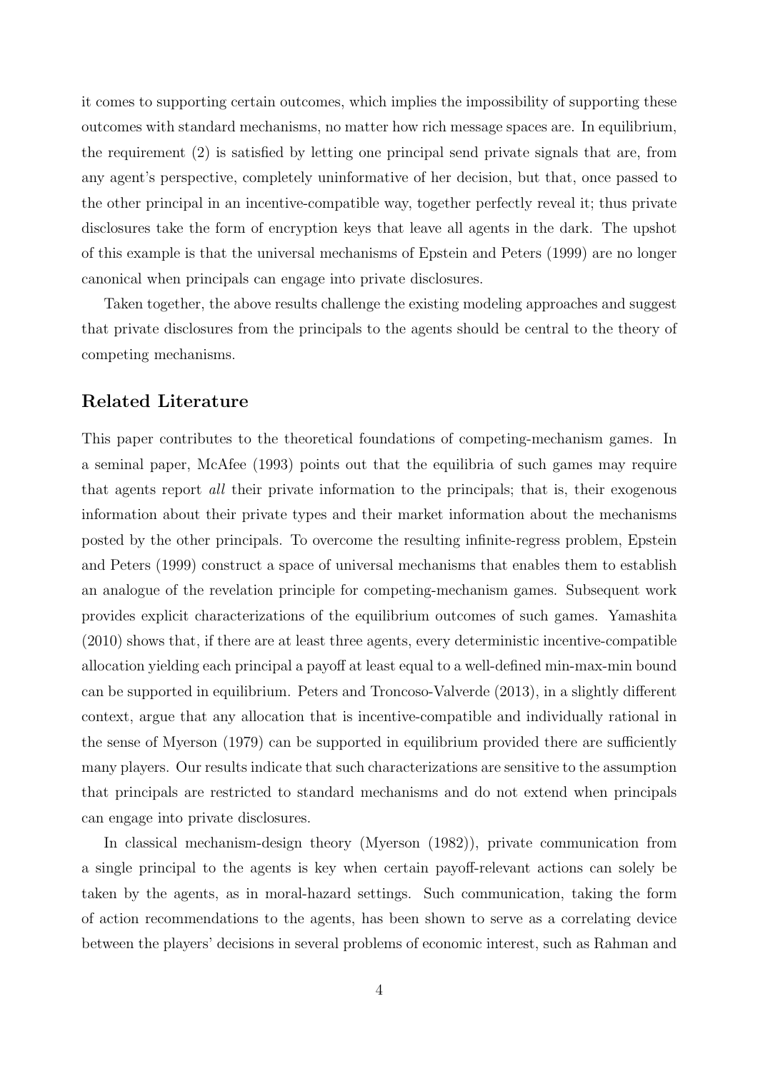it comes to supporting certain outcomes, which implies the impossibility of supporting these outcomes with standard mechanisms, no matter how rich message spaces are. In equilibrium, the requirement (2) is satisfied by letting one principal send private signals that are, from any agent's perspective, completely uninformative of her decision, but that, once passed to the other principal in an incentive-compatible way, together perfectly reveal it; thus private disclosures take the form of encryption keys that leave all agents in the dark. The upshot of this example is that the universal mechanisms of Epstein and Peters (1999) are no longer canonical when principals can engage into private disclosures.

Taken together, the above results challenge the existing modeling approaches and suggest that private disclosures from the principals to the agents should be central to the theory of competing mechanisms.

## Related Literature

This paper contributes to the theoretical foundations of competing-mechanism games. In a seminal paper, McAfee (1993) points out that the equilibria of such games may require that agents report *all* their private information to the principals; that is, their exogenous information about their private types and their market information about the mechanisms posted by the other principals. To overcome the resulting infinite-regress problem, Epstein and Peters (1999) construct a space of universal mechanisms that enables them to establish an analogue of the revelation principle for competing-mechanism games. Subsequent work provides explicit characterizations of the equilibrium outcomes of such games. Yamashita (2010) shows that, if there are at least three agents, every deterministic incentive-compatible allocation yielding each principal a payoff at least equal to a well-defined min-max-min bound can be supported in equilibrium. Peters and Troncoso-Valverde (2013), in a slightly different context, argue that any allocation that is incentive-compatible and individually rational in the sense of Myerson (1979) can be supported in equilibrium provided there are sufficiently many players. Our results indicate that such characterizations are sensitive to the assumption that principals are restricted to standard mechanisms and do not extend when principals can engage into private disclosures.

In classical mechanism-design theory (Myerson (1982)), private communication from a single principal to the agents is key when certain payoff-relevant actions can solely be taken by the agents, as in moral-hazard settings. Such communication, taking the form of action recommendations to the agents, has been shown to serve as a correlating device between the players' decisions in several problems of economic interest, such as Rahman and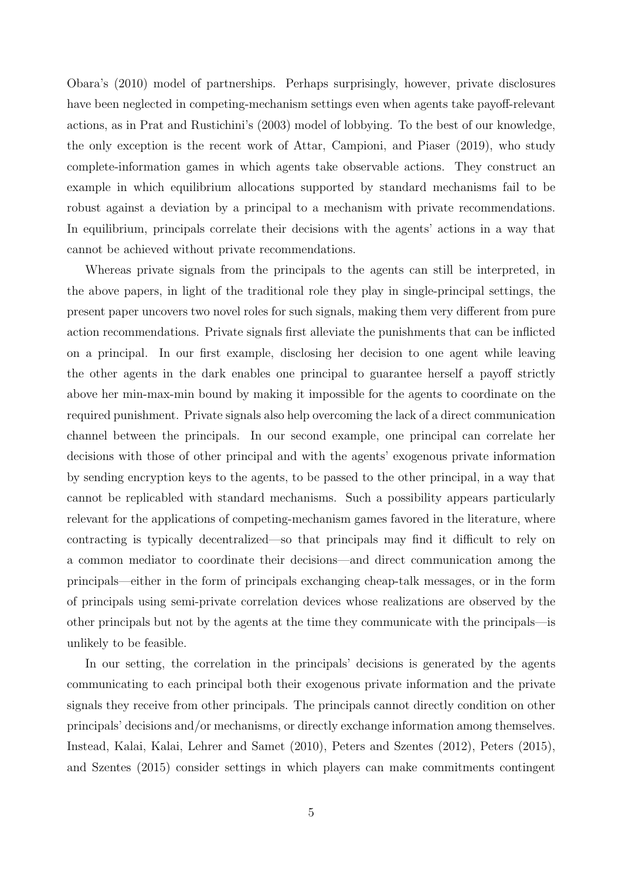Obara's (2010) model of partnerships. Perhaps surprisingly, however, private disclosures have been neglected in competing-mechanism settings even when agents take payoff-relevant actions, as in Prat and Rustichini's (2003) model of lobbying. To the best of our knowledge, the only exception is the recent work of Attar, Campioni, and Piaser (2019), who study complete-information games in which agents take observable actions. They construct an example in which equilibrium allocations supported by standard mechanisms fail to be robust against a deviation by a principal to a mechanism with private recommendations. In equilibrium, principals correlate their decisions with the agents' actions in a way that cannot be achieved without private recommendations.

Whereas private signals from the principals to the agents can still be interpreted, in the above papers, in light of the traditional role they play in single-principal settings, the present paper uncovers two novel roles for such signals, making them very different from pure action recommendations. Private signals first alleviate the punishments that can be inflicted on a principal. In our first example, disclosing her decision to one agent while leaving the other agents in the dark enables one principal to guarantee herself a payoff strictly above her min-max-min bound by making it impossible for the agents to coordinate on the required punishment. Private signals also help overcoming the lack of a direct communication channel between the principals. In our second example, one principal can correlate her decisions with those of other principal and with the agents' exogenous private information by sending encryption keys to the agents, to be passed to the other principal, in a way that cannot be replicabled with standard mechanisms. Such a possibility appears particularly relevant for the applications of competing-mechanism games favored in the literature, where contracting is typically decentralized—so that principals may find it difficult to rely on a common mediator to coordinate their decisions—and direct communication among the principals—either in the form of principals exchanging cheap-talk messages, or in the form of principals using semi-private correlation devices whose realizations are observed by the other principals but not by the agents at the time they communicate with the principals—is unlikely to be feasible.

In our setting, the correlation in the principals' decisions is generated by the agents communicating to each principal both their exogenous private information and the private signals they receive from other principals. The principals cannot directly condition on other principals' decisions and/or mechanisms, or directly exchange information among themselves. Instead, Kalai, Kalai, Lehrer and Samet (2010), Peters and Szentes (2012), Peters (2015), and Szentes (2015) consider settings in which players can make commitments contingent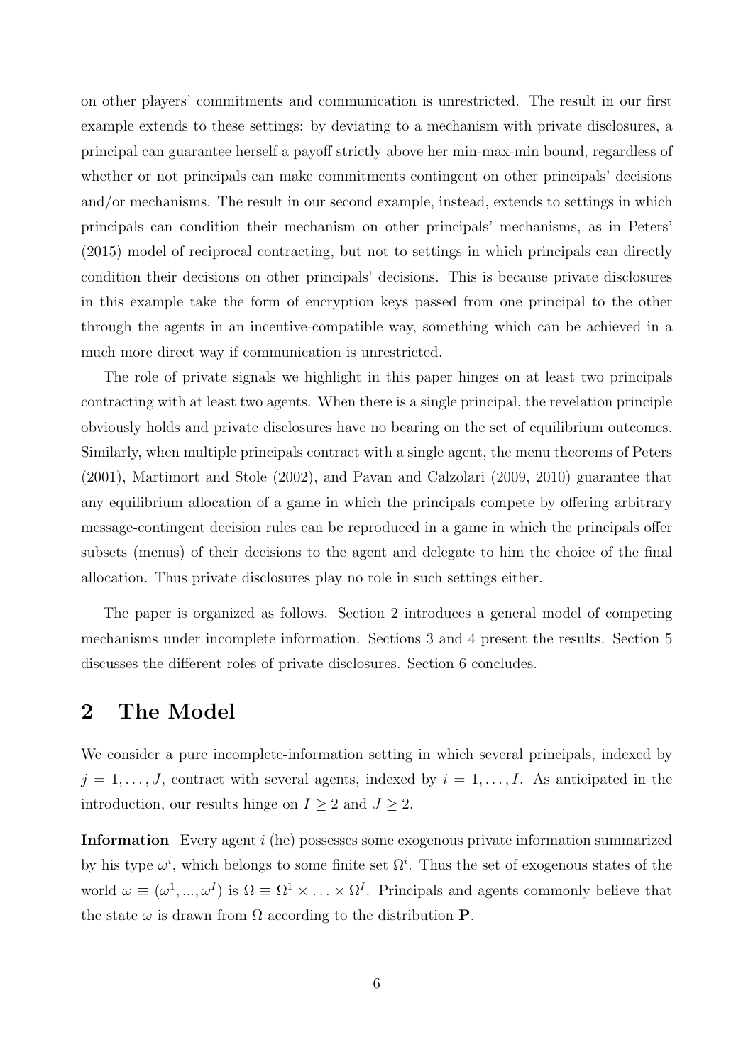on other players' commitments and communication is unrestricted. The result in our first example extends to these settings: by deviating to a mechanism with private disclosures, a principal can guarantee herself a payoff strictly above her min-max-min bound, regardless of whether or not principals can make commitments contingent on other principals' decisions and/or mechanisms. The result in our second example, instead, extends to settings in which principals can condition their mechanism on other principals' mechanisms, as in Peters' (2015) model of reciprocal contracting, but not to settings in which principals can directly condition their decisions on other principals' decisions. This is because private disclosures in this example take the form of encryption keys passed from one principal to the other through the agents in an incentive-compatible way, something which can be achieved in a much more direct way if communication is unrestricted.

The role of private signals we highlight in this paper hinges on at least two principals contracting with at least two agents. When there is a single principal, the revelation principle obviously holds and private disclosures have no bearing on the set of equilibrium outcomes. Similarly, when multiple principals contract with a single agent, the menu theorems of Peters (2001), Martimort and Stole (2002), and Pavan and Calzolari (2009, 2010) guarantee that any equilibrium allocation of a game in which the principals compete by offering arbitrary message-contingent decision rules can be reproduced in a game in which the principals offer subsets (menus) of their decisions to the agent and delegate to him the choice of the final allocation. Thus private disclosures play no role in such settings either.

The paper is organized as follows. Section 2 introduces a general model of competing mechanisms under incomplete information. Sections 3 and 4 present the results. Section 5 discusses the different roles of private disclosures. Section 6 concludes.

# 2 The Model

We consider a pure incomplete-information setting in which several principals, indexed by $j = 1, \ldots, J$, contract with several agents, indexed by $i = 1, \ldots, I$. As anticipated in the introduction, our results hinge on $I \geq 2$ and $J \geq 2$.

**Information** Every agent $i$ (he) possesses some exogenous private information summarized by his type $\omega^i$, which belongs to some finite set $\Omega^i$. Thus the set of exogenous states of the world $\omega \equiv (\omega^1, ..., \omega^I)$ is $\Omega \equiv \Omega^1 \times \ldots \times \Omega^I$. Principals and agents commonly believe that the state $\omega$ is drawn from $\Omega$ according to the distribution $\mathbf{P}$.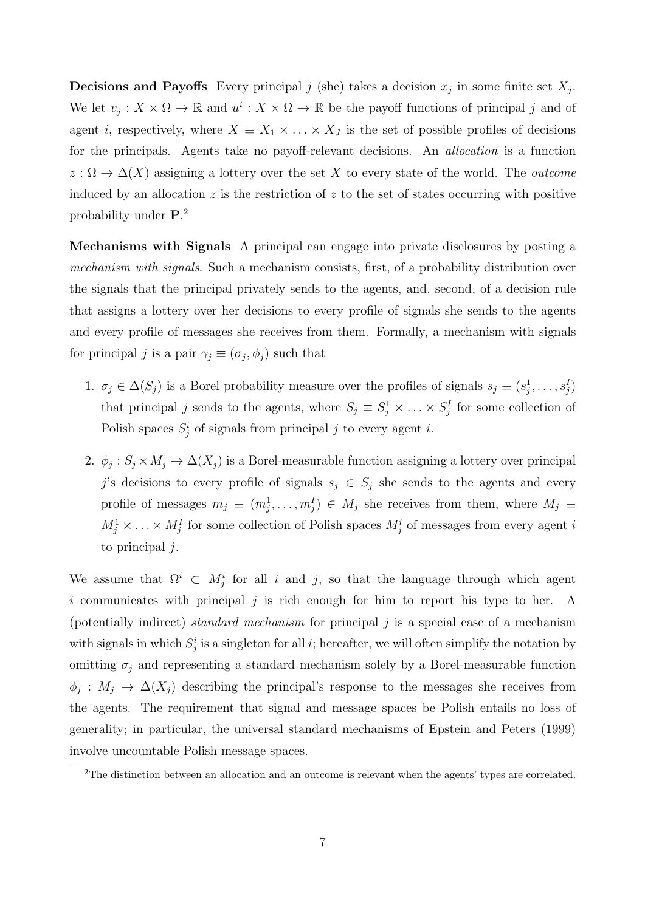**Decisions and Payoffs** Every principal $j$ (she) takes a decision $x_j$ in some finite set $X_j$. We let $v_j : X \times \Omega \to \mathbb{R}$ and $u^i : X \times \Omega \to \mathbb{R}$ be the payoff functions of principal $j$ and of agent $i$, respectively, where $X \equiv X_1 \times \ldots \times X_J$ is the set of possible profiles of decisions for the principals. Agents take no payoff-relevant decisions. An *allocation* is a function $z : \Omega \to \Delta(X)$ assigning a lottery over the set $X$ to every state of the world. The *outcome* induced by an allocation $z$ is the restriction of $z$ to the set of states occurring with positive probability under $\mathbf{P}$.[2]

**Mechanisms with Signals** A principal can engage into private disclosures by posting a *mechanism with signals*. Such a mechanism consists, first, of a probability distribution over the signals that the principal privately sends to the agents, and, second, of a decision rule that assigns a lottery over her decisions to every profile of signals she sends to the agents and every profile of messages she receives from them. Formally, a mechanism with signals for principal $j$ is a pair $\gamma_j \equiv (\sigma_j, \phi_j)$ such that

1. $\sigma_j \in \Delta(S_j)$ is a Borel probability measure over the profiles of signals $s_j \equiv (s_j^1, \ldots, s_j^I)$ that principal $j$ sends to the agents, where $S_j \equiv S_j^1 \times \ldots \times S_j^I$ for some collection of Polish spaces $S_j^i$ of signals from principal $j$ to every agent $i$.

2. $\phi_j : S_j \times M_j \to \Delta(X_j)$ is a Borel-measurable function assigning a lottery over principal $j$'s decisions to every profile of signals $s_j \in S_j$ she sends to the agents and every profile of messages $m_j \equiv (m_j^1, \ldots, m_j^I) \in M_j$ she receives from them, where $M_j \equiv M_j^1 \times \ldots \times M_j^I$ for some collection of Polish spaces $M_j^i$ of messages from every agent $i$ to principal $j$.

We assume that $\Omega^i \subset M_j^i$ for all $i$ and $j$, so that the language through which agent $i$ communicates with principal $j$ is rich enough for him to report his type to her. A (potentially indirect) *standard mechanism* for principal $j$ is a special case of a mechanism with signals in which $S_j^i$ is a singleton for all $i$; hereafter, we will often simplify the notation by omitting $\sigma_j$ and representing a standard mechanism solely by a Borel-measurable function $\phi_j : M_j \to \Delta(X_j)$ describing the principal's response to the messages she receives from the agents. The requirement that signal and message spaces be Polish entails no loss of generality; in particular, the universal standard mechanisms of Epstein and Peters (1999) involve uncountable Polish message spaces.

[2] The distinction between an allocation and an outcome is relevant when the agents' types are correlated.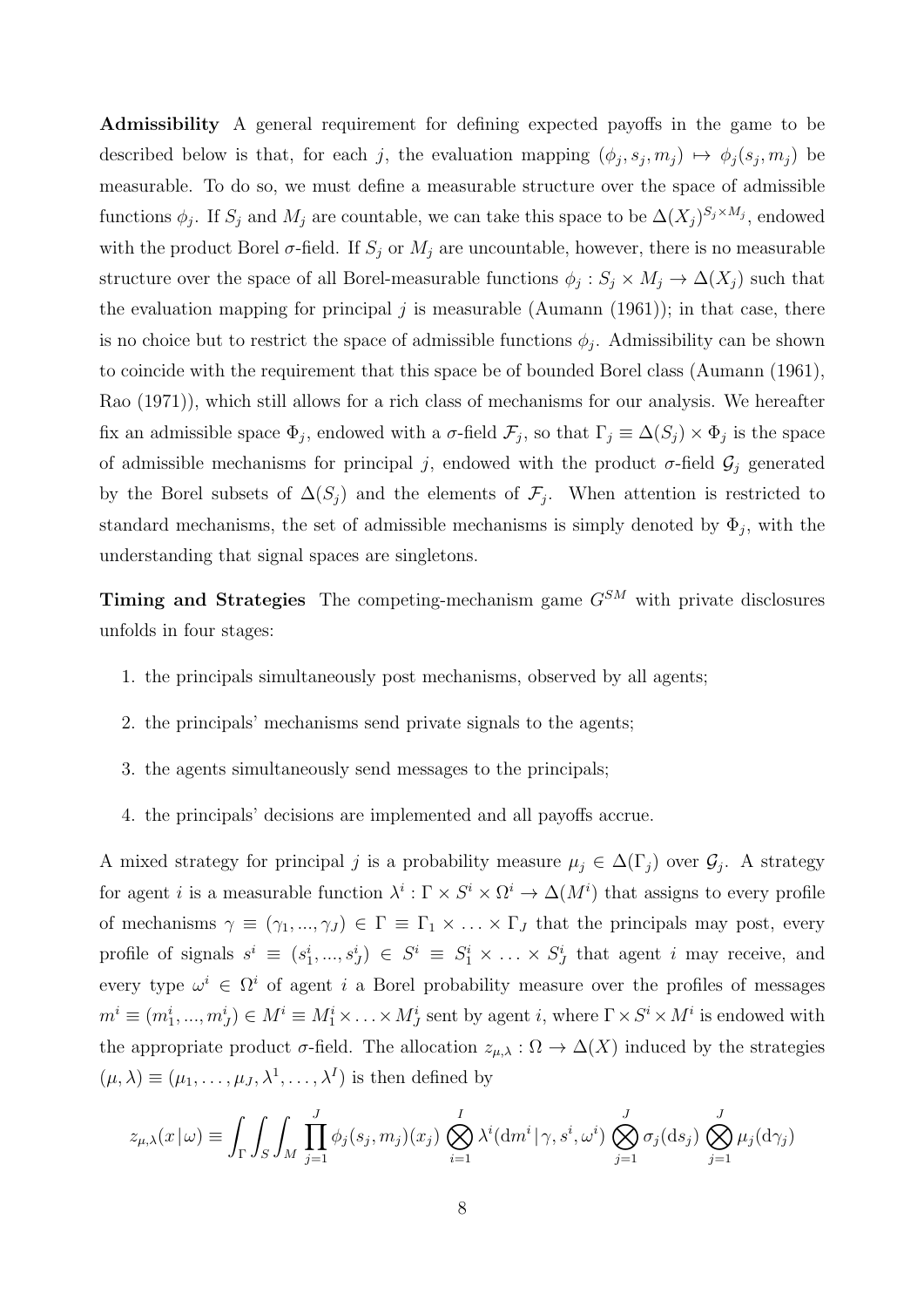**Admissibility** A general requirement for defining expected payoffs in the game to be described below is that, for each $j$, the evaluation mapping $(\phi_j, s_j, m_j) \mapsto \phi_j(s_j, m_j)$ be measurable. To do so, we must define a measurable structure over the space of admissible functions $\phi_j$. If $S_j$ and $M_j$ are countable, we can take this space to be $\Delta(X_j)^{S_j \times M_j}$, endowed with the product Borel $\sigma$-field. If $S_j$ or $M_j$ are uncountable, however, there is no measurable structure over the space of all Borel-measurable functions $\phi_j : S_j \times M_j \to \Delta(X_j)$ such that the evaluation mapping for principal $j$ is measurable (Aumann (1961)); in that case, there is no choice but to restrict the space of admissible functions $\phi_j$. Admissibility can be shown to coincide with the requirement that this space be of bounded Borel class (Aumann (1961), Rao (1971)), which still allows for a rich class of mechanisms for our analysis. We hereafter fix an admissible space $\Phi_j$, endowed with a $\sigma$-field $\mathcal{F}_j$, so that $\Gamma_j \equiv \Delta(S_j) \times \Phi_j$ is the space of admissible mechanisms for principal $j$, endowed with the product $\sigma$-field $\mathcal{G}_j$ generated by the Borel subsets of $\Delta(S_j)$ and the elements of $\mathcal{F}_j$. When attention is restricted to standard mechanisms, the set of admissible mechanisms is simply denoted by $\Phi_j$, with the understanding that signal spaces are singletons.

**Timing and Strategies** The competing-mechanism game $G^{SM}$ with private disclosures unfolds in four stages:

1. the principals simultaneously post mechanisms, observed by all agents;
2. the principals' mechanisms send private signals to the agents;
3. the agents simultaneously send messages to the principals;
4. the principals' decisions are implemented and all payoffs accrue.

A mixed strategy for principal $j$ is a probability measure $\mu_j \in \Delta(\Gamma_j)$ over $\mathcal{G}_j$. A strategy for agent $i$ is a measurable function $\lambda^i : \Gamma \times S^i \times \Omega^i \to \Delta(M^i)$ that assigns to every profile of mechanisms $\gamma \equiv (\gamma_1, ..., \gamma_J) \in \Gamma \equiv \Gamma_1 \times \ldots \times \Gamma_J$ that the principals may post, every profile of signals $s^i \equiv (s^i_1, ..., s^i_J) \in S^i \equiv S^i_1 \times \ldots \times S^i_J$ that agent $i$ may receive, and every type $\omega^i \in \Omega^i$ of agent $i$ a Borel probability measure over the profiles of messages $m^i \equiv (m^i_1, ..., m^i_J) \in M^i \equiv M^i_1 \times \ldots \times M^i_J$ sent by agent $i$, where $\Gamma \times S^i \times M^i$ is endowed with the appropriate product $\sigma$-field. The allocation $z_{\mu,\lambda} : \Omega \to \Delta(X)$ induced by the strategies $(\mu, \lambda) \equiv (\mu_1, \ldots, \mu_J, \lambda^1, \ldots, \lambda^I)$ is then defined by

$$z_{\mu,\lambda}(x\,|\,\omega) \equiv \int_{\Gamma} \int_{S} \int_{M} \prod_{j=1}^{J} \phi_j(s_j, m_j)(x_j) \bigotimes_{i=1}^{I} \lambda^i(\mathrm{d}m^i\,|\,\gamma, s^i, \omega^i) \bigotimes_{j=1}^{J} \sigma_j(\mathrm{d}s_j) \bigotimes_{j=1}^{J} \mu_j(\mathrm{d}\gamma_j)$$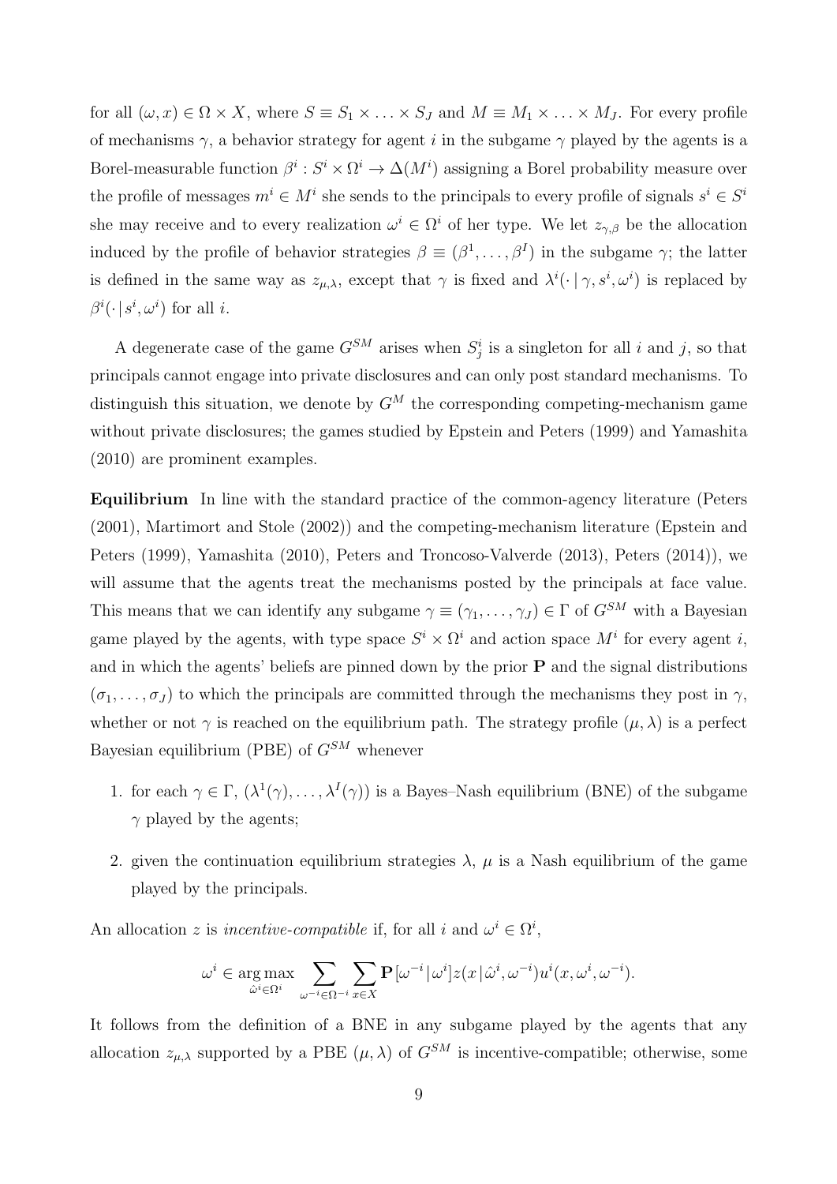for all $(\omega, x) \in \Omega \times X$, where $S \equiv S_1 \times \ldots \times S_J$ and $M \equiv M_1 \times \ldots \times M_J$. For every profile of mechanisms $\gamma$, a behavior strategy for agent $i$ in the subgame $\gamma$ played by the agents is a Borel-measurable function $\beta^i : S^i \times \Omega^i \to \Delta(M^i)$ assigning a Borel probability measure over the profile of messages $m^i \in M^i$ she sends to the principals to every profile of signals $s^i \in S^i$ she may receive and to every realization $\omega^i \in \Omega^i$ of her type. We let $z_{\gamma,\beta}$ be the allocation induced by the profile of behavior strategies $\beta \equiv (\beta^1, \ldots, \beta^I)$ in the subgame $\gamma$; the latter is defined in the same way as $z_{\mu,\lambda}$, except that $\gamma$ is fixed and $\lambda^i(\cdot \,|\, \gamma, s^i, \omega^i)$ is replaced by $\beta^i(\cdot \,|\, s^i, \omega^i)$ for all $i$.

A degenerate case of the game $G^{SM}$ arises when $S^i_j$ is a singleton for all $i$ and $j$, so that principals cannot engage into private disclosures and can only post standard mechanisms. To distinguish this situation, we denote by $G^M$ the corresponding competing-mechanism game without private disclosures; the games studied by Epstein and Peters (1999) and Yamashita (2010) are prominent examples.

**Equilibrium** In line with the standard practice of the common-agency literature (Peters (2001), Martimort and Stole (2002)) and the competing-mechanism literature (Epstein and Peters (1999), Yamashita (2010), Peters and Troncoso-Valverde (2013), Peters (2014)), we will assume that the agents treat the mechanisms posted by the principals at face value. This means that we can identify any subgame $\gamma \equiv (\gamma_1, \ldots, \gamma_J) \in \Gamma$ of $G^{SM}$ with a Bayesian game played by the agents, with type space $S^i \times \Omega^i$ and action space $M^i$ for every agent $i$, and in which the agents' beliefs are pinned down by the prior $\mathbf{P}$ and the signal distributions $(\sigma_1, \ldots, \sigma_J)$ to which the principals are committed through the mechanisms they post in $\gamma$, whether or not $\gamma$ is reached on the equilibrium path. The strategy profile $(\mu, \lambda)$ is a perfect Bayesian equilibrium (PBE) of $G^{SM}$ whenever

1. for each $\gamma \in \Gamma$, $(\lambda^1(\gamma), \ldots, \lambda^I(\gamma))$ is a Bayes–Nash equilibrium (BNE) of the subgame $\gamma$ played by the agents;
2. given the continuation equilibrium strategies $\lambda$, $\mu$ is a Nash equilibrium of the game played by the principals.

An allocation $z$ is *incentive-compatible* if, for all $i$ and $\omega^i \in \Omega^i$,

$$\omega^i \in \underset{\hat{\omega}^i \in \Omega^i}{\arg\max} \sum_{\omega^{-i} \in \Omega^{-i}} \sum_{x \in X} \mathbf{P}[\omega^{-i} \,|\, \omega^i] z(x \,|\, \hat{\omega}^i, \omega^{-i}) u^i(x, \omega^i, \omega^{-i}).$$

It follows from the definition of a BNE in any subgame played by the agents that any allocation $z_{\mu,\lambda}$ supported by a PBE $(\mu, \lambda)$ of $G^{SM}$ is incentive-compatible; otherwise, some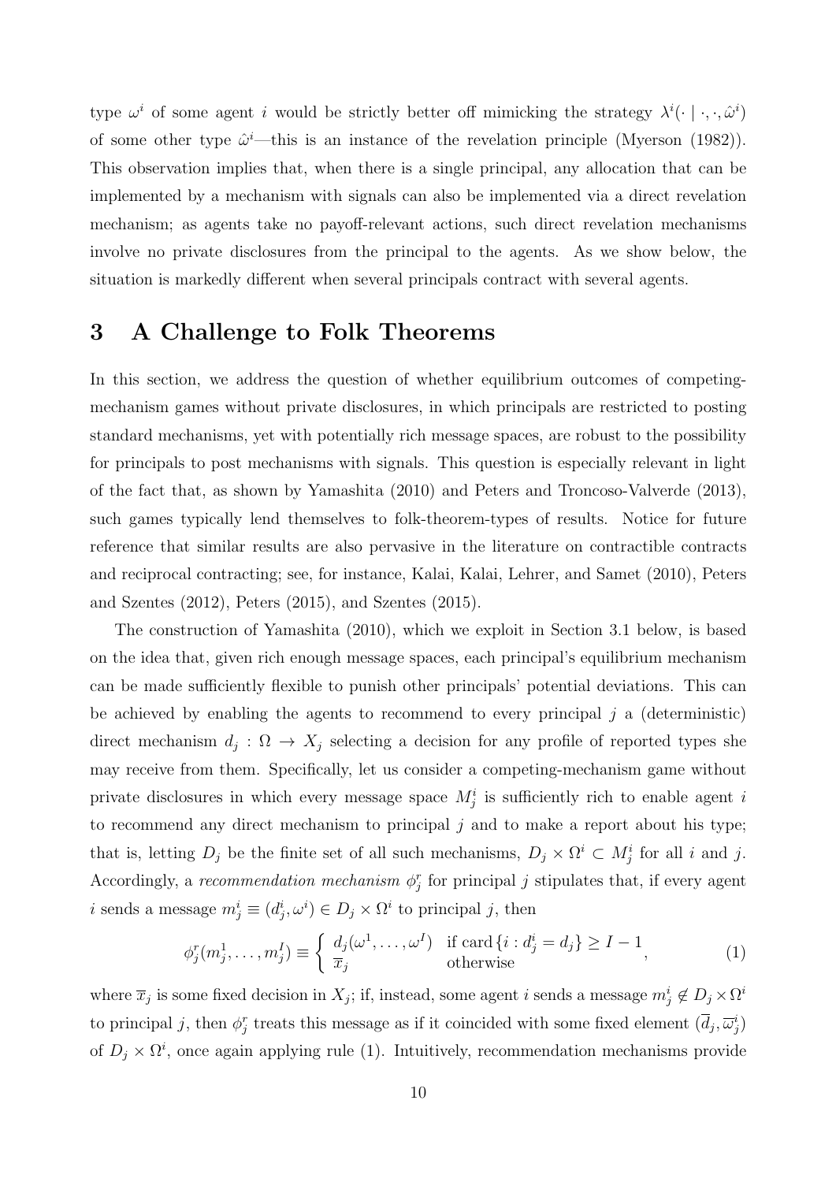type $\omega^i$ of some agent $i$ would be strictly better off mimicking the strategy $\lambda^i(\cdot \mid \cdot, \cdot, \hat{\omega}^i)$ of some other type $\hat{\omega}^i$—this is an instance of the revelation principle (Myerson (1982)). This observation implies that, when there is a single principal, any allocation that can be implemented by a mechanism with signals can also be implemented via a direct revelation mechanism; as agents take no payoff-relevant actions, such direct revelation mechanisms involve no private disclosures from the principal to the agents. As we show below, the situation is markedly different when several principals contract with several agents.

# 3 A Challenge to Folk Theorems

In this section, we address the question of whether equilibrium outcomes of competing-mechanism games without private disclosures, in which principals are restricted to posting standard mechanisms, yet with potentially rich message spaces, are robust to the possibility for principals to post mechanisms with signals. This question is especially relevant in light of the fact that, as shown by Yamashita (2010) and Peters and Troncoso-Valverde (2013), such games typically lend themselves to folk-theorem-types of results. Notice for future reference that similar results are also pervasive in the literature on contractible contracts and reciprocal contracting; see, for instance, Kalai, Kalai, Lehrer, and Samet (2010), Peters and Szentes (2012), Peters (2015), and Szentes (2015).

The construction of Yamashita (2010), which we exploit in Section 3.1 below, is based on the idea that, given rich enough message spaces, each principal's equilibrium mechanism can be made sufficiently flexible to punish other principals' potential deviations. This can be achieved by enabling the agents to recommend to every principal $j$ a (deterministic) direct mechanism $d_j : \Omega \to X_j$ selecting a decision for any profile of reported types she may receive from them. Specifically, let us consider a competing-mechanism game without private disclosures in which every message space $M_j^i$ is sufficiently rich to enable agent $i$ to recommend any direct mechanism to principal $j$ and to make a report about his type; that is, letting $D_j$ be the finite set of all such mechanisms, $D_j \times \Omega^i \subset M_j^i$ for all $i$ and $j$. Accordingly, a *recommendation mechanism* $\phi_j^r$ for principal $j$ stipulates that, if every agent $i$ sends a message $m_j^i \equiv (d_j^i, \omega^i) \in D_j \times \Omega^i$ to principal $j$, then

$$\phi_j^r(m_j^1, \ldots, m_j^I) \equiv \begin{cases} d_j(\omega^1, \ldots, \omega^I) & \text{if } \operatorname{card}\{i : d_j^i = d_j\} \geq I - 1 \\ \overline{x}_j & \text{otherwise} \end{cases}, \tag{1}$$

where $\overline{x}_j$ is some fixed decision in $X_j$; if, instead, some agent $i$ sends a message $m_j^i \notin D_j \times \Omega^i$ to principal $j$, then $\phi_j^r$ treats this message as if it coincided with some fixed element $(\overline{d}_j, \overline{\omega}_j^i)$ of $D_j \times \Omega^i$, once again applying rule (1). Intuitively, recommendation mechanisms provide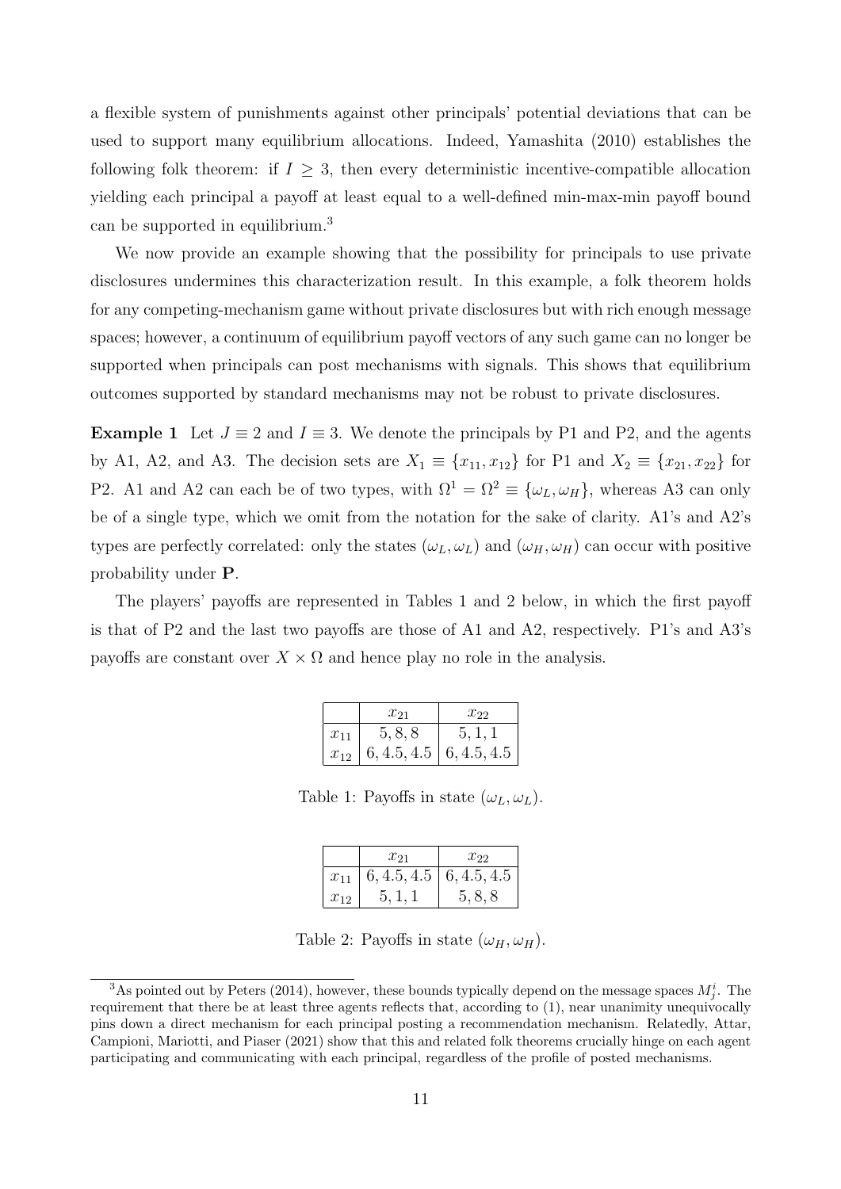a flexible system of punishments against other principals' potential deviations that can be used to support many equilibrium allocations. Indeed, Yamashita (2010) establishes the following folk theorem: if $I \geq 3$, then every deterministic incentive-compatible allocation yielding each principal a payoff at least equal to a well-defined min-max-min payoff bound can be supported in equilibrium.[3]

We now provide an example showing that the possibility for principals to use private disclosures undermines this characterization result. In this example, a folk theorem holds for any competing-mechanism game without private disclosures but with rich enough message spaces; however, a continuum of equilibrium payoff vectors of any such game can no longer be supported when principals can post mechanisms with signals. This shows that equilibrium outcomes supported by standard mechanisms may not be robust to private disclosures.

**Example 1** Let $J \equiv 2$ and $I \equiv 3$. We denote the principals by P1 and P2, and the agents by A1, A2, and A3. The decision sets are $X_1 \equiv \{x_{11}, x_{12}\}$ for P1 and $X_2 \equiv \{x_{21}, x_{22}\}$ for P2. A1 and A2 can each be of two types, with $\Omega^1 = \Omega^2 \equiv \{\omega_L, \omega_H\}$, whereas A3 can only be of a single type, which we omit from the notation for the sake of clarity. A1's and A2's types are perfectly correlated: only the states $(\omega_L, \omega_L)$ and $(\omega_H, \omega_H)$ can occur with positive probability under $\mathbf{P}$.

The players' payoffs are represented in Tables 1 and 2 below, in which the first payoff is that of P2 and the last two payoffs are those of A1 and A2, respectively. P1's and A3's payoffs are constant over $X \times \Omega$ and hence play no role in the analysis.

| | $x_{21}$ | $x_{22}$ |
|---|---|---|
| $x_{11}$ | $5, 8, 8$ | $5, 1, 1$ |
| $x_{12}$ | $6, 4.5, 4.5$ | $6, 4.5, 4.5$ |

Table 1: Payoffs in state $(\omega_L, \omega_L)$.

| | $x_{21}$ | $x_{22}$ |
|---|---|---|
| $x_{11}$ | $6, 4.5, 4.5$ | $6, 4.5, 4.5$ |
| $x_{12}$ | $5, 1, 1$ | $5, 8, 8$ |

Table 2: Payoffs in state $(\omega_H, \omega_H)$.

[3] As pointed out by Peters (2014), however, these bounds typically depend on the message spaces $M_j^i$. The requirement that there be at least three agents reflects that, according to (1), near unanimity unequivocally pins down a direct mechanism for each principal posting a recommendation mechanism. Relatedly, Attar, Campioni, Mariotti, and Piaser (2021) show that this and related folk theorems crucially hinge on each agent participating and communicating with each principal, regardless of the profile of posted mechanisms.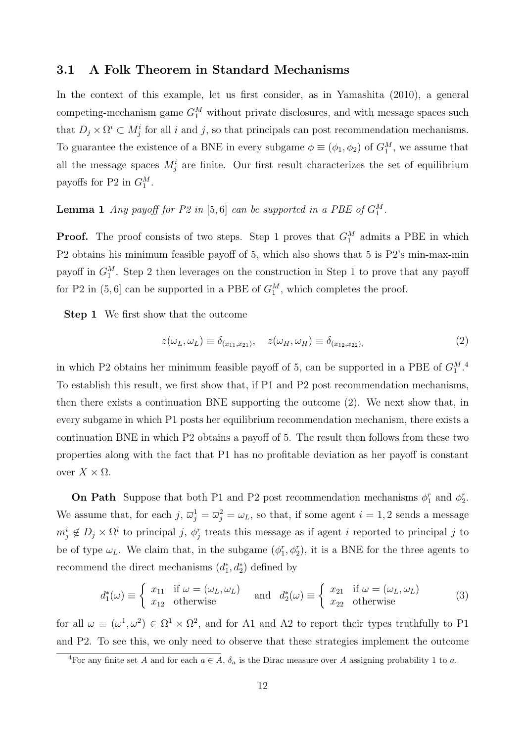### 3.1 A Folk Theorem in Standard Mechanisms

In the context of this example, let us first consider, as in Yamashita (2010), a general competing-mechanism game $G_1^M$ without private disclosures, and with message spaces such that $D_j \times \Omega^i \subset M_j^i$ for all $i$ and $j$, so that principals can post recommendation mechanisms. To guarantee the existence of a BNE in every subgame $\phi \equiv (\phi_1, \phi_2)$ of $G_1^M$, we assume that all the message spaces $M_j^i$ are finite. Our first result characterizes the set of equilibrium payoffs for P2 in $G_1^M$.

**Lemma 1** *Any payoff for P2 in* $[5, 6]$ *can be supported in a PBE of* $G_1^M$.

**Proof.** The proof consists of two steps. Step 1 proves that $G_1^M$ admits a PBE in which P2 obtains his minimum feasible payoff of 5, which also shows that 5 is P2's min-max-min payoff in $G_1^M$. Step 2 then leverages on the construction in Step 1 to prove that any payoff for P2 in $(5, 6]$ can be supported in a PBE of $G_1^M$, which completes the proof.

**Step 1** We first show that the outcome

$$z(\omega_L, \omega_L) \equiv \delta_{(x_{11}, x_{21})}, \quad z(\omega_H, \omega_H) \equiv \delta_{(x_{12}, x_{22})}, \tag{2}$$

in which P2 obtains her minimum feasible payoff of 5, can be supported in a PBE of $G_1^M$.[4] To establish this result, we first show that, if P1 and P2 post recommendation mechanisms, then there exists a continuation BNE supporting the outcome (2). We next show that, in every subgame in which P1 posts her equilibrium recommendation mechanism, there exists a continuation BNE in which P2 obtains a payoff of 5. The result then follows from these two properties along with the fact that P1 has no profitable deviation as her payoff is constant over $X \times \Omega$.

**On Path** Suppose that both P1 and P2 post recommendation mechanisms $\phi_1^r$ and $\phi_2^r$. We assume that, for each $j$, $\overline{\omega}_j^1 = \overline{\omega}_j^2 = \omega_L$, so that, if some agent $i = 1, 2$ sends a message $m_j^i \notin D_j \times \Omega^i$ to principal $j$, $\phi_j^r$ treats this message as if agent $i$ reported to principal $j$ to be of type $\omega_L$. We claim that, in the subgame $(\phi_1^r, \phi_2^r)$, it is a BNE for the three agents to recommend the direct mechanisms $(d_1^*, d_2^*)$ defined by

$$d_1^*(\omega) \equiv \begin{cases} x_{11} & \text{if } \omega = (\omega_L, \omega_L) \\ x_{12} & \text{otherwise} \end{cases} \quad \text{and} \quad d_2^*(\omega) \equiv \begin{cases} x_{21} & \text{if } \omega = (\omega_L, \omega_L) \\ x_{22} & \text{otherwise} \end{cases} \tag{3}$$

for all $\omega \equiv (\omega^1, \omega^2) \in \Omega^1 \times \Omega^2$, and for A1 and A2 to report their types truthfully to P1 and P2. To see this, we only need to observe that these strategies implement the outcome

[4] For any finite set $A$ and for each $a \in A$, $\delta_a$ is the Dirac measure over $A$ assigning probability 1 to $a$.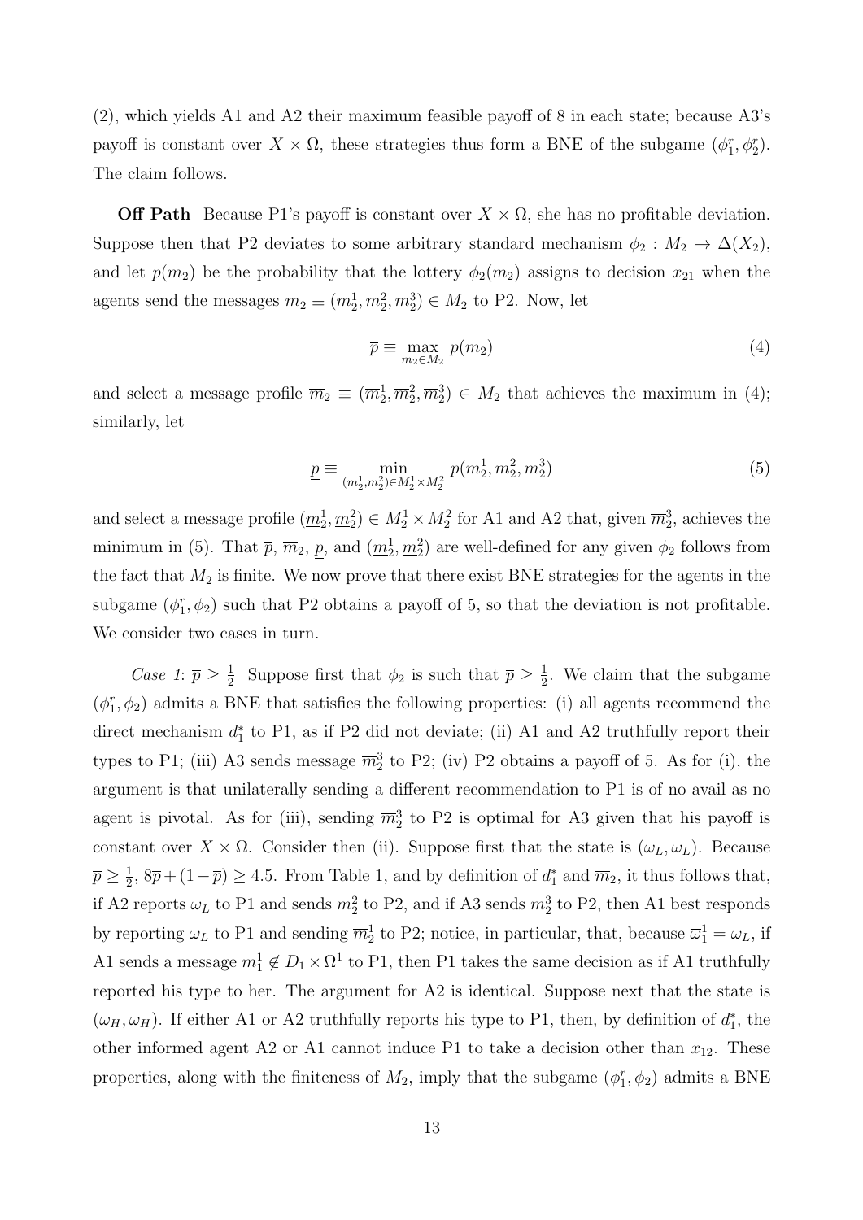(2), which yields A1 and A2 their maximum feasible payoff of 8 in each state; because A3's payoff is constant over $X \times \Omega$, these strategies thus form a BNE of the subgame $(\phi_1^r, \phi_2^r)$. The claim follows.

**Off Path** Because P1's payoff is constant over $X \times \Omega$, she has no profitable deviation. Suppose then that P2 deviates to some arbitrary standard mechanism $\phi_2 : M_2 \to \Delta(X_2)$, and let $p(m_2)$ be the probability that the lottery $\phi_2(m_2)$ assigns to decision $x_{21}$ when the agents send the messages $m_2 \equiv (m_2^1, m_2^2, m_2^3) \in M_2$ to P2. Now, let

$$\overline{p} \equiv \max_{m_2 \in M_2} p(m_2) \tag{4}$$

and select a message profile $\overline{m}_2 \equiv (\overline{m}_2^1, \overline{m}_2^2, \overline{m}_2^3) \in M_2$ that achieves the maximum in (4); similarly, let

$$\underline{p} \equiv \min_{(m_2^1, m_2^2) \in M_2^1 \times M_2^2} p(m_2^1, m_2^2, \overline{m}_2^3) \tag{5}$$

and select a message profile $(\underline{m}_2^1, \underline{m}_2^2) \in M_2^1 \times M_2^2$ for A1 and A2 that, given $\overline{m}_2^3$, achieves the minimum in (5). That $\overline{p}$, $\overline{m}_2$, $\underline{p}$, and $(\underline{m}_2^1, \underline{m}_2^2)$ are well-defined for any given $\phi_2$ follows from the fact that $M_2$ is finite. We now prove that there exist BNE strategies for the agents in the subgame $(\phi_1^r, \phi_2)$ such that P2 obtains a payoff of 5, so that the deviation is not profitable. We consider two cases in turn.

*Case 1:* $\overline{p} \geq \frac{1}{2}$ Suppose first that $\phi_2$ is such that $\overline{p} \geq \frac{1}{2}$. We claim that the subgame $(\phi_1^r, \phi_2)$ admits a BNE that satisfies the following properties: (i) all agents recommend the direct mechanism $d_1^*$ to P1, as if P2 did not deviate; (ii) A1 and A2 truthfully report their types to P1; (iii) A3 sends message $\overline{m}_2^3$ to P2; (iv) P2 obtains a payoff of 5. As for (i), the argument is that unilaterally sending a different recommendation to P1 is of no avail as no agent is pivotal. As for (iii), sending $\overline{m}_2^3$ to P2 is optimal for A3 given that his payoff is constant over $X \times \Omega$. Consider then (ii). Suppose first that the state is $(\omega_L, \omega_L)$. Because $\overline{p} \geq \frac{1}{2}$, $8\overline{p} + (1 - \overline{p}) \geq 4.5$. From Table 1, and by definition of $d_1^*$ and $\overline{m}_2$, it thus follows that, if A2 reports $\omega_L$ to P1 and sends $\overline{m}_2^2$ to P2, and if A3 sends $\overline{m}_2^3$ to P2, then A1 best responds by reporting $\omega_L$ to P1 and sending $\overline{m}_2^1$ to P2; notice, in particular, that, because $\overline{\omega}_1^1 = \omega_L$, if A1 sends a message $m_1^1 \notin D_1 \times \Omega^1$ to P1, then P1 takes the same decision as if A1 truthfully reported his type to her. The argument for A2 is identical. Suppose next that the state is $(\omega_H, \omega_H)$. If either A1 or A2 truthfully reports his type to P1, then, by definition of $d_1^*$, the other informed agent A2 or A1 cannot induce P1 to take a decision other than $x_{12}$. These properties, along with the finiteness of $M_2$, imply that the subgame $(\phi_1^r, \phi_2)$ admits a BNE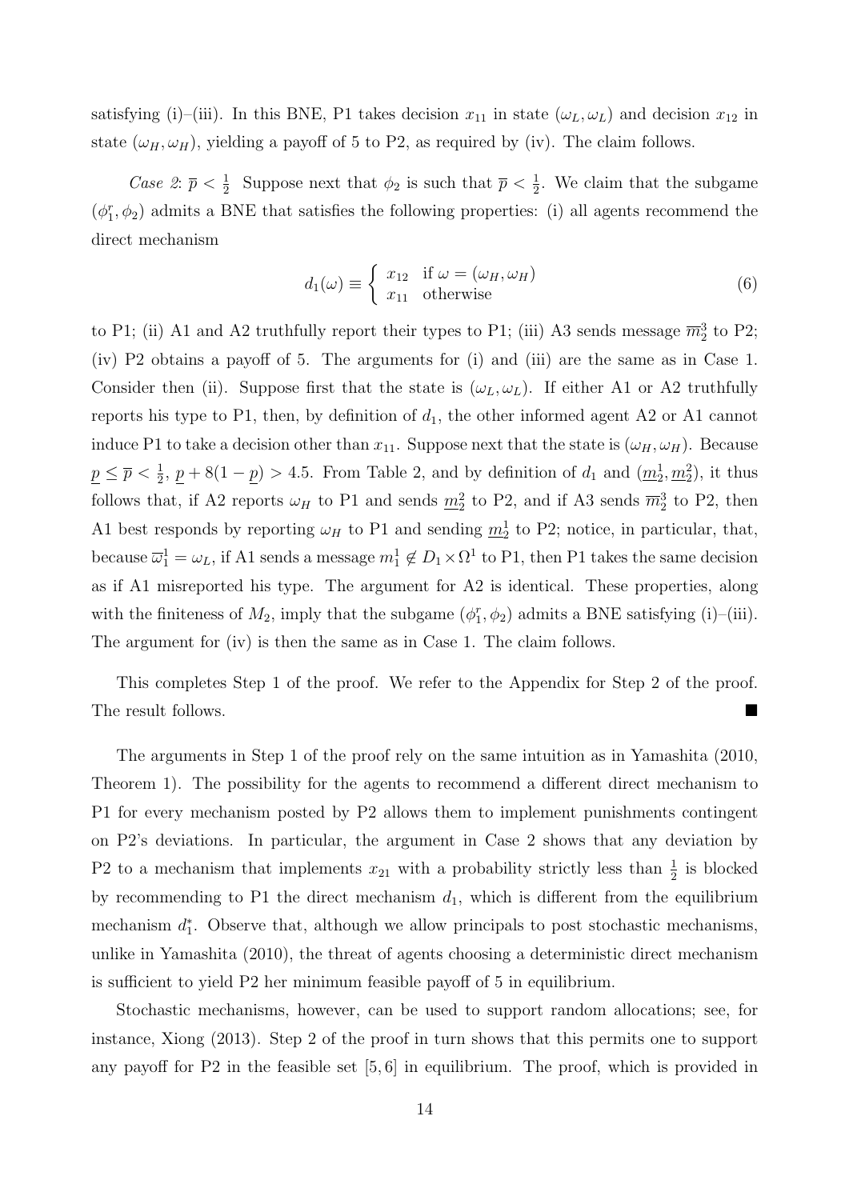satisfying (i)–(iii). In this BNE, P1 takes decision $x_{11}$ in state $(\omega_L, \omega_L)$ and decision $x_{12}$ in state $(\omega_H, \omega_H)$, yielding a payoff of 5 to P2, as required by (iv). The claim follows.

*Case 2*: $\overline{p} < \frac{1}{2}$ Suppose next that $\phi_2$ is such that $\overline{p} < \frac{1}{2}$. We claim that the subgame $(\phi_1^r, \phi_2)$ admits a BNE that satisfies the following properties: (i) all agents recommend the direct mechanism

$$d_1(\omega) \equiv \begin{cases} x_{12} & \text{if } \omega = (\omega_H, \omega_H) \\ x_{11} & \text{otherwise} \end{cases} \tag{6}$$

to P1; (ii) A1 and A2 truthfully report their types to P1; (iii) A3 sends message $\overline{m}_2^3$ to P2; (iv) P2 obtains a payoff of 5. The arguments for (i) and (iii) are the same as in Case 1. Consider then (ii). Suppose first that the state is $(\omega_L, \omega_L)$. If either A1 or A2 truthfully reports his type to P1, then, by definition of $d_1$, the other informed agent A2 or A1 cannot induce P1 to take a decision other than $x_{11}$. Suppose next that the state is $(\omega_H, \omega_H)$. Because $\underline{p} \leq \overline{p} < \frac{1}{2}$, $\underline{p} + 8(1 - \underline{p}) > 4.5$. From Table 2, and by definition of $d_1$ and $(\underline{m}_2^1, \underline{m}_2^2)$, it thus follows that, if A2 reports $\omega_H$ to P1 and sends $\underline{m}_2^2$ to P2, and if A3 sends $\overline{m}_2^3$ to P2, then A1 best responds by reporting $\omega_H$ to P1 and sending $\underline{m}_2^1$ to P2; notice, in particular, that, because $\overline{\omega}_1^1 = \omega_L$, if A1 sends a message $m_1^1 \notin D_1 \times \Omega^1$ to P1, then P1 takes the same decision as if A1 misreported his type. The argument for A2 is identical. These properties, along with the finiteness of $M_2$, imply that the subgame $(\phi_1^r, \phi_2)$ admits a BNE satisfying (i)–(iii). The argument for (iv) is then the same as in Case 1. The claim follows.

This completes Step 1 of the proof. We refer to the Appendix for Step 2 of the proof. The result follows. ■

The arguments in Step 1 of the proof rely on the same intuition as in Yamashita (2010, Theorem 1). The possibility for the agents to recommend a different direct mechanism to P1 for every mechanism posted by P2 allows them to implement punishments contingent on P2's deviations. In particular, the argument in Case 2 shows that any deviation by P2 to a mechanism that implements $x_{21}$ with a probability strictly less than $\frac{1}{2}$ is blocked by recommending to P1 the direct mechanism $d_1$, which is different from the equilibrium mechanism $d_1^*$. Observe that, although we allow principals to post stochastic mechanisms, unlike in Yamashita (2010), the threat of agents choosing a deterministic direct mechanism is sufficient to yield P2 her minimum feasible payoff of 5 in equilibrium.

Stochastic mechanisms, however, can be used to support random allocations; see, for instance, Xiong (2013). Step 2 of the proof in turn shows that this permits one to support any payoff for P2 in the feasible set $[5, 6]$ in equilibrium. The proof, which is provided in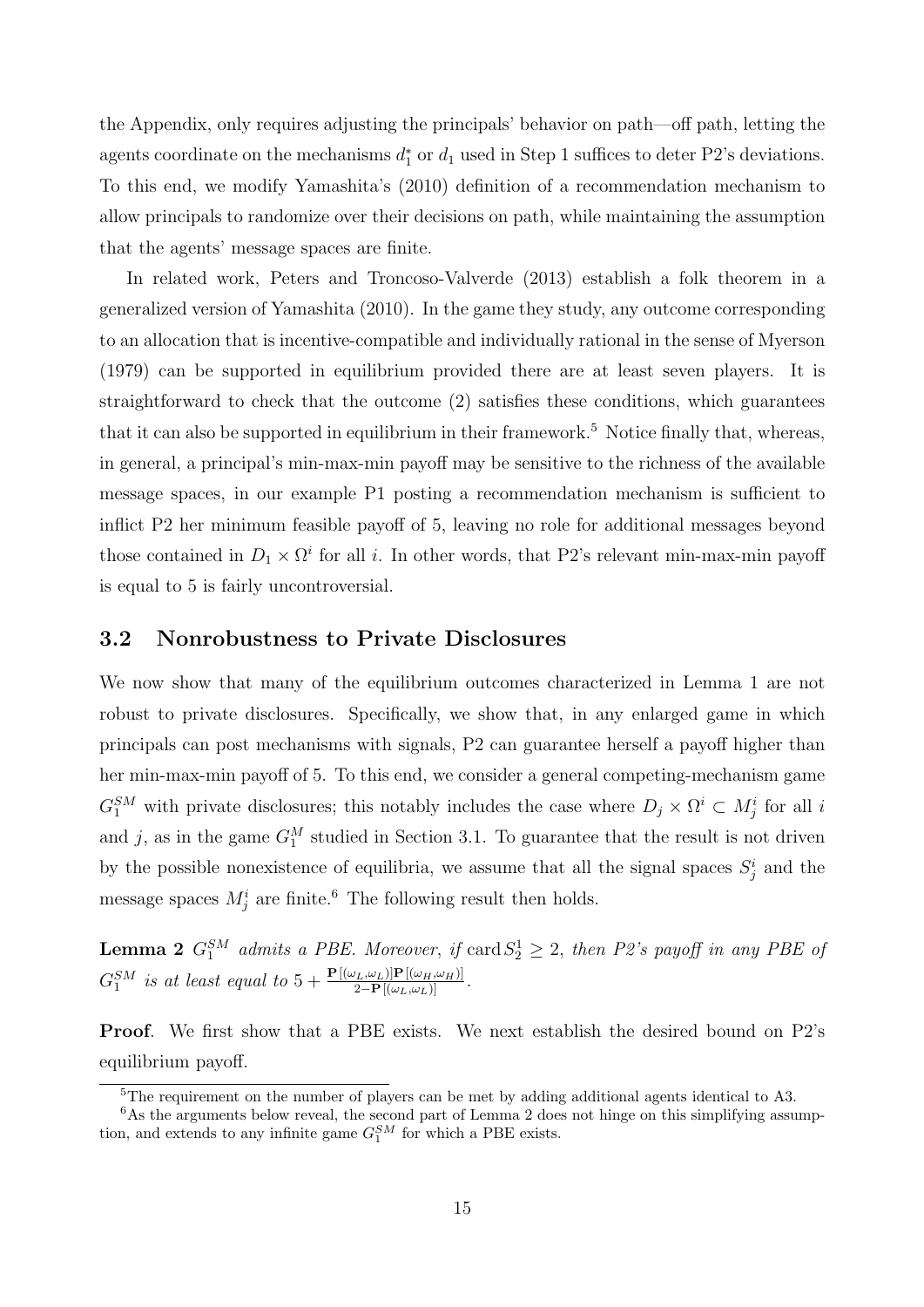the Appendix, only requires adjusting the principals' behavior on path—off path, letting the agents coordinate on the mechanisms $d_1^*$ or $d_1$ used in Step 1 suffices to deter P2's deviations. To this end, we modify Yamashita's (2010) definition of a recommendation mechanism to allow principals to randomize over their decisions on path, while maintaining the assumption that the agents' message spaces are finite.

In related work, Peters and Troncoso-Valverde (2013) establish a folk theorem in a generalized version of Yamashita (2010). In the game they study, any outcome corresponding to an allocation that is incentive-compatible and individually rational in the sense of Myerson (1979) can be supported in equilibrium provided there are at least seven players. It is straightforward to check that the outcome (2) satisfies these conditions, which guarantees that it can also be supported in equilibrium in their framework.[5] Notice finally that, whereas, in general, a principal's min-max-min payoff may be sensitive to the richness of the available message spaces, in our example P1 posting a recommendation mechanism is sufficient to inflict P2 her minimum feasible payoff of 5, leaving no role for additional messages beyond those contained in $D_1 \times \Omega^i$ for all $i$. In other words, that P2's relevant min-max-min payoff is equal to 5 is fairly uncontroversial.

## 3.2 Nonrobustness to Private Disclosures

We now show that many of the equilibrium outcomes characterized in Lemma 1 are not robust to private disclosures. Specifically, we show that, in any enlarged game in which principals can post mechanisms with signals, P2 can guarantee herself a payoff higher than her min-max-min payoff of 5. To this end, we consider a general competing-mechanism game $G_1^{SM}$ with private disclosures; this notably includes the case where $D_j \times \Omega^i \subset M_j^i$ for all $i$ and $j$, as in the game $G_1^M$ studied in Section 3.1. To guarantee that the result is not driven by the possible nonexistence of equilibria, we assume that all the signal spaces $S_j^i$ and the message spaces $M_j^i$ are finite.[6] The following result then holds.

**Lemma 2** *$G_1^{SM}$ admits a PBE. Moreover, if $\operatorname{card} S_2^1 \geq 2$, then P2's payoff in any PBE of $G_1^{SM}$ is at least equal to $5 + \frac{\mathbf{P}[(\omega_L,\omega_L)]\mathbf{P}[(\omega_H,\omega_H)]}{2-\mathbf{P}[(\omega_L,\omega_L)]}$.*

**Proof**. We first show that a PBE exists. We next establish the desired bound on P2's equilibrium payoff.

---

[5] The requirement on the number of players can be met by adding additional agents identical to A3.

[6] As the arguments below reveal, the second part of Lemma 2 does not hinge on this simplifying assumption, and extends to any infinite game $G_1^{SM}$ for which a PBE exists.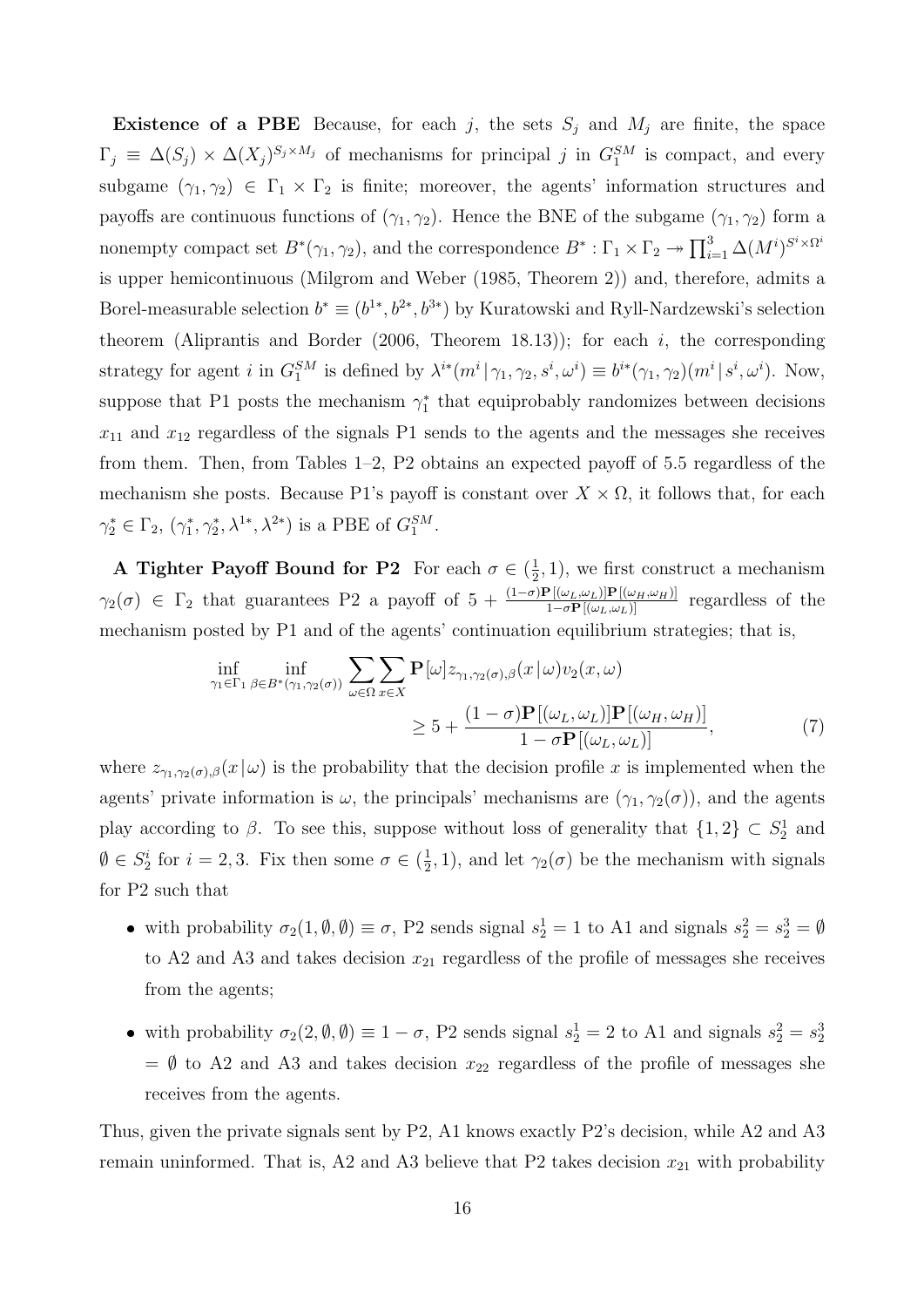**Existence of a PBE** Because, for each $j$, the sets $S_j$ and $M_j$ are finite, the space $\Gamma_j \equiv \Delta(S_j) \times \Delta(X_j)^{S_j \times M_j}$ of mechanisms for principal $j$ in $G_1^{SM}$ is compact, and every subgame $(\gamma_1, \gamma_2) \in \Gamma_1 \times \Gamma_2$ is finite; moreover, the agents' information structures and payoffs are continuous functions of $(\gamma_1, \gamma_2)$. Hence the BNE of the subgame $(\gamma_1, \gamma_2)$ form a nonempty compact set $B^*(\gamma_1, \gamma_2)$, and the correspondence $B^* : \Gamma_1 \times \Gamma_2 \twoheadrightarrow \prod_{i=1}^{3} \Delta(M^i)^{S^i \times \Omega^i}$ is upper hemicontinuous (Milgrom and Weber (1985, Theorem 2)) and, therefore, admits a Borel-measurable selection $b^* \equiv (b^{1*}, b^{2*}, b^{3*})$ by Kuratowski and Ryll-Nardzewski's selection theorem (Aliprantis and Border (2006, Theorem 18.13)); for each $i$, the corresponding strategy for agent $i$ in $G_1^{SM}$ is defined by $\lambda^{i*}(m^i \,|\, \gamma_1, \gamma_2, s^i, \omega^i) \equiv b^{i*}(\gamma_1, \gamma_2)(m^i \,|\, s^i, \omega^i)$. Now, suppose that P1 posts the mechanism $\gamma_1^*$ that equiprobably randomizes between decisions $x_{11}$ and $x_{12}$ regardless of the signals P1 sends to the agents and the messages she receives from them. Then, from Tables 1–2, P2 obtains an expected payoff of 5.5 regardless of the mechanism she posts. Because P1's payoff is constant over $X \times \Omega$, it follows that, for each $\gamma_2^* \in \Gamma_2$, $(\gamma_1^*, \gamma_2^*, \lambda^{1*}, \lambda^{2*})$ is a PBE of $G_1^{SM}$.

**A Tighter Payoff Bound for P2** For each $\sigma \in (\frac{1}{2}, 1)$, we first construct a mechanism $\gamma_2(\sigma) \in \Gamma_2$ that guarantees P2 a payoff of $5 + \frac{(1-\sigma)\mathbf{P}[(\omega_L, \omega_L)]\mathbf{P}[(\omega_H, \omega_H)]}{1 - \sigma \mathbf{P}[(\omega_L, \omega_L)]}$ regardless of the mechanism posted by P1 and of the agents' continuation equilibrium strategies; that is,

$$\inf_{\gamma_1 \in \Gamma_1} \inf_{\beta \in B^*(\gamma_1, \gamma_2(\sigma))} \sum_{\omega \in \Omega} \sum_{x \in X} \mathbf{P}[\omega] z_{\gamma_1, \gamma_2(\sigma), \beta}(x \,|\, \omega) v_2(x, \omega) \geq 5 + \frac{(1-\sigma)\mathbf{P}[(\omega_L, \omega_L)]\mathbf{P}[(\omega_H, \omega_H)]}{1 - \sigma \mathbf{P}[(\omega_L, \omega_L)]}, \tag{7}$$

where $z_{\gamma_1, \gamma_2(\sigma), \beta}(x \,|\, \omega)$ is the probability that the decision profile $x$ is implemented when the agents' private information is $\omega$, the principals' mechanisms are $(\gamma_1, \gamma_2(\sigma))$, and the agents play according to $\beta$. To see this, suppose without loss of generality that $\{1, 2\} \subset S_2^1$ and $\emptyset \in S_2^i$ for $i = 2, 3$. Fix then some $\sigma \in (\frac{1}{2}, 1)$, and let $\gamma_2(\sigma)$ be the mechanism with signals for P2 such that

- with probability $\sigma_2(1, \emptyset, \emptyset) \equiv \sigma$, P2 sends signal $s_2^1 = 1$ to A1 and signals $s_2^2 = s_2^3 = \emptyset$ to A2 and A3 and takes decision $x_{21}$ regardless of the profile of messages she receives from the agents;
- with probability $\sigma_2(2, \emptyset, \emptyset) \equiv 1 - \sigma$, P2 sends signal $s_2^1 = 2$ to A1 and signals $s_2^2 = s_2^3 = \emptyset$ to A2 and A3 and takes decision $x_{22}$ regardless of the profile of messages she receives from the agents.

Thus, given the private signals sent by P2, A1 knows exactly P2's decision, while A2 and A3 remain uninformed. That is, A2 and A3 believe that P2 takes decision $x_{21}$ with probability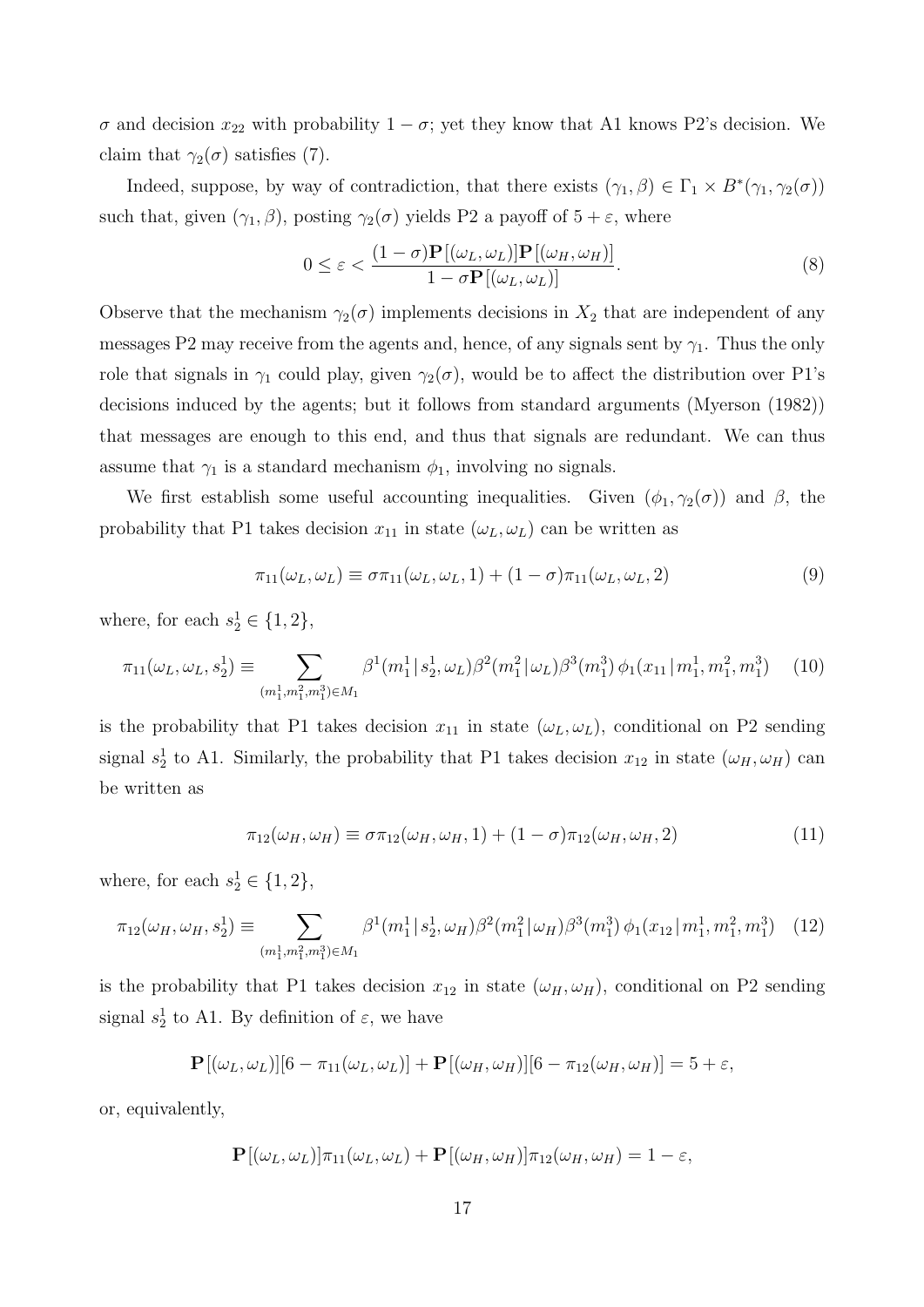$\sigma$ and decision $x_{22}$ with probability $1-\sigma$; yet they know that A1 knows P2's decision. We claim that $\gamma_2(\sigma)$ satisfies (7).

Indeed, suppose, by way of contradiction, that there exists $(\gamma_1, \beta) \in \Gamma_1 \times B^*(\gamma_1, \gamma_2(\sigma))$ such that, given $(\gamma_1, \beta)$, posting $\gamma_2(\sigma)$ yields P2 a payoff of $5+\varepsilon$, where

$$0 \leq \varepsilon < \frac{(1-\sigma)\mathbf{P}[(\omega_L, \omega_L)]\mathbf{P}[(\omega_H, \omega_H)]}{1-\sigma\mathbf{P}[(\omega_L, \omega_L)]}. \tag{8}$$

Observe that the mechanism $\gamma_2(\sigma)$ implements decisions in $X_2$ that are independent of any messages P2 may receive from the agents and, hence, of any signals sent by $\gamma_1$. Thus the only role that signals in $\gamma_1$ could play, given $\gamma_2(\sigma)$, would be to affect the distribution over P1's decisions induced by the agents; but it follows from standard arguments (Myerson (1982)) that messages are enough to this end, and thus that signals are redundant. We can thus assume that $\gamma_1$ is a standard mechanism $\phi_1$, involving no signals.

We first establish some useful accounting inequalities. Given $(\phi_1, \gamma_2(\sigma))$ and $\beta$, the probability that P1 takes decision $x_{11}$ in state $(\omega_L, \omega_L)$ can be written as

$$\pi_{11}(\omega_L, \omega_L) \equiv \sigma\pi_{11}(\omega_L, \omega_L, 1) + (1-\sigma)\pi_{11}(\omega_L, \omega_L, 2) \tag{9}$$

where, for each $s_2^1 \in \{1, 2\}$,

$$\pi_{11}(\omega_L, \omega_L, s_2^1) \equiv \sum_{(m_1^1, m_1^2, m_1^3) \in M_1} \beta^1(m_1^1 \,|\, s_2^1, \omega_L)\beta^2(m_1^2 \,|\, \omega_L)\beta^3(m_1^3)\, \phi_1(x_{11} \,|\, m_1^1, m_1^2, m_1^3) \tag{10}$$

is the probability that P1 takes decision $x_{11}$ in state $(\omega_L, \omega_L)$, conditional on P2 sending signal $s_2^1$ to A1. Similarly, the probability that P1 takes decision $x_{12}$ in state $(\omega_H, \omega_H)$ can be written as

$$\pi_{12}(\omega_H, \omega_H) \equiv \sigma\pi_{12}(\omega_H, \omega_H, 1) + (1-\sigma)\pi_{12}(\omega_H, \omega_H, 2) \tag{11}$$

where, for each $s_2^1 \in \{1, 2\}$,

$$\pi_{12}(\omega_H, \omega_H, s_2^1) \equiv \sum_{(m_1^1, m_1^2, m_1^3) \in M_1} \beta^1(m_1^1 \,|\, s_2^1, \omega_H)\beta^2(m_1^2 \,|\, \omega_H)\beta^3(m_1^3)\, \phi_1(x_{12} \,|\, m_1^1, m_1^2, m_1^3) \tag{12}$$

is the probability that P1 takes decision $x_{12}$ in state $(\omega_H, \omega_H)$, conditional on P2 sending signal $s_2^1$ to A1. By definition of $\varepsilon$, we have

$$\mathbf{P}[(\omega_L, \omega_L)][6 - \pi_{11}(\omega_L, \omega_L)] + \mathbf{P}[(\omega_H, \omega_H)][6 - \pi_{12}(\omega_H, \omega_H)] = 5 + \varepsilon,$$

or, equivalently,

$$\mathbf{P}[(\omega_L, \omega_L)]\pi_{11}(\omega_L, \omega_L) + \mathbf{P}[(\omega_H, \omega_H)]\pi_{12}(\omega_H, \omega_H) = 1 - \varepsilon,$$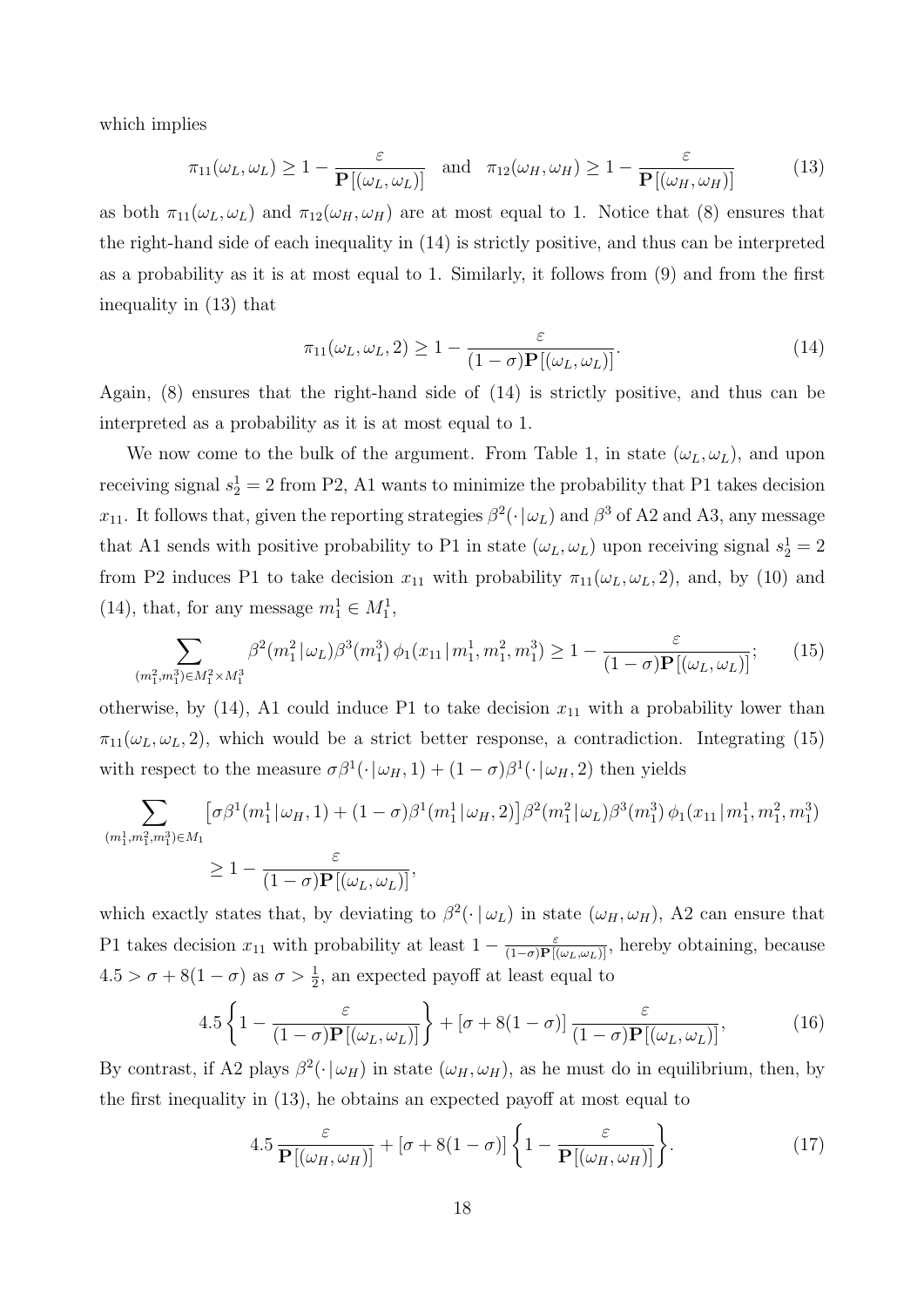which implies

$$\pi_{11}(\omega_L, \omega_L) \geq 1 - \frac{\varepsilon}{\mathbf{P}\left[(\omega_L, \omega_L)\right]} \quad \text{and} \quad \pi_{12}(\omega_H, \omega_H) \geq 1 - \frac{\varepsilon}{\mathbf{P}\left[(\omega_H, \omega_H)\right]} \tag{13}$$

as both $\pi_{11}(\omega_L, \omega_L)$ and $\pi_{12}(\omega_H, \omega_H)$ are at most equal to 1. Notice that (8) ensures that the right-hand side of each inequality in (14) is strictly positive, and thus can be interpreted as a probability as it is at most equal to 1. Similarly, it follows from (9) and from the first inequality in (13) that

$$\pi_{11}(\omega_L, \omega_L, 2) \geq 1 - \frac{\varepsilon}{(1-\sigma)\mathbf{P}\left[(\omega_L, \omega_L)\right]}. \tag{14}$$

Again, (8) ensures that the right-hand side of (14) is strictly positive, and thus can be interpreted as a probability as it is at most equal to 1.

We now come to the bulk of the argument. From Table 1, in state $(\omega_L, \omega_L)$, and upon receiving signal $s_2^1 = 2$ from P2, A1 wants to minimize the probability that P1 takes decision $x_{11}$. It follows that, given the reporting strategies $\beta^2(\cdot\,|\,\omega_L)$ and $\beta^3$ of A2 and A3, any message that A1 sends with positive probability to P1 in state $(\omega_L, \omega_L)$ upon receiving signal $s_2^1 = 2$ from P2 induces P1 to take decision $x_{11}$ with probability $\pi_{11}(\omega_L, \omega_L, 2)$, and, by (10) and (14), that, for any message $m_1^1 \in M_1^1$,

$$\sum_{(m_1^2, m_1^3) \in M_1^2 \times M_1^3} \beta^2(m_1^2\,|\,\omega_L)\beta^3(m_1^3)\,\phi_1(x_{11}\,|\,m_1^1, m_1^2, m_1^3) \geq 1 - \frac{\varepsilon}{(1-\sigma)\mathbf{P}\left[(\omega_L, \omega_L)\right]}; \tag{15}$$

otherwise, by (14), A1 could induce P1 to take decision $x_{11}$ with a probability lower than $\pi_{11}(\omega_L, \omega_L, 2)$, which would be a strict better response, a contradiction. Integrating (15) with respect to the measure $\sigma\beta^1(\cdot\,|\,\omega_H, 1) + (1-\sigma)\beta^1(\cdot\,|\,\omega_H, 2)$ then yields

$$\sum_{(m_1^1, m_1^2, m_1^3) \in M_1} \left[\sigma\beta^1(m_1^1\,|\,\omega_H, 1) + (1-\sigma)\beta^1(m_1^1\,|\,\omega_H, 2)\right]\beta^2(m_1^2\,|\,\omega_L)\beta^3(m_1^3)\,\phi_1(x_{11}\,|\,m_1^1, m_1^2, m_1^3)$$
$$\geq 1 - \frac{\varepsilon}{(1-\sigma)\mathbf{P}\left[(\omega_L, \omega_L)\right]},$$

which exactly states that, by deviating to $\beta^2(\cdot\,|\,\omega_L)$ in state $(\omega_H, \omega_H)$, A2 can ensure that P1 takes decision $x_{11}$ with probability at least $1 - \frac{\varepsilon}{(1-\sigma)\mathbf{P}[(\omega_L, \omega_L)]}$, hereby obtaining, because $4.5 > \sigma + 8(1-\sigma)$ as $\sigma > \frac{1}{2}$, an expected payoff at least equal to

$$4.5\left\{1 - \frac{\varepsilon}{(1-\sigma)\mathbf{P}\left[(\omega_L, \omega_L)\right]}\right\} + \left[\sigma + 8(1-\sigma)\right]\frac{\varepsilon}{(1-\sigma)\mathbf{P}\left[(\omega_L, \omega_L)\right]}, \tag{16}$$

By contrast, if A2 plays $\beta^2(\cdot\,|\,\omega_H)$ in state $(\omega_H, \omega_H)$, as he must do in equilibrium, then, by the first inequality in (13), he obtains an expected payoff at most equal to

$$4.5\,\frac{\varepsilon}{\mathbf{P}\left[(\omega_H, \omega_H)\right]} + \left[\sigma + 8(1-\sigma)\right]\left\{1 - \frac{\varepsilon}{\mathbf{P}\left[(\omega_H, \omega_H)\right]}\right\}. \tag{17}$$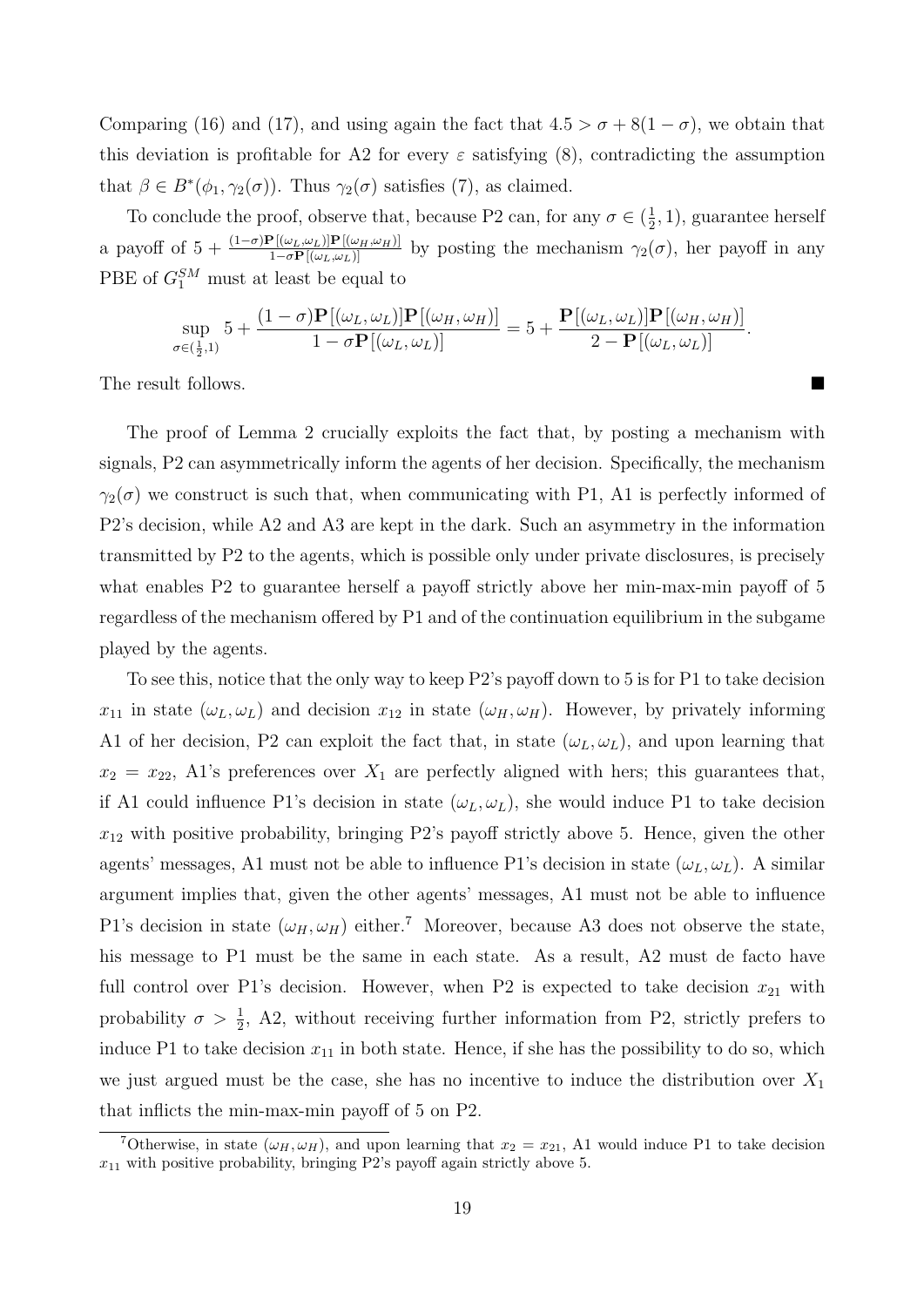Comparing (16) and (17), and using again the fact that $4.5 > \sigma + 8(1-\sigma)$, we obtain that this deviation is profitable for A2 for every $\varepsilon$ satisfying (8), contradicting the assumption that $\beta \in B^*(\phi_1, \gamma_2(\sigma))$. Thus $\gamma_2(\sigma)$ satisfies (7), as claimed.

To conclude the proof, observe that, because P2 can, for any $\sigma \in (\frac{1}{2}, 1)$, guarantee herself a payoff of $5 + \frac{(1-\sigma)\mathbf{P}[(\omega_L,\omega_L)]\mathbf{P}[(\omega_H,\omega_H)]}{1-\sigma\mathbf{P}[(\omega_L,\omega_L)]}$ by posting the mechanism $\gamma_2(\sigma)$, her payoff in any PBE of $G_1^{SM}$ must at least be equal to

$$\sup_{\sigma \in (\frac{1}{2},1)} 5 + \frac{(1-\sigma)\mathbf{P}[(\omega_L,\omega_L)]\mathbf{P}[(\omega_H,\omega_H)]}{1-\sigma\mathbf{P}[(\omega_L,\omega_L)]} = 5 + \frac{\mathbf{P}[(\omega_L,\omega_L)]\mathbf{P}[(\omega_H,\omega_H)]}{2-\mathbf{P}[(\omega_L,\omega_L)]}.$$

The result follows. ■

The proof of Lemma 2 crucially exploits the fact that, by posting a mechanism with signals, P2 can asymmetrically inform the agents of her decision. Specifically, the mechanism $\gamma_2(\sigma)$ we construct is such that, when communicating with P1, A1 is perfectly informed of P2's decision, while A2 and A3 are kept in the dark. Such an asymmetry in the information transmitted by P2 to the agents, which is possible only under private disclosures, is precisely what enables P2 to guarantee herself a payoff strictly above her min-max-min payoff of 5 regardless of the mechanism offered by P1 and of the continuation equilibrium in the subgame played by the agents.

To see this, notice that the only way to keep P2's payoff down to 5 is for P1 to take decision $x_{11}$ in state $(\omega_L, \omega_L)$ and decision $x_{12}$ in state $(\omega_H, \omega_H)$. However, by privately informing A1 of her decision, P2 can exploit the fact that, in state $(\omega_L, \omega_L)$, and upon learning that $x_2 = x_{22}$, A1's preferences over $X_1$ are perfectly aligned with hers; this guarantees that, if A1 could influence P1's decision in state $(\omega_L, \omega_L)$, she would induce P1 to take decision $x_{12}$ with positive probability, bringing P2's payoff strictly above 5. Hence, given the other agents' messages, A1 must not be able to influence P1's decision in state $(\omega_L, \omega_L)$. A similar argument implies that, given the other agents' messages, A1 must not be able to influence P1's decision in state $(\omega_H, \omega_H)$ either.[7] Moreover, because A3 does not observe the state, his message to P1 must be the same in each state. As a result, A2 must de facto have full control over P1's decision. However, when P2 is expected to take decision $x_{21}$ with probability $\sigma > \frac{1}{2}$, A2, without receiving further information from P2, strictly prefers to induce P1 to take decision $x_{11}$ in both state. Hence, if she has the possibility to do so, which we just argued must be the case, she has no incentive to induce the distribution over $X_1$ that inflicts the min-max-min payoff of 5 on P2.

[7] Otherwise, in state $(\omega_H, \omega_H)$, and upon learning that $x_2 = x_{21}$, A1 would induce P1 to take decision $x_{11}$ with positive probability, bringing P2's payoff again strictly above 5.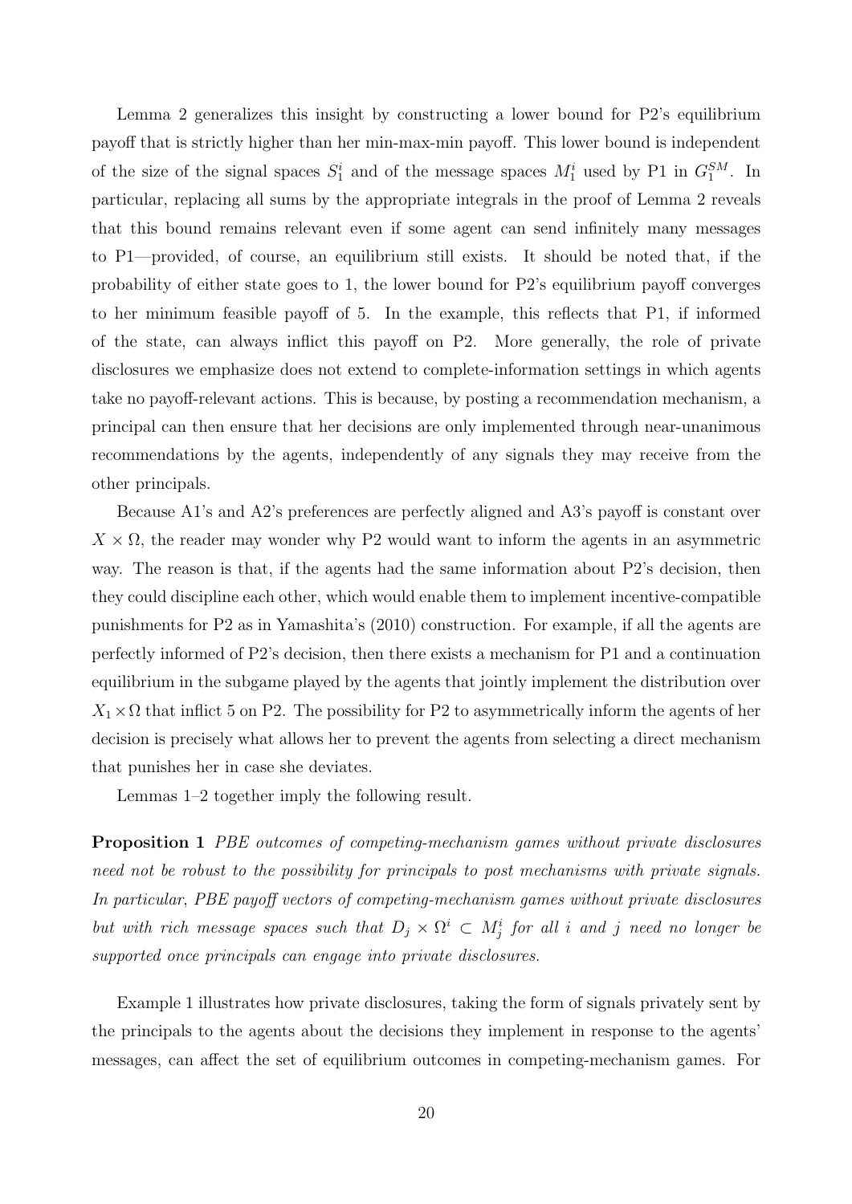Lemma 2 generalizes this insight by constructing a lower bound for P2's equilibrium payoff that is strictly higher than her min-max-min payoff. This lower bound is independent of the size of the signal spaces $S_1^i$ and of the message spaces $M_1^i$ used by P1 in $G_1^{SM}$. In particular, replacing all sums by the appropriate integrals in the proof of Lemma 2 reveals that this bound remains relevant even if some agent can send infinitely many messages to P1—provided, of course, an equilibrium still exists. It should be noted that, if the probability of either state goes to 1, the lower bound for P2's equilibrium payoff converges to her minimum feasible payoff of 5. In the example, this reflects that P1, if informed of the state, can always inflict this payoff on P2. More generally, the role of private disclosures we emphasize does not extend to complete-information settings in which agents take no payoff-relevant actions. This is because, by posting a recommendation mechanism, a principal can then ensure that her decisions are only implemented through near-unanimous recommendations by the agents, independently of any signals they may receive from the other principals.

Because A1's and A2's preferences are perfectly aligned and A3's payoff is constant over $X \times \Omega$, the reader may wonder why P2 would want to inform the agents in an asymmetric way. The reason is that, if the agents had the same information about P2's decision, then they could discipline each other, which would enable them to implement incentive-compatible punishments for P2 as in Yamashita's (2010) construction. For example, if all the agents are perfectly informed of P2's decision, then there exists a mechanism for P1 and a continuation equilibrium in the subgame played by the agents that jointly implement the distribution over $X_1 \times \Omega$ that inflict 5 on P2. The possibility for P2 to asymmetrically inform the agents of her decision is precisely what allows her to prevent the agents from selecting a direct mechanism that punishes her in case she deviates.

Lemmas 1–2 together imply the following result.

**Proposition 1** *PBE outcomes of competing-mechanism games without private disclosures need not be robust to the possibility for principals to post mechanisms with private signals. In particular, PBE payoff vectors of competing-mechanism games without private disclosures but with rich message spaces such that $D_j \times \Omega^i \subset M_j^i$ for all $i$ and $j$ need no longer be supported once principals can engage into private disclosures.*

Example 1 illustrates how private disclosures, taking the form of signals privately sent by the principals to the agents about the decisions they implement in response to the agents' messages, can affect the set of equilibrium outcomes in competing-mechanism games. For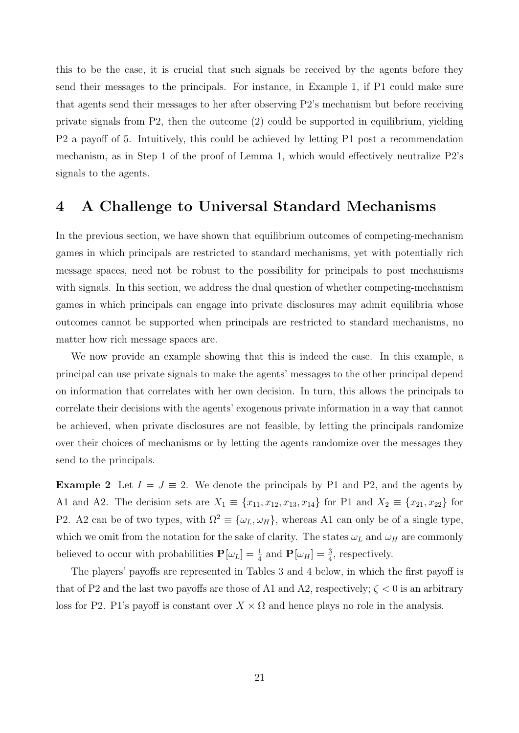this to be the case, it is crucial that such signals be received by the agents before they send their messages to the principals. For instance, in Example 1, if P1 could make sure that agents send their messages to her after observing P2's mechanism but before receiving private signals from P2, then the outcome (2) could be supported in equilibrium, yielding P2 a payoff of 5. Intuitively, this could be achieved by letting P1 post a recommendation mechanism, as in Step 1 of the proof of Lemma 1, which would effectively neutralize P2's signals to the agents.

# 4 A Challenge to Universal Standard Mechanisms

In the previous section, we have shown that equilibrium outcomes of competing-mechanism games in which principals are restricted to standard mechanisms, yet with potentially rich message spaces, need not be robust to the possibility for principals to post mechanisms with signals. In this section, we address the dual question of whether competing-mechanism games in which principals can engage into private disclosures may admit equilibria whose outcomes cannot be supported when principals are restricted to standard mechanisms, no matter how rich message spaces are.

We now provide an example showing that this is indeed the case. In this example, a principal can use private signals to make the agents' messages to the other principal depend on information that correlates with her own decision. In turn, this allows the principals to correlate their decisions with the agents' exogenous private information in a way that cannot be achieved, when private disclosures are not feasible, by letting the principals randomize over their choices of mechanisms or by letting the agents randomize over the messages they send to the principals.

**Example 2** Let $I = J \equiv 2$. We denote the principals by P1 and P2, and the agents by A1 and A2. The decision sets are $X_1 \equiv \{x_{11}, x_{12}, x_{13}, x_{14}\}$ for P1 and $X_2 \equiv \{x_{21}, x_{22}\}$ for P2. A2 can be of two types, with $\Omega^2 \equiv \{\omega_L, \omega_H\}$, whereas A1 can only be of a single type, which we omit from the notation for the sake of clarity. The states $\omega_L$ and $\omega_H$ are commonly believed to occur with probabilities $\mathbf{P}[\omega_L] = \frac{1}{4}$ and $\mathbf{P}[\omega_H] = \frac{3}{4}$, respectively.

The players' payoffs are represented in Tables 3 and 4 below, in which the first payoff is that of P2 and the last two payoffs are those of A1 and A2, respectively; $\zeta < 0$ is an arbitrary loss for P2. P1's payoff is constant over $X \times \Omega$ and hence plays no role in the analysis.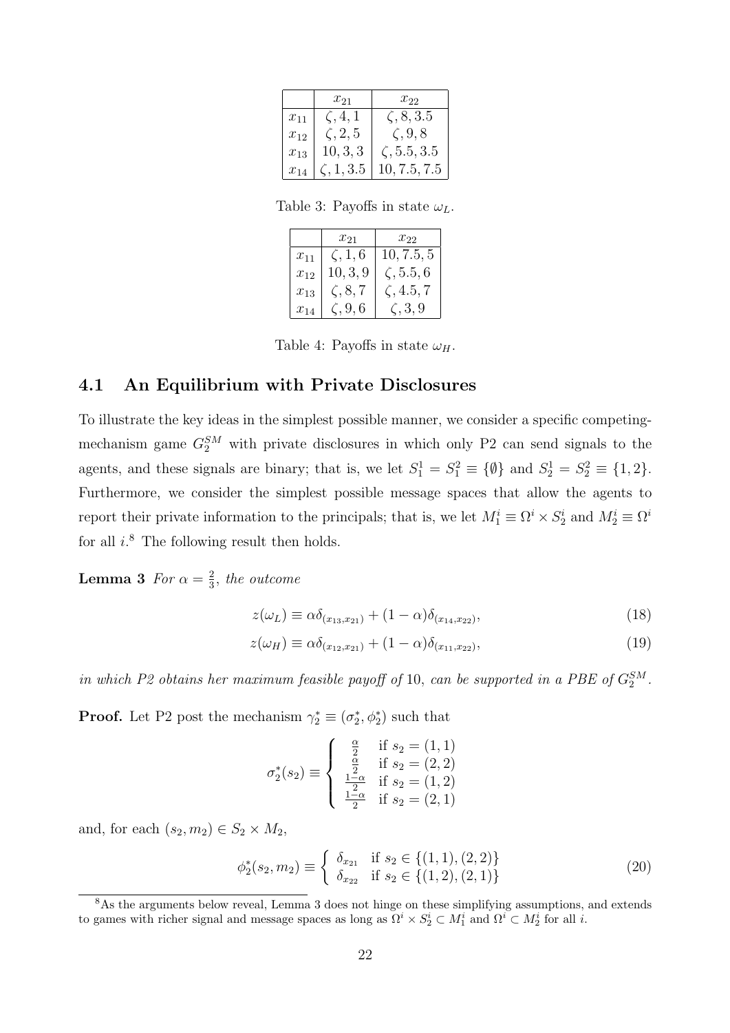| | $x_{21}$ | $x_{22}$ |
|---|---|---|
| $x_{11}$ | $\zeta, 4, 1$ | $\zeta, 8, 3.5$ |
| $x_{12}$ | $\zeta, 2, 5$ | $\zeta, 9, 8$ |
| $x_{13}$ | $10, 3, 3$ | $\zeta, 5.5, 3.5$ |
| $x_{14}$ | $\zeta, 1, 3.5$ | $10, 7.5, 7.5$ |

Table 3: Payoffs in state $\omega_L$.

| | $x_{21}$ | $x_{22}$ |
|---|---|---|
| $x_{11}$ | $\zeta, 1, 6$ | $10, 7.5, 5$ |
| $x_{12}$ | $10, 3, 9$ | $\zeta, 5.5, 6$ |
| $x_{13}$ | $\zeta, 8, 7$ | $\zeta, 4.5, 7$ |
| $x_{14}$ | $\zeta, 9, 6$ | $\zeta, 3, 9$ |

Table 4: Payoffs in state $\omega_H$.

## 4.1 An Equilibrium with Private Disclosures

To illustrate the key ideas in the simplest possible manner, we consider a specific competing-mechanism game $G_2^{SM}$ with private disclosures in which only P2 can send signals to the agents, and these signals are binary; that is, we let $S_1^1 = S_1^2 \equiv \{\emptyset\}$ and $S_2^1 = S_2^2 \equiv \{1, 2\}$. Furthermore, we consider the simplest possible message spaces that allow the agents to report their private information to the principals; that is, we let $M_1^i \equiv \Omega^i \times S_2^i$ and $M_2^i \equiv \Omega^i$ for all $i$.[8] The following result then holds.

**Lemma 3** *For $\alpha = \frac{2}{3}$, the outcome*

$$z(\omega_L) \equiv \alpha\delta_{(x_{13},x_{21})} + (1-\alpha)\delta_{(x_{14},x_{22})}, \tag{18}$$

$$z(\omega_H) \equiv \alpha\delta_{(x_{12},x_{21})} + (1-\alpha)\delta_{(x_{11},x_{22})}, \tag{19}$$

*in which P2 obtains her maximum feasible payoff of* 10*, can be supported in a PBE of $G_2^{SM}$.*

**Proof.** Let P2 post the mechanism $\gamma_2^* \equiv (\sigma_2^*, \phi_2^*)$ such that

$$\sigma_2^*(s_2) \equiv \begin{cases} \frac{\alpha}{2} & \text{if } s_2 = (1,1) \\ \frac{\alpha}{2} & \text{if } s_2 = (2,2) \\ \frac{1-\alpha}{2} & \text{if } s_2 = (1,2) \\ \frac{1-\alpha}{2} & \text{if } s_2 = (2,1) \end{cases}$$

and, for each $(s_2, m_2) \in S_2 \times M_2$,

$$\phi_2^*(s_2, m_2) \equiv \begin{cases} \delta_{x_{21}} & \text{if } s_2 \in \{(1,1),(2,2)\} \\ \delta_{x_{22}} & \text{if } s_2 \in \{(1,2),(2,1)\} \end{cases} \tag{20}$$

[8] As the arguments below reveal, Lemma 3 does not hinge on these simplifying assumptions, and extends to games with richer signal and message spaces as long as $\Omega^i \times S_2^i \subset M_1^i$ and $\Omega^i \subset M_2^i$ for all $i$.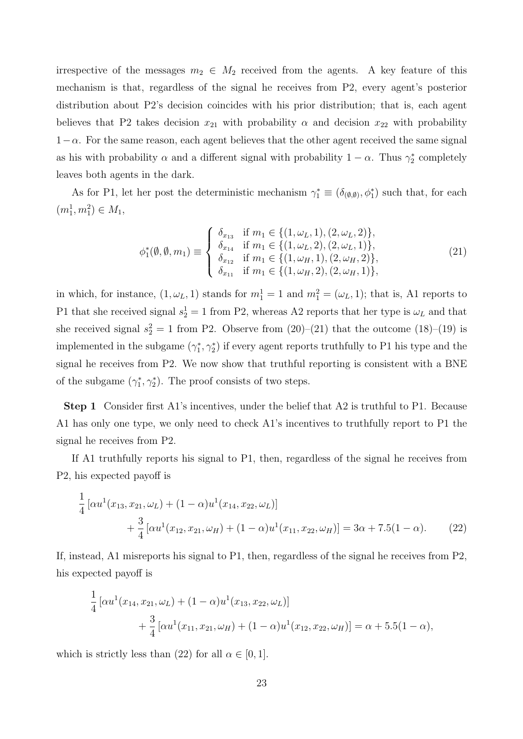irrespective of the messages $m_2 \in M_2$ received from the agents. A key feature of this mechanism is that, regardless of the signal he receives from P2, every agent's posterior distribution about P2's decision coincides with his prior distribution; that is, each agent believes that P2 takes decision $x_{21}$ with probability $\alpha$ and decision $x_{22}$ with probability $1-\alpha$. For the same reason, each agent believes that the other agent received the same signal as his with probability $\alpha$ and a different signal with probability $1-\alpha$. Thus $\gamma_2^*$ completely leaves both agents in the dark.

As for P1, let her post the deterministic mechanism $\gamma_1^* \equiv (\delta_{(\emptyset,\emptyset)}, \phi_1^*)$ such that, for each $(m_1^1, m_1^2) \in M_1$,

$$\phi_1^*(\emptyset, \emptyset, m_1) \equiv \begin{cases} \delta_{x_{13}} & \text{if } m_1 \in \{(1, \omega_L, 1), (2, \omega_L, 2)\}, \\ \delta_{x_{14}} & \text{if } m_1 \in \{(1, \omega_L, 2), (2, \omega_L, 1)\}, \\ \delta_{x_{12}} & \text{if } m_1 \in \{(1, \omega_H, 1), (2, \omega_H, 2)\}, \\ \delta_{x_{11}} & \text{if } m_1 \in \{(1, \omega_H, 2), (2, \omega_H, 1)\}, \end{cases} \tag{21}$$

in which, for instance, $(1, \omega_L, 1)$ stands for $m_1^1 = 1$ and $m_1^2 = (\omega_L, 1)$; that is, A1 reports to P1 that she received signal $s_2^1 = 1$ from P2, whereas A2 reports that her type is $\omega_L$ and that she received signal $s_2^2 = 1$ from P2. Observe from (20)–(21) that the outcome (18)–(19) is implemented in the subgame $(\gamma_1^*, \gamma_2^*)$ if every agent reports truthfully to P1 his type and the signal he receives from P2. We now show that truthful reporting is consistent with a BNE of the subgame $(\gamma_1^*, \gamma_2^*)$. The proof consists of two steps.

**Step 1** Consider first A1's incentives, under the belief that A2 is truthful to P1. Because A1 has only one type, we only need to check A1's incentives to truthfully report to P1 the signal he receives from P2.

If A1 truthfully reports his signal to P1, then, regardless of the signal he receives from P2, his expected payoff is

$$\frac{1}{4}\left[\alpha u^1(x_{13}, x_{21}, \omega_L) + (1-\alpha) u^1(x_{14}, x_{22}, \omega_L)\right] \\ + \frac{3}{4}\left[\alpha u^1(x_{12}, x_{21}, \omega_H) + (1-\alpha) u^1(x_{11}, x_{22}, \omega_H)\right] = 3\alpha + 7.5(1-\alpha). \tag{22}$$

If, instead, A1 misreports his signal to P1, then, regardless of the signal he receives from P2, his expected payoff is

$$\frac{1}{4}\left[\alpha u^1(x_{14}, x_{21}, \omega_L) + (1-\alpha) u^1(x_{13}, x_{22}, \omega_L)\right] \\ + \frac{3}{4}\left[\alpha u^1(x_{11}, x_{21}, \omega_H) + (1-\alpha) u^1(x_{12}, x_{22}, \omega_H)\right] = \alpha + 5.5(1-\alpha),$$

which is strictly less than (22) for all $\alpha \in [0, 1]$.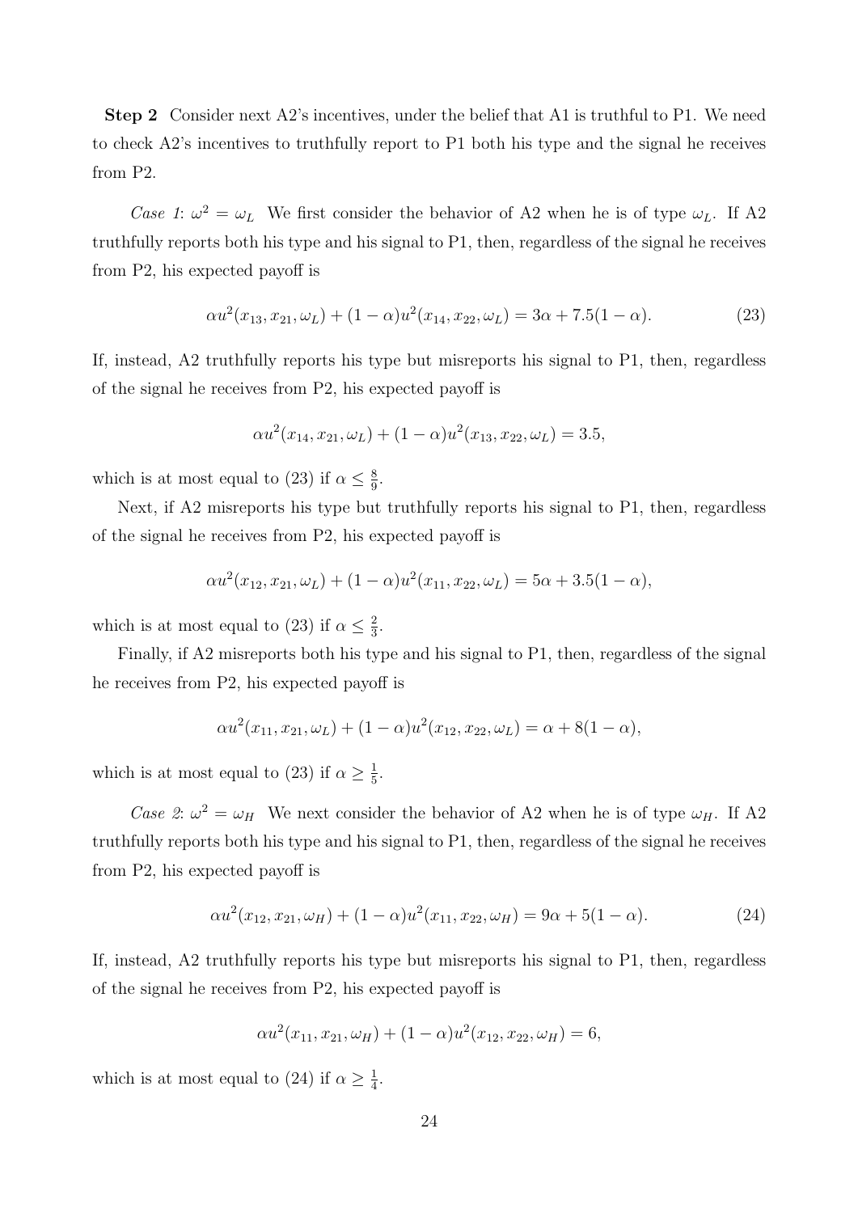**Step 2** Consider next A2's incentives, under the belief that A1 is truthful to P1. We need to check A2's incentives to truthfully report to P1 both his type and the signal he receives from P2.

*Case 1*: $\omega^2 = \omega_L$ We first consider the behavior of A2 when he is of type $\omega_L$. If A2 truthfully reports both his type and his signal to P1, then, regardless of the signal he receives from P2, his expected payoff is

$$\alpha u^2(x_{13}, x_{21}, \omega_L) + (1-\alpha) u^2(x_{14}, x_{22}, \omega_L) = 3\alpha + 7.5(1-\alpha). \tag{23}$$

If, instead, A2 truthfully reports his type but misreports his signal to P1, then, regardless of the signal he receives from P2, his expected payoff is

$$\alpha u^2(x_{14}, x_{21}, \omega_L) + (1-\alpha) u^2(x_{13}, x_{22}, \omega_L) = 3.5,$$

which is at most equal to (23) if $\alpha \leq \frac{8}{9}$.

Next, if A2 misreports his type but truthfully reports his signal to P1, then, regardless of the signal he receives from P2, his expected payoff is

$$\alpha u^2(x_{12}, x_{21}, \omega_L) + (1-\alpha) u^2(x_{11}, x_{22}, \omega_L) = 5\alpha + 3.5(1-\alpha),$$

which is at most equal to (23) if $\alpha \leq \frac{2}{3}$.

Finally, if A2 misreports both his type and his signal to P1, then, regardless of the signal he receives from P2, his expected payoff is

$$\alpha u^2(x_{11}, x_{21}, \omega_L) + (1-\alpha) u^2(x_{12}, x_{22}, \omega_L) = \alpha + 8(1-\alpha),$$

which is at most equal to (23) if $\alpha \geq \frac{1}{5}$.

*Case 2*: $\omega^2 = \omega_H$ We next consider the behavior of A2 when he is of type $\omega_H$. If A2 truthfully reports both his type and his signal to P1, then, regardless of the signal he receives from P2, his expected payoff is

$$\alpha u^2(x_{12}, x_{21}, \omega_H) + (1-\alpha) u^2(x_{11}, x_{22}, \omega_H) = 9\alpha + 5(1-\alpha). \tag{24}$$

If, instead, A2 truthfully reports his type but misreports his signal to P1, then, regardless of the signal he receives from P2, his expected payoff is

$$\alpha u^2(x_{11}, x_{21}, \omega_H) + (1-\alpha) u^2(x_{12}, x_{22}, \omega_H) = 6,$$

which is at most equal to (24) if $\alpha \geq \frac{1}{4}$.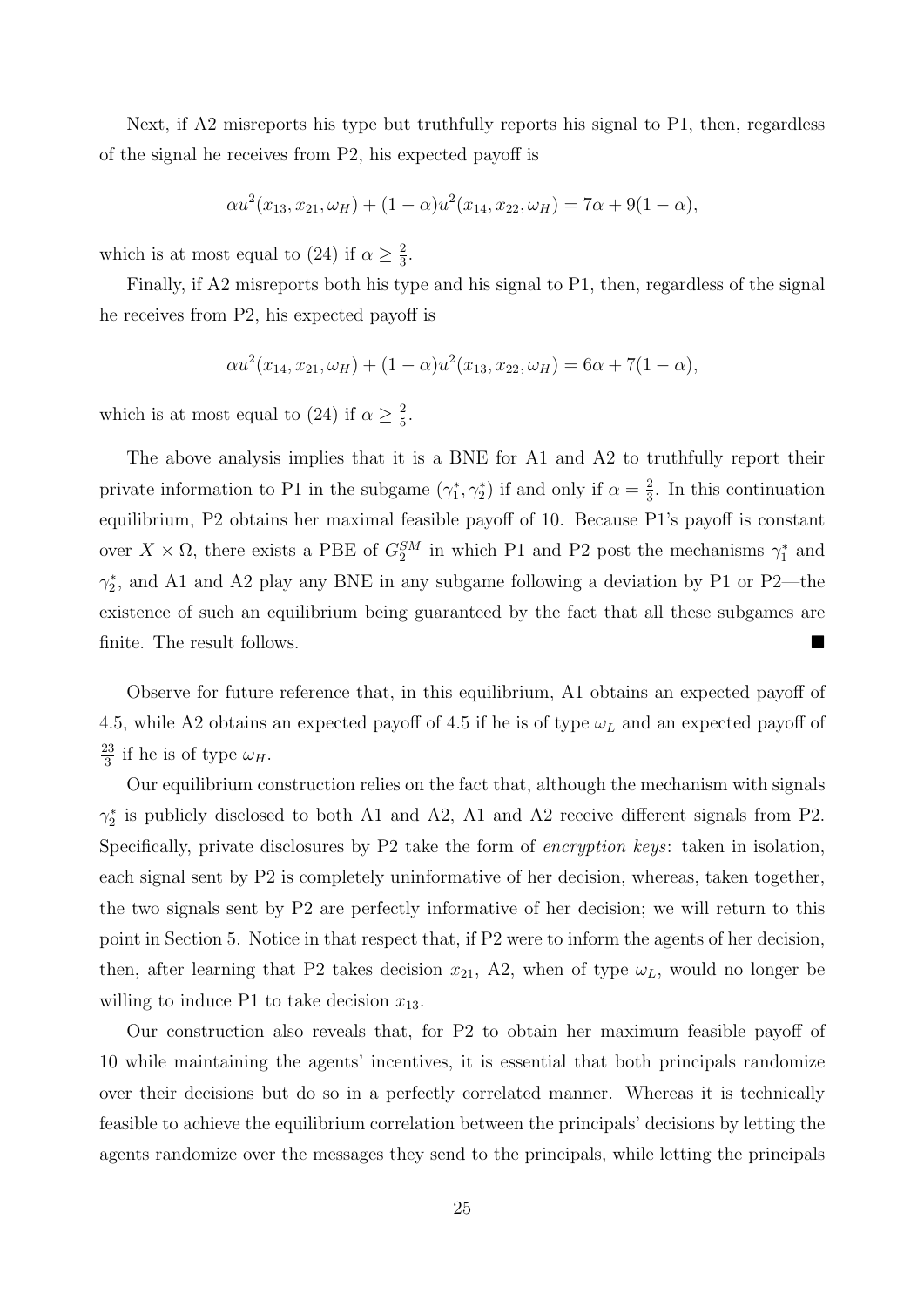Next, if A2 misreports his type but truthfully reports his signal to P1, then, regardless of the signal he receives from P2, his expected payoff is

$$\alpha u^2(x_{13}, x_{21}, \omega_H) + (1-\alpha) u^2(x_{14}, x_{22}, \omega_H) = 7\alpha + 9(1-\alpha),$$

which is at most equal to (24) if $\alpha \geq \frac{2}{3}$.

Finally, if A2 misreports both his type and his signal to P1, then, regardless of the signal he receives from P2, his expected payoff is

$$\alpha u^2(x_{14}, x_{21}, \omega_H) + (1-\alpha) u^2(x_{13}, x_{22}, \omega_H) = 6\alpha + 7(1-\alpha),$$

which is at most equal to (24) if $\alpha \geq \frac{2}{5}$.

The above analysis implies that it is a BNE for A1 and A2 to truthfully report their private information to P1 in the subgame $(\gamma_1^*, \gamma_2^*)$ if and only if $\alpha = \frac{2}{3}$. In this continuation equilibrium, P2 obtains her maximal feasible payoff of 10. Because P1's payoff is constant over $X \times \Omega$, there exists a PBE of $G_2^{SM}$ in which P1 and P2 post the mechanisms $\gamma_1^*$ and $\gamma_2^*$, and A1 and A2 play any BNE in any subgame following a deviation by P1 or P2—the existence of such an equilibrium being guaranteed by the fact that all these subgames are finite. The result follows. ■

Observe for future reference that, in this equilibrium, A1 obtains an expected payoff of 4.5, while A2 obtains an expected payoff of 4.5 if he is of type $\omega_L$ and an expected payoff of $\frac{23}{3}$ if he is of type $\omega_H$.

Our equilibrium construction relies on the fact that, although the mechanism with signals $\gamma_2^*$ is publicly disclosed to both A1 and A2, A1 and A2 receive different signals from P2. Specifically, private disclosures by P2 take the form of *encryption keys*: taken in isolation, each signal sent by P2 is completely uninformative of her decision, whereas, taken together, the two signals sent by P2 are perfectly informative of her decision; we will return to this point in Section 5. Notice in that respect that, if P2 were to inform the agents of her decision, then, after learning that P2 takes decision $x_{21}$, A2, when of type $\omega_L$, would no longer be willing to induce P1 to take decision $x_{13}$.

Our construction also reveals that, for P2 to obtain her maximum feasible payoff of 10 while maintaining the agents' incentives, it is essential that both principals randomize over their decisions but do so in a perfectly correlated manner. Whereas it is technically feasible to achieve the equilibrium correlation between the principals' decisions by letting the agents randomize over the messages they send to the principals, while letting the principals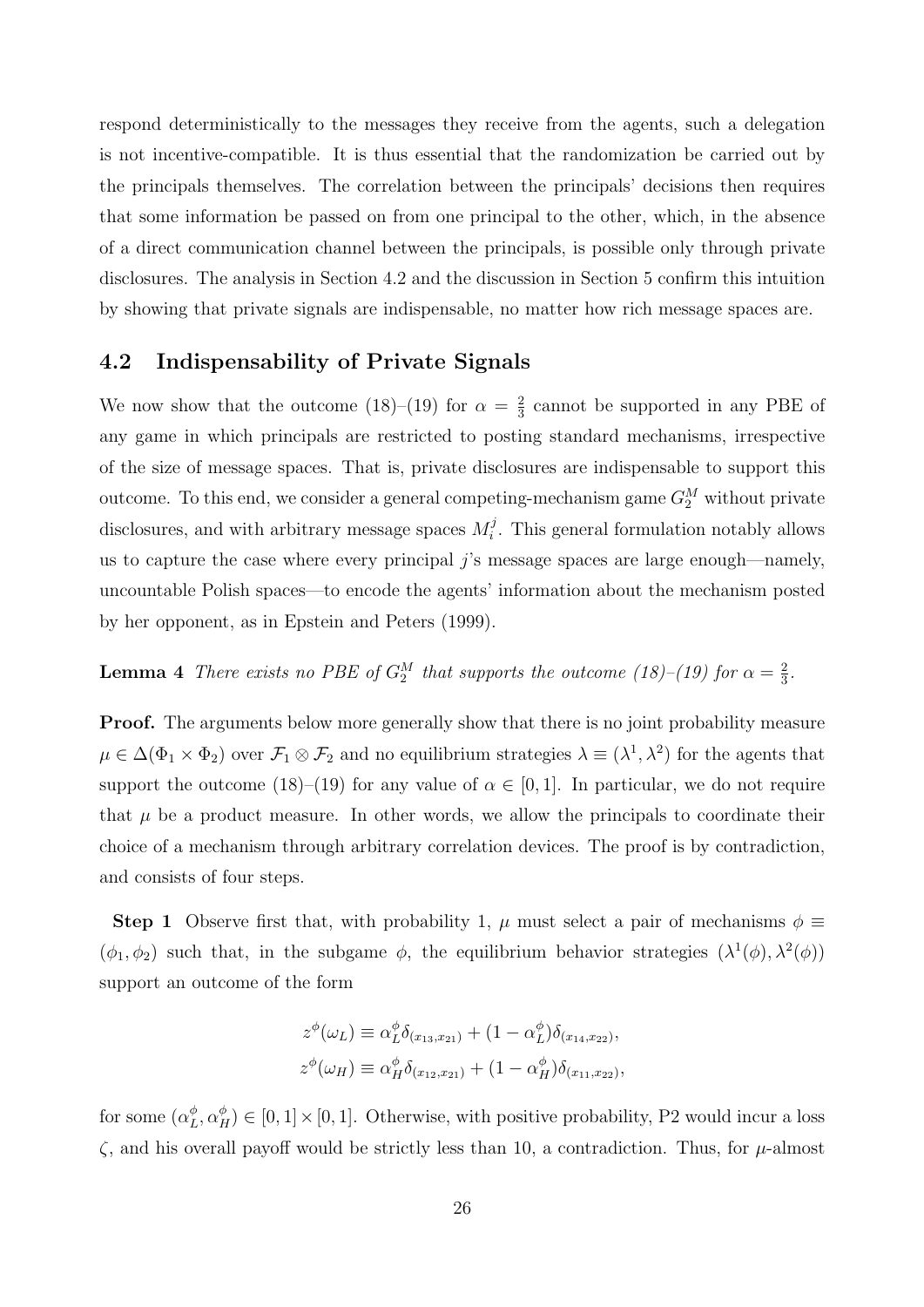respond deterministically to the messages they receive from the agents, such a delegation is not incentive-compatible. It is thus essential that the randomization be carried out by the principals themselves. The correlation between the principals' decisions then requires that some information be passed on from one principal to the other, which, in the absence of a direct communication channel between the principals, is possible only through private disclosures. The analysis in Section 4.2 and the discussion in Section 5 confirm this intuition by showing that private signals are indispensable, no matter how rich message spaces are.

## 4.2 Indispensability of Private Signals

We now show that the outcome (18)–(19) for $\alpha = \frac{2}{3}$ cannot be supported in any PBE of any game in which principals are restricted to posting standard mechanisms, irrespective of the size of message spaces. That is, private disclosures are indispensable to support this outcome. To this end, we consider a general competing-mechanism game $G_2^M$ without private disclosures, and with arbitrary message spaces $M_i^j$. This general formulation notably allows us to capture the case where every principal $j$'s message spaces are large enough—namely, uncountable Polish spaces—to encode the agents' information about the mechanism posted by her opponent, as in Epstein and Peters (1999).

**Lemma 4** *There exists no PBE of $G_2^M$ that supports the outcome (18)–(19) for $\alpha = \frac{2}{3}$.*

**Proof.** The arguments below more generally show that there is no joint probability measure $\mu \in \Delta(\Phi_1 \times \Phi_2)$ over $\mathcal{F}_1 \otimes \mathcal{F}_2$ and no equilibrium strategies $\lambda \equiv (\lambda^1, \lambda^2)$ for the agents that support the outcome (18)–(19) for any value of $\alpha \in [0, 1]$. In particular, we do not require that $\mu$ be a product measure. In other words, we allow the principals to coordinate their choice of a mechanism through arbitrary correlation devices. The proof is by contradiction, and consists of four steps.

**Step 1** Observe first that, with probability 1, $\mu$ must select a pair of mechanisms $\phi \equiv (\phi_1, \phi_2)$ such that, in the subgame $\phi$, the equilibrium behavior strategies $(\lambda^1(\phi), \lambda^2(\phi))$ support an outcome of the form

$$z^{\phi}(\omega_L) \equiv \alpha_L^{\phi}\delta_{(x_{13},x_{21})} + (1 - \alpha_L^{\phi})\delta_{(x_{14},x_{22})},$$
$$z^{\phi}(\omega_H) \equiv \alpha_H^{\phi}\delta_{(x_{12},x_{21})} + (1 - \alpha_H^{\phi})\delta_{(x_{11},x_{22})},$$

for some $(\alpha_L^{\phi}, \alpha_H^{\phi}) \in [0, 1] \times [0, 1]$. Otherwise, with positive probability, P2 would incur a loss $\zeta$, and his overall payoff would be strictly less than 10, a contradiction. Thus, for $\mu$-almost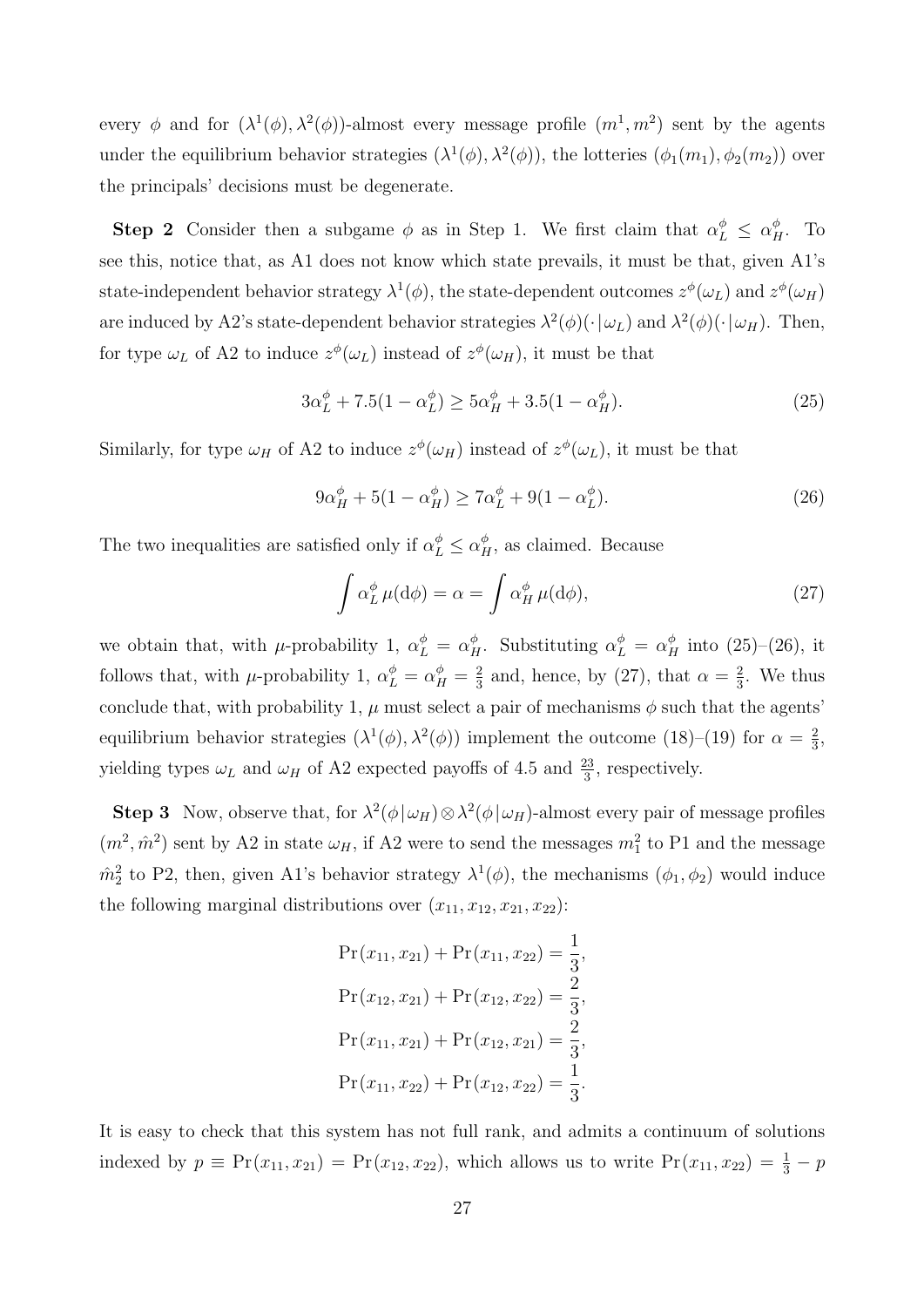every $\phi$ and for $(\lambda^1(\phi), \lambda^2(\phi))$-almost every message profile $(m^1, m^2)$ sent by the agents under the equilibrium behavior strategies $(\lambda^1(\phi), \lambda^2(\phi))$, the lotteries $(\phi_1(m_1), \phi_2(m_2))$ over the principals' decisions must be degenerate.

**Step 2** Consider then a subgame $\phi$ as in Step 1. We first claim that $\alpha_L^\phi \leq \alpha_H^\phi$. To see this, notice that, as A1 does not know which state prevails, it must be that, given A1's state-independent behavior strategy $\lambda^1(\phi)$, the state-dependent outcomes $z^\phi(\omega_L)$ and $z^\phi(\omega_H)$ are induced by A2's state-dependent behavior strategies $\lambda^2(\phi)(\cdot\,|\,\omega_L)$ and $\lambda^2(\phi)(\cdot\,|\,\omega_H)$. Then, for type $\omega_L$ of A2 to induce $z^\phi(\omega_L)$ instead of $z^\phi(\omega_H)$, it must be that

$$3\alpha_L^\phi + 7.5(1 - \alpha_L^\phi) \geq 5\alpha_H^\phi + 3.5(1 - \alpha_H^\phi). \tag{25}$$

Similarly, for type $\omega_H$ of A2 to induce $z^\phi(\omega_H)$ instead of $z^\phi(\omega_L)$, it must be that

$$9\alpha_H^\phi + 5(1 - \alpha_H^\phi) \geq 7\alpha_L^\phi + 9(1 - \alpha_L^\phi). \tag{26}$$

The two inequalities are satisfied only if $\alpha_L^\phi \leq \alpha_H^\phi$, as claimed. Because

$$\int \alpha_L^\phi \, \mu(\mathrm{d}\phi) = \alpha = \int \alpha_H^\phi \, \mu(\mathrm{d}\phi), \tag{27}$$

we obtain that, with $\mu$-probability 1, $\alpha_L^\phi = \alpha_H^\phi$. Substituting $\alpha_L^\phi = \alpha_H^\phi$ into (25)–(26), it follows that, with $\mu$-probability 1, $\alpha_L^\phi = \alpha_H^\phi = \frac{2}{3}$ and, hence, by (27), that $\alpha = \frac{2}{3}$. We thus conclude that, with probability 1, $\mu$ must select a pair of mechanisms $\phi$ such that the agents' equilibrium behavior strategies $(\lambda^1(\phi), \lambda^2(\phi))$ implement the outcome (18)–(19) for $\alpha = \frac{2}{3}$, yielding types $\omega_L$ and $\omega_H$ of A2 expected payoffs of 4.5 and $\frac{23}{3}$, respectively.

**Step 3** Now, observe that, for $\lambda^2(\phi\,|\,\omega_H) \otimes \lambda^2(\phi\,|\,\omega_H)$-almost every pair of message profiles $(m^2, \hat{m}^2)$ sent by A2 in state $\omega_H$, if A2 were to send the messages $m_1^2$ to P1 and the message $\hat{m}_2^2$ to P2, then, given A1's behavior strategy $\lambda^1(\phi)$, the mechanisms $(\phi_1, \phi_2)$ would induce the following marginal distributions over $(x_{11}, x_{12}, x_{21}, x_{22})$:

$$\Pr(x_{11}, x_{21}) + \Pr(x_{11}, x_{22}) = \frac{1}{3},$$
$$\Pr(x_{12}, x_{21}) + \Pr(x_{12}, x_{22}) = \frac{2}{3},$$
$$\Pr(x_{11}, x_{21}) + \Pr(x_{12}, x_{21}) = \frac{2}{3},$$
$$\Pr(x_{11}, x_{22}) + \Pr(x_{12}, x_{22}) = \frac{1}{3}.$$

It is easy to check that this system has not full rank, and admits a continuum of solutions indexed by $p \equiv \Pr(x_{11}, x_{21}) = \Pr(x_{12}, x_{22})$, which allows us to write $\Pr(x_{11}, x_{22}) = \frac{1}{3} - p$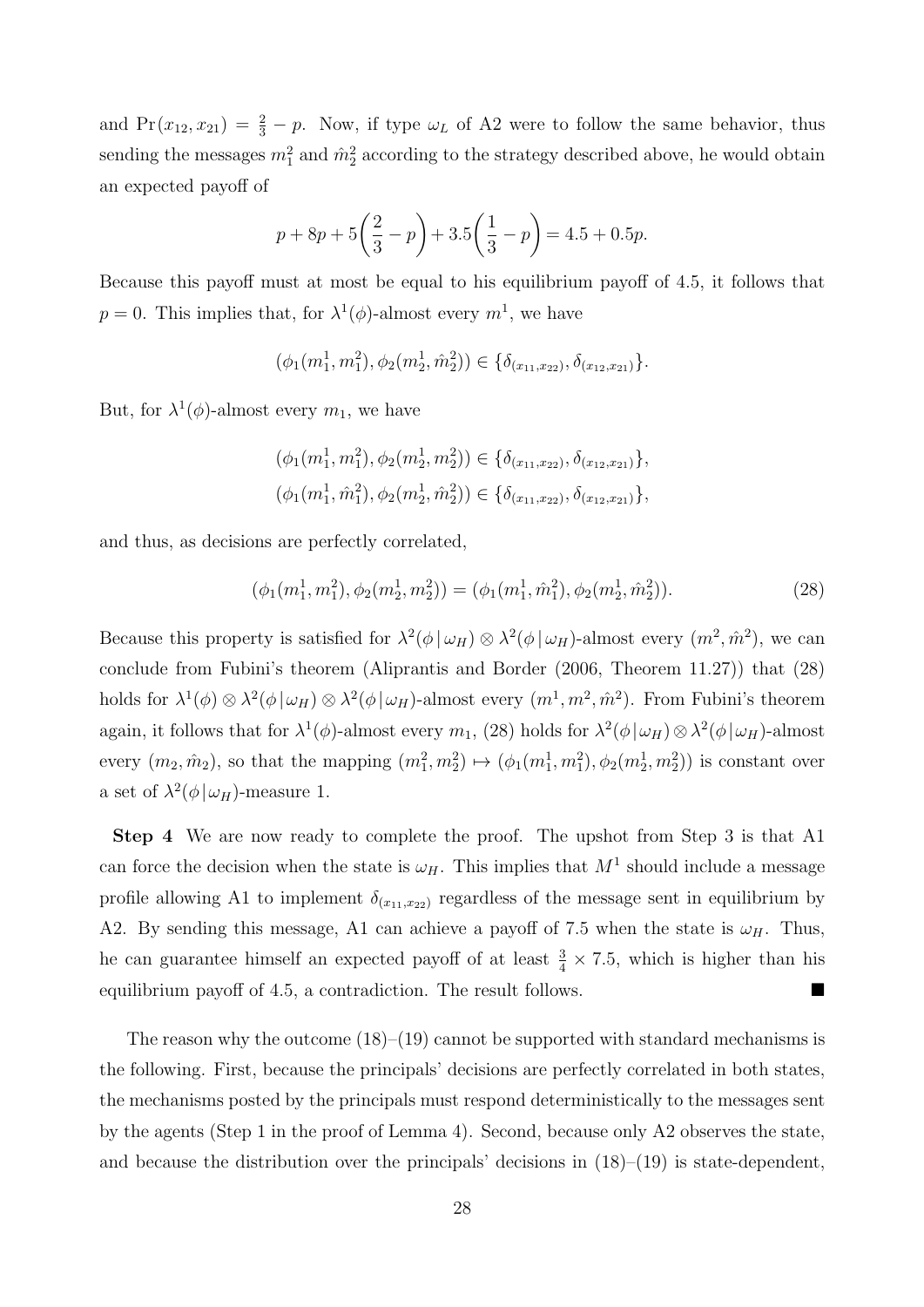and $\Pr(x_{12}, x_{21}) = \frac{2}{3} - p$. Now, if type $\omega_L$ of A2 were to follow the same behavior, thus sending the messages $m_1^2$ and $\hat{m}_2^2$ according to the strategy described above, he would obtain an expected payoff of

$$p + 8p + 5\left(\frac{2}{3} - p\right) + 3.5\left(\frac{1}{3} - p\right) = 4.5 + 0.5p.$$

Because this payoff must at most be equal to his equilibrium payoff of 4.5, it follows that $p = 0$. This implies that, for $\lambda^1(\phi)$-almost every $m^1$, we have

$$(\phi_1(m_1^1, m_1^2), \phi_2(m_2^1, \hat{m}_2^2)) \in \{\delta_{(x_{11}, x_{22})}, \delta_{(x_{12}, x_{21})}\}.$$

But, for $\lambda^1(\phi)$-almost every $m_1$, we have

$$(\phi_1(m_1^1, m_1^2), \phi_2(m_2^1, m_2^2)) \in \{\delta_{(x_{11}, x_{22})}, \delta_{(x_{12}, x_{21})}\},$$
$$(\phi_1(m_1^1, \hat{m}_1^2), \phi_2(m_2^1, \hat{m}_2^2)) \in \{\delta_{(x_{11}, x_{22})}, \delta_{(x_{12}, x_{21})}\},$$

and thus, as decisions are perfectly correlated,

$$(\phi_1(m_1^1, m_1^2), \phi_2(m_2^1, m_2^2)) = (\phi_1(m_1^1, \hat{m}_1^2), \phi_2(m_2^1, \hat{m}_2^2)). \tag{28}$$

Because this property is satisfied for $\lambda^2(\phi \,|\, \omega_H) \otimes \lambda^2(\phi \,|\, \omega_H)$-almost every $(m^2, \hat{m}^2)$, we can conclude from Fubini's theorem (Aliprantis and Border (2006, Theorem 11.27)) that (28) holds for $\lambda^1(\phi) \otimes \lambda^2(\phi \,|\, \omega_H) \otimes \lambda^2(\phi \,|\, \omega_H)$-almost every $(m^1, m^2, \hat{m}^2)$. From Fubini's theorem again, it follows that for $\lambda^1(\phi)$-almost every $m_1$, (28) holds for $\lambda^2(\phi \,|\, \omega_H) \otimes \lambda^2(\phi \,|\, \omega_H)$-almost every $(m_2, \hat{m}_2)$, so that the mapping $(m_1^2, m_2^2) \mapsto (\phi_1(m_1^1, m_1^2), \phi_2(m_2^1, m_2^2))$ is constant over a set of $\lambda^2(\phi \,|\, \omega_H)$-measure 1.

**Step 4** We are now ready to complete the proof. The upshot from Step 3 is that A1 can force the decision when the state is $\omega_H$. This implies that $M^1$ should include a message profile allowing A1 to implement $\delta_{(x_{11}, x_{22})}$ regardless of the message sent in equilibrium by A2. By sending this message, A1 can achieve a payoff of 7.5 when the state is $\omega_H$. Thus, he can guarantee himself an expected payoff of at least $\frac{3}{4} \times 7.5$, which is higher than his equilibrium payoff of 4.5, a contradiction. The result follows. ∎

The reason why the outcome (18)–(19) cannot be supported with standard mechanisms is the following. First, because the principals' decisions are perfectly correlated in both states, the mechanisms posted by the principals must respond deterministically to the messages sent by the agents (Step 1 in the proof of Lemma 4). Second, because only A2 observes the state, and because the distribution over the principals' decisions in (18)–(19) is state-dependent,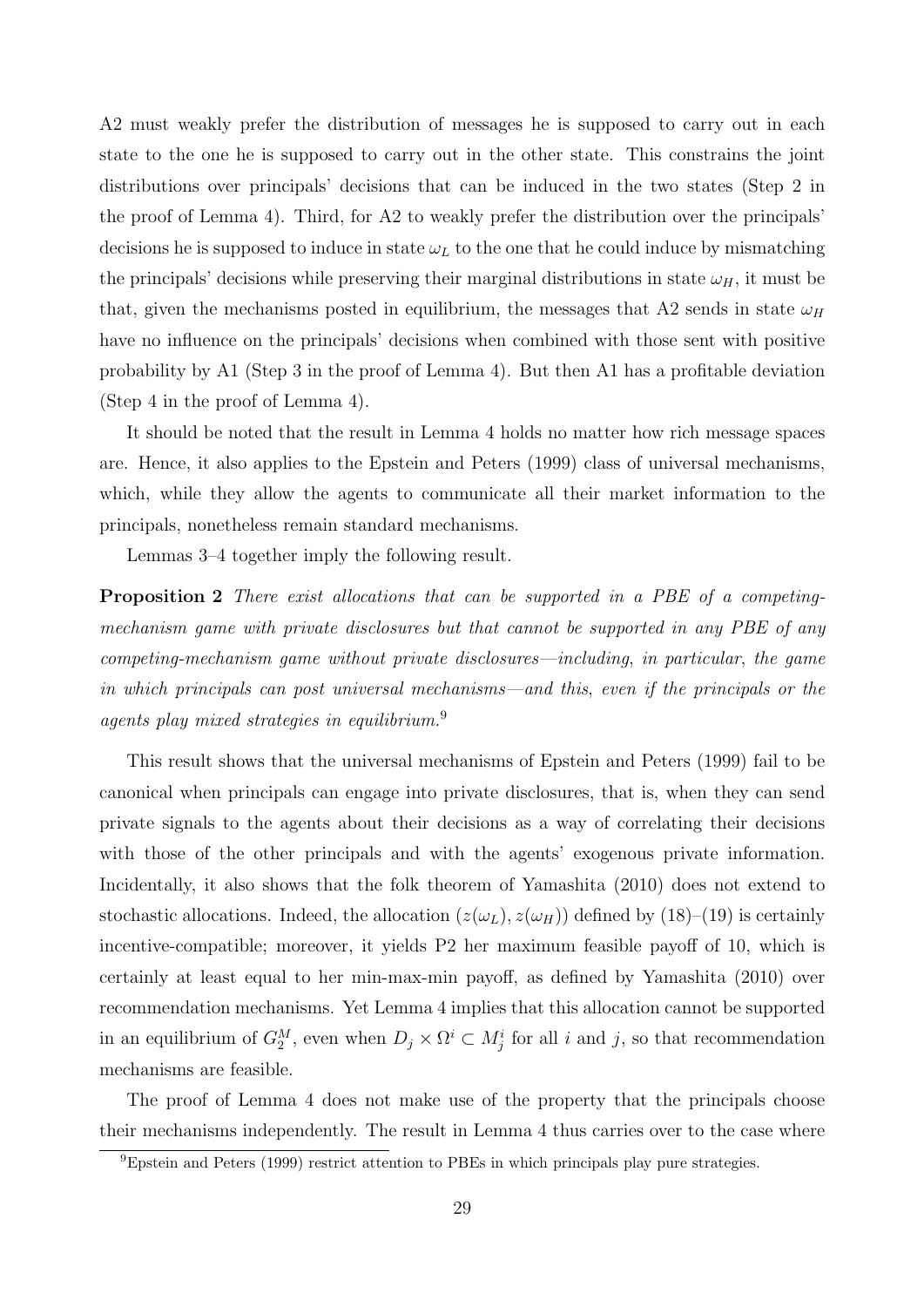A2 must weakly prefer the distribution of messages he is supposed to carry out in each state to the one he is supposed to carry out in the other state. This constrains the joint distributions over principals' decisions that can be induced in the two states (Step 2 in the proof of Lemma 4). Third, for A2 to weakly prefer the distribution over the principals' decisions he is supposed to induce in state $\omega_L$ to the one that he could induce by mismatching the principals' decisions while preserving their marginal distributions in state $\omega_H$, it must be that, given the mechanisms posted in equilibrium, the messages that A2 sends in state $\omega_H$ have no influence on the principals' decisions when combined with those sent with positive probability by A1 (Step 3 in the proof of Lemma 4). But then A1 has a profitable deviation (Step 4 in the proof of Lemma 4).

It should be noted that the result in Lemma 4 holds no matter how rich message spaces are. Hence, it also applies to the Epstein and Peters (1999) class of universal mechanisms, which, while they allow the agents to communicate all their market information to the principals, nonetheless remain standard mechanisms.

Lemmas 3–4 together imply the following result.

**Proposition 2** *There exist allocations that can be supported in a PBE of a competing-mechanism game with private disclosures but that cannot be supported in any PBE of any competing-mechanism game without private disclosures—including, in particular, the game in which principals can post universal mechanisms—and this, even if the principals or the agents play mixed strategies in equilibrium.*[9]

This result shows that the universal mechanisms of Epstein and Peters (1999) fail to be canonical when principals can engage into private disclosures, that is, when they can send private signals to the agents about their decisions as a way of correlating their decisions with those of the other principals and with the agents' exogenous private information. Incidentally, it also shows that the folk theorem of Yamashita (2010) does not extend to stochastic allocations. Indeed, the allocation $(z(\omega_L), z(\omega_H))$ defined by (18)–(19) is certainly incentive-compatible; moreover, it yields P2 her maximum feasible payoff of 10, which is certainly at least equal to her min-max-min payoff, as defined by Yamashita (2010) over recommendation mechanisms. Yet Lemma 4 implies that this allocation cannot be supported in an equilibrium of $G_2^M$, even when $D_j \times \Omega^i \subset M_j^i$ for all $i$ and $j$, so that recommendation mechanisms are feasible.

The proof of Lemma 4 does not make use of the property that the principals choose their mechanisms independently. The result in Lemma 4 thus carries over to the case where

[9] Epstein and Peters (1999) restrict attention to PBEs in which principals play pure strategies.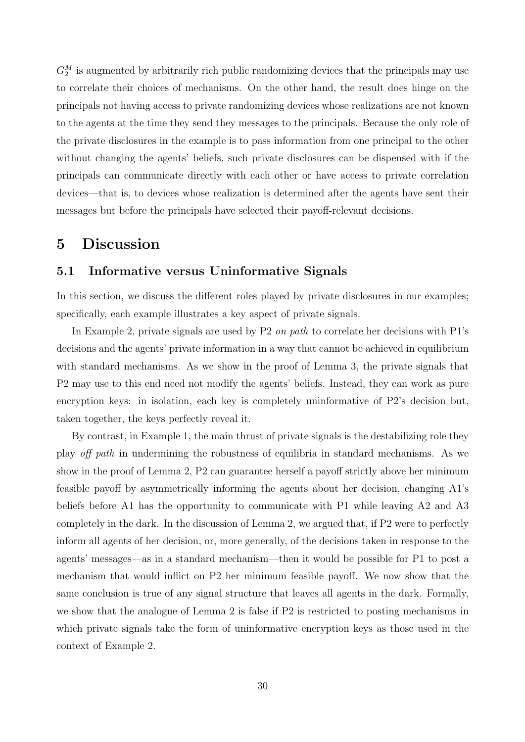$G_2^M$ is augmented by arbitrarily rich public randomizing devices that the principals may use to correlate their choices of mechanisms. On the other hand, the result does hinge on the principals not having access to private randomizing devices whose realizations are not known to the agents at the time they send they messages to the principals. Because the only role of the private disclosures in the example is to pass information from one principal to the other without changing the agents' beliefs, such private disclosures can be dispensed with if the principals can communicate directly with each other or have access to private correlation devices—that is, to devices whose realization is determined after the agents have sent their messages but before the principals have selected their payoff-relevant decisions.

# 5 Discussion

## 5.1 Informative versus Uninformative Signals

In this section, we discuss the different roles played by private disclosures in our examples; specifically, each example illustrates a key aspect of private signals.

In Example 2, private signals are used by P2 *on path* to correlate her decisions with P1's decisions and the agents' private information in a way that cannot be achieved in equilibrium with standard mechanisms. As we show in the proof of Lemma 3, the private signals that P2 may use to this end need not modify the agents' beliefs. Instead, they can work as pure encryption keys: in isolation, each key is completely uninformative of P2's decision but, taken together, the keys perfectly reveal it.

By contrast, in Example 1, the main thrust of private signals is the destabilizing role they play *off path* in undermining the robustness of equilibria in standard mechanisms. As we show in the proof of Lemma 2, P2 can guarantee herself a payoff strictly above her minimum feasible payoff by asymmetrically informing the agents about her decision, changing A1's beliefs before A1 has the opportunity to communicate with P1 while leaving A2 and A3 completely in the dark. In the discussion of Lemma 2, we argued that, if P2 were to perfectly inform all agents of her decision, or, more generally, of the decisions taken in response to the agents' messages—as in a standard mechanism—then it would be possible for P1 to post a mechanism that would inflict on P2 her minimum feasible payoff. We now show that the same conclusion is true of any signal structure that leaves all agents in the dark. Formally, we show that the analogue of Lemma 2 is false if P2 is restricted to posting mechanisms in which private signals take the form of uninformative encryption keys as those used in the context of Example 2.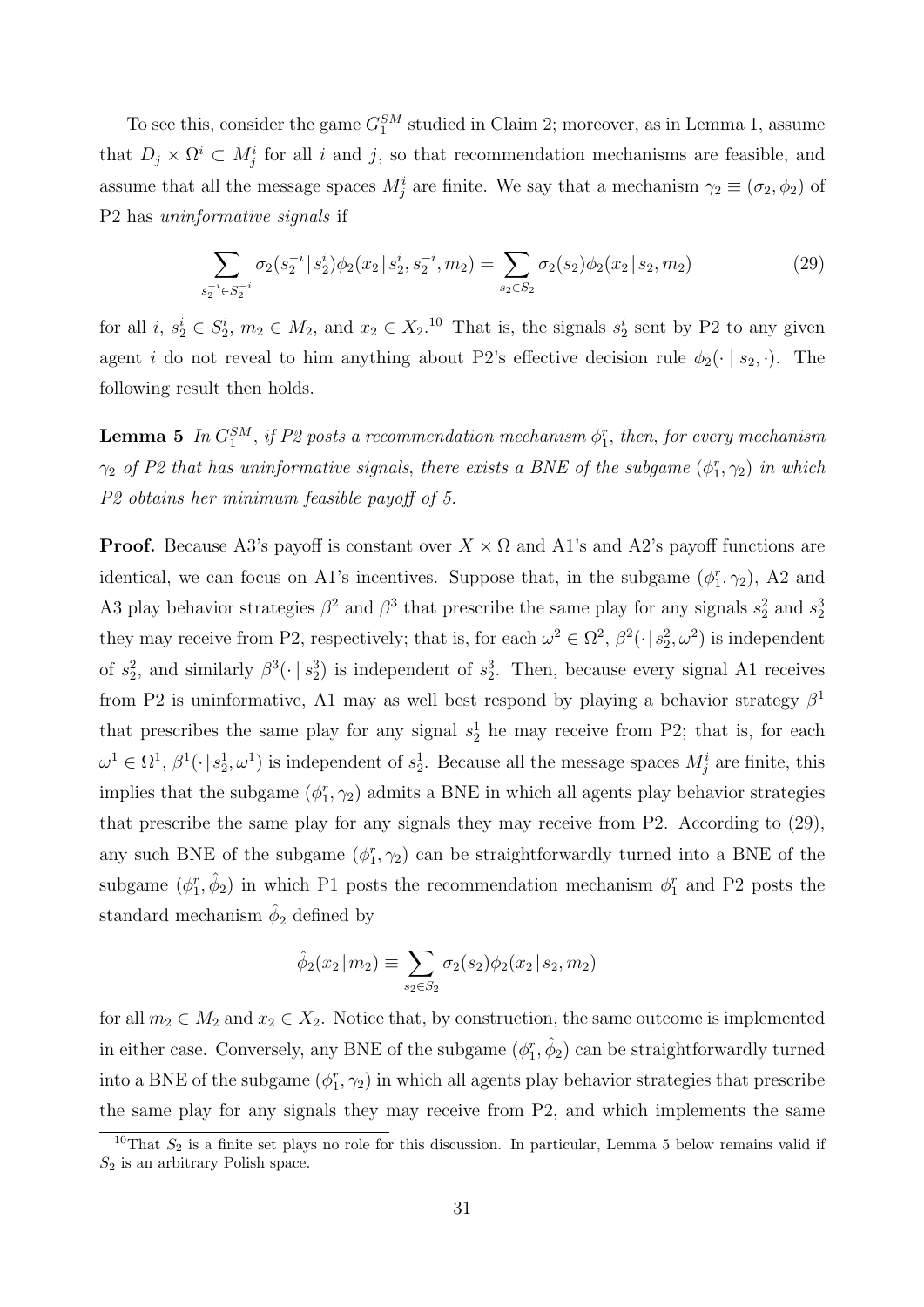To see this, consider the game $G_1^{SM}$ studied in Claim 2; moreover, as in Lemma 1, assume that $D_j \times \Omega^i \subset M_j^i$ for all $i$ and $j$, so that recommendation mechanisms are feasible, and assume that all the message spaces $M_j^i$ are finite. We say that a mechanism $\gamma_2 \equiv (\sigma_2, \phi_2)$ of P2 has *uninformative signals* if

$$\sum_{s_2^{-i} \in S_2^{-i}} \sigma_2(s_2^{-i} \,|\, s_2^i) \phi_2(x_2 \,|\, s_2^i, s_2^{-i}, m_2) = \sum_{s_2 \in S_2} \sigma_2(s_2) \phi_2(x_2 \,|\, s_2, m_2) \tag{29}$$

for all $i$, $s_2^i \in S_2^i$, $m_2 \in M_2$, and $x_2 \in X_2$.[10] That is, the signals $s_2^i$ sent by P2 to any given agent $i$ do not reveal to him anything about P2's effective decision rule $\phi_2(\cdot \mid s_2, \cdot)$. The following result then holds.

**Lemma 5** *In $G_1^{SM}$, if P2 posts a recommendation mechanism $\phi_1^r$, then, for every mechanism $\gamma_2$ of P2 that has uninformative signals, there exists a BNE of the subgame $(\phi_1^r, \gamma_2)$ in which P2 obtains her minimum feasible payoff of 5.*

**Proof.** Because A3's payoff is constant over $X \times \Omega$ and A1's and A2's payoff functions are identical, we can focus on A1's incentives. Suppose that, in the subgame $(\phi_1^r, \gamma_2)$, A2 and A3 play behavior strategies $\beta^2$ and $\beta^3$ that prescribe the same play for any signals $s_2^2$ and $s_2^3$ they may receive from P2, respectively; that is, for each $\omega^2 \in \Omega^2$, $\beta^2(\cdot \,|\, s_2^2, \omega^2)$ is independent of $s_2^2$, and similarly $\beta^3(\cdot \mid s_2^3)$ is independent of $s_2^3$. Then, because every signal A1 receives from P2 is uninformative, A1 may as well best respond by playing a behavior strategy $\beta^1$ that prescribes the same play for any signal $s_2^1$ he may receive from P2; that is, for each $\omega^1 \in \Omega^1$, $\beta^1(\cdot \,|\, s_2^1, \omega^1)$ is independent of $s_2^1$. Because all the message spaces $M_j^i$ are finite, this implies that the subgame $(\phi_1^r, \gamma_2)$ admits a BNE in which all agents play behavior strategies that prescribe the same play for any signals they may receive from P2. According to (29), any such BNE of the subgame $(\phi_1^r, \gamma_2)$ can be straightforwardly turned into a BNE of the subgame $(\phi_1^r, \hat{\phi}_2)$ in which P1 posts the recommendation mechanism $\phi_1^r$ and P2 posts the standard mechanism $\hat{\phi}_2$ defined by

$$\hat{\phi}_2(x_2 \,|\, m_2) \equiv \sum_{s_2 \in S_2} \sigma_2(s_2) \phi_2(x_2 \,|\, s_2, m_2)$$

for all $m_2 \in M_2$ and $x_2 \in X_2$. Notice that, by construction, the same outcome is implemented in either case. Conversely, any BNE of the subgame $(\phi_1^r, \hat{\phi}_2)$ can be straightforwardly turned into a BNE of the subgame $(\phi_1^r, \gamma_2)$ in which all agents play behavior strategies that prescribe the same play for any signals they may receive from P2, and which implements the same

[10] That $S_2$ is a finite set plays no role for this discussion. In particular, Lemma 5 below remains valid if $S_2$ is an arbitrary Polish space.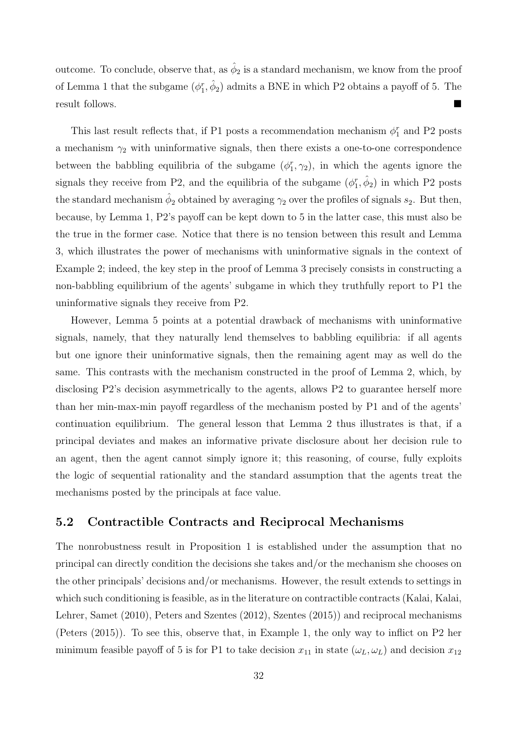outcome. To conclude, observe that, as $\hat{\phi}_2$ is a standard mechanism, we know from the proof of Lemma 1 that the subgame $(\phi_1^r, \hat{\phi}_2)$ admits a BNE in which P2 obtains a payoff of 5. The result follows. ■

This last result reflects that, if P1 posts a recommendation mechanism $\phi_1^r$ and P2 posts a mechanism $\gamma_2$ with uninformative signals, then there exists a one-to-one correspondence between the babbling equilibria of the subgame $(\phi_1^r, \gamma_2)$, in which the agents ignore the signals they receive from P2, and the equilibria of the subgame $(\phi_1^r, \hat{\phi}_2)$ in which P2 posts the standard mechanism $\hat{\phi}_2$ obtained by averaging $\gamma_2$ over the profiles of signals $s_2$. But then, because, by Lemma 1, P2's payoff can be kept down to 5 in the latter case, this must also be the true in the former case. Notice that there is no tension between this result and Lemma 3, which illustrates the power of mechanisms with uninformative signals in the context of Example 2; indeed, the key step in the proof of Lemma 3 precisely consists in constructing a non-babbling equilibrium of the agents' subgame in which they truthfully report to P1 the uninformative signals they receive from P2.

However, Lemma 5 points at a potential drawback of mechanisms with uninformative signals, namely, that they naturally lend themselves to babbling equilibria: if all agents but one ignore their uninformative signals, then the remaining agent may as well do the same. This contrasts with the mechanism constructed in the proof of Lemma 2, which, by disclosing P2's decision asymmetrically to the agents, allows P2 to guarantee herself more than her min-max-min payoff regardless of the mechanism posted by P1 and of the agents' continuation equilibrium. The general lesson that Lemma 2 thus illustrates is that, if a principal deviates and makes an informative private disclosure about her decision rule to an agent, then the agent cannot simply ignore it; this reasoning, of course, fully exploits the logic of sequential rationality and the standard assumption that the agents treat the mechanisms posted by the principals at face value.

## 5.2 Contractible Contracts and Reciprocal Mechanisms

The nonrobustness result in Proposition 1 is established under the assumption that no principal can directly condition the decisions she takes and/or the mechanism she chooses on the other principals' decisions and/or mechanisms. However, the result extends to settings in which such conditioning is feasible, as in the literature on contractible contracts (Kalai, Kalai, Lehrer, Samet (2010), Peters and Szentes (2012), Szentes (2015)) and reciprocal mechanisms (Peters (2015)). To see this, observe that, in Example 1, the only way to inflict on P2 her minimum feasible payoff of 5 is for P1 to take decision $x_{11}$ in state $(\omega_L, \omega_L)$ and decision $x_{12}$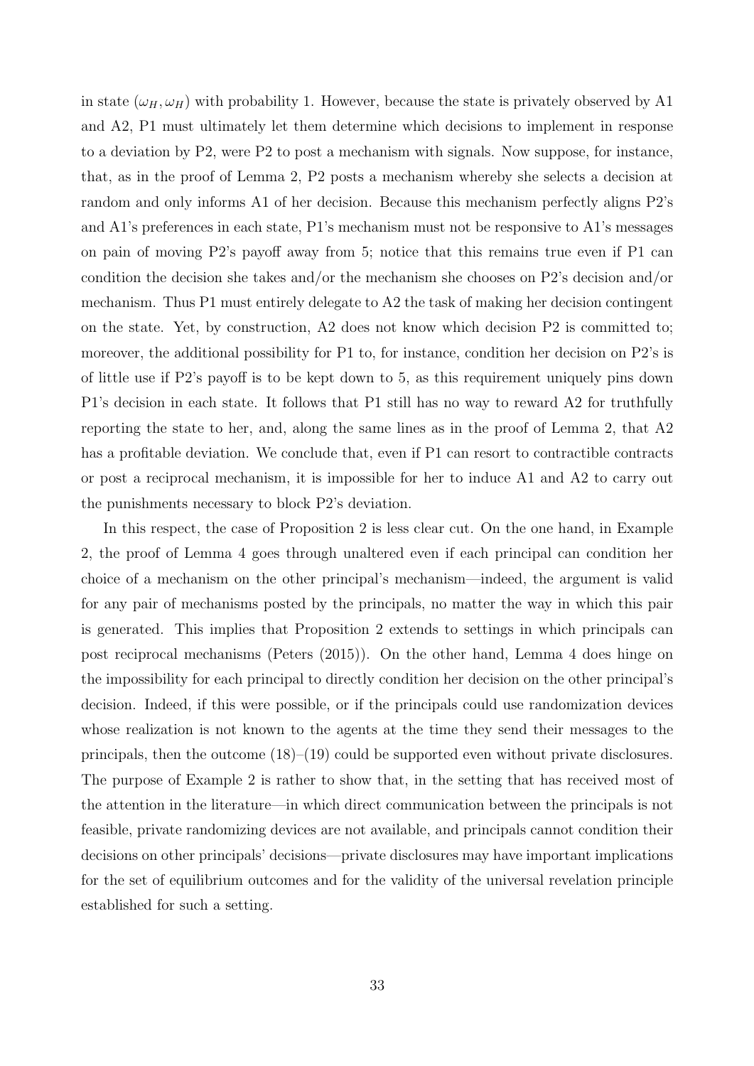in state $(\omega_H, \omega_H)$ with probability 1. However, because the state is privately observed by A1 and A2, P1 must ultimately let them determine which decisions to implement in response to a deviation by P2, were P2 to post a mechanism with signals. Now suppose, for instance, that, as in the proof of Lemma 2, P2 posts a mechanism whereby she selects a decision at random and only informs A1 of her decision. Because this mechanism perfectly aligns P2's and A1's preferences in each state, P1's mechanism must not be responsive to A1's messages on pain of moving P2's payoff away from 5; notice that this remains true even if P1 can condition the decision she takes and/or the mechanism she chooses on P2's decision and/or mechanism. Thus P1 must entirely delegate to A2 the task of making her decision contingent on the state. Yet, by construction, A2 does not know which decision P2 is committed to; moreover, the additional possibility for P1 to, for instance, condition her decision on P2's is of little use if P2's payoff is to be kept down to 5, as this requirement uniquely pins down P1's decision in each state. It follows that P1 still has no way to reward A2 for truthfully reporting the state to her, and, along the same lines as in the proof of Lemma 2, that A2 has a profitable deviation. We conclude that, even if P1 can resort to contractible contracts or post a reciprocal mechanism, it is impossible for her to induce A1 and A2 to carry out the punishments necessary to block P2's deviation.

In this respect, the case of Proposition 2 is less clear cut. On the one hand, in Example 2, the proof of Lemma 4 goes through unaltered even if each principal can condition her choice of a mechanism on the other principal's mechanism—indeed, the argument is valid for any pair of mechanisms posted by the principals, no matter the way in which this pair is generated. This implies that Proposition 2 extends to settings in which principals can post reciprocal mechanisms (Peters (2015)). On the other hand, Lemma 4 does hinge on the impossibility for each principal to directly condition her decision on the other principal's decision. Indeed, if this were possible, or if the principals could use randomization devices whose realization is not known to the agents at the time they send their messages to the principals, then the outcome (18)–(19) could be supported even without private disclosures. The purpose of Example 2 is rather to show that, in the setting that has received most of the attention in the literature—in which direct communication between the principals is not feasible, private randomizing devices are not available, and principals cannot condition their decisions on other principals' decisions—private disclosures may have important implications for the set of equilibrium outcomes and for the validity of the universal revelation principle established for such a setting.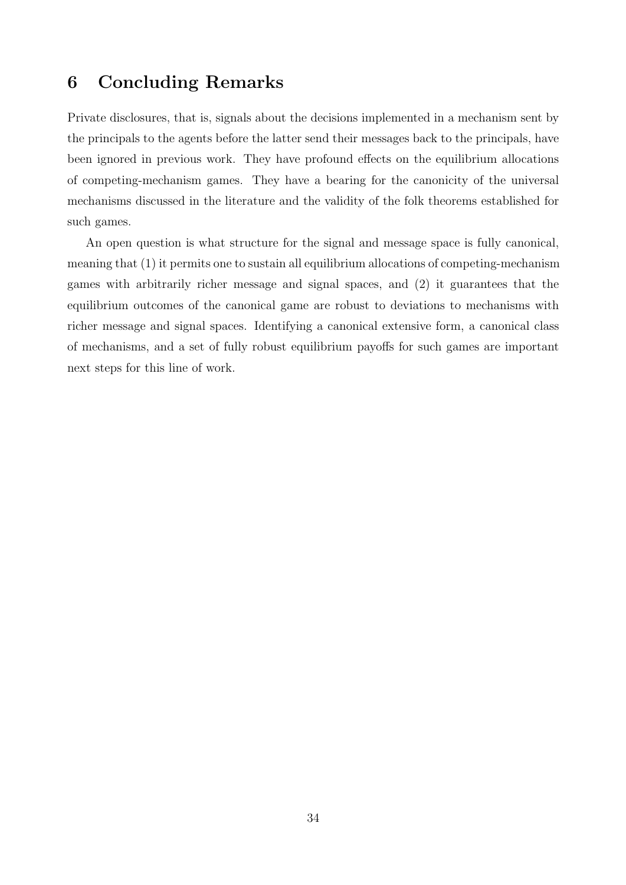## 6 Concluding Remarks

Private disclosures, that is, signals about the decisions implemented in a mechanism sent by the principals to the agents before the latter send their messages back to the principals, have been ignored in previous work. They have profound effects on the equilibrium allocations of competing-mechanism games. They have a bearing for the canonicity of the universal mechanisms discussed in the literature and the validity of the folk theorems established for such games.

An open question is what structure for the signal and message space is fully canonical, meaning that (1) it permits one to sustain all equilibrium allocations of competing-mechanism games with arbitrarily richer message and signal spaces, and (2) it guarantees that the equilibrium outcomes of the canonical game are robust to deviations to mechanisms with richer message and signal spaces. Identifying a canonical extensive form, a canonical class of mechanisms, and a set of fully robust equilibrium payoffs for such games are important next steps for this line of work.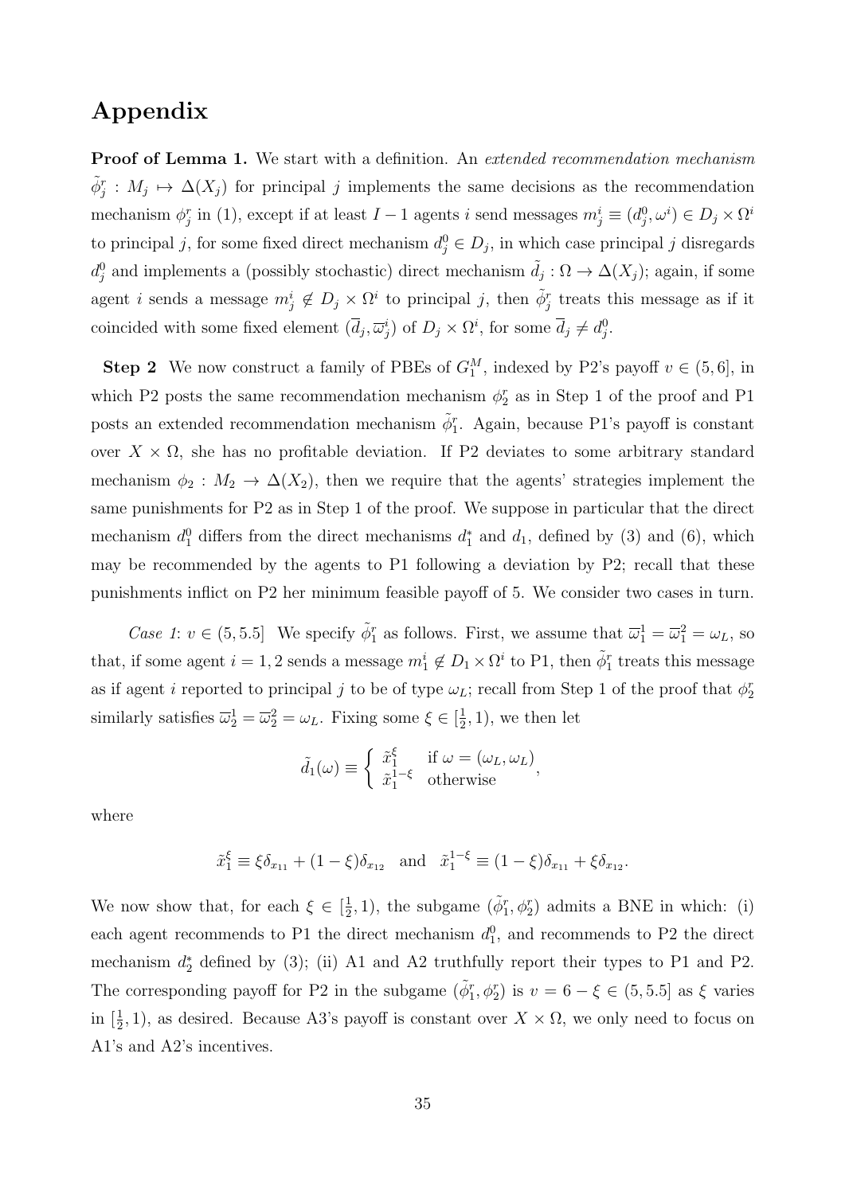# Appendix

**Proof of Lemma 1.** We start with a definition. An *extended recommendation mechanism* $\tilde{\phi}_j^r : M_j \mapsto \Delta(X_j)$ for principal $j$ implements the same decisions as the recommendation mechanism $\phi_j^r$ in (1), except if at least $I-1$ agents $i$ send messages $m_j^i \equiv (d_j^0, \omega^i) \in D_j \times \Omega^i$ to principal $j$, for some fixed direct mechanism $d_j^0 \in D_j$, in which case principal $j$ disregards $d_j^0$ and implements a (possibly stochastic) direct mechanism $\tilde{d}_j : \Omega \to \Delta(X_j)$; again, if some agent $i$ sends a message $m_j^i \notin D_j \times \Omega^i$ to principal $j$, then $\tilde{\phi}_j^r$ treats this message as if it coincided with some fixed element $(\overline{d}_j, \overline{\omega}_j^i)$ of $D_j \times \Omega^i$, for some $\overline{d}_j \neq d_j^0$.

**Step 2** We now construct a family of PBEs of $G_1^M$, indexed by P2's payoff $v \in (5, 6]$, in which P2 posts the same recommendation mechanism $\phi_2^r$ as in Step 1 of the proof and P1 posts an extended recommendation mechanism $\tilde{\phi}_1^r$. Again, because P1's payoff is constant over $X \times \Omega$, she has no profitable deviation. If P2 deviates to some arbitrary standard mechanism $\phi_2 : M_2 \to \Delta(X_2)$, then we require that the agents' strategies implement the same punishments for P2 as in Step 1 of the proof. We suppose in particular that the direct mechanism $d_1^0$ differs from the direct mechanisms $d_1^*$ and $d_1$, defined by (3) and (6), which may be recommended by the agents to P1 following a deviation by P2; recall that these punishments inflict on P2 her minimum feasible payoff of 5. We consider two cases in turn.

*Case 1*: $v \in (5, 5.5]$ We specify $\tilde{\phi}_1^r$ as follows. First, we assume that $\overline{\omega}_1^1 = \overline{\omega}_1^2 = \omega_L$, so that, if some agent $i = 1, 2$ sends a message $m_1^i \notin D_1 \times \Omega^i$ to P1, then $\tilde{\phi}_1^r$ treats this message as if agent $i$ reported to principal $j$ to be of type $\omega_L$; recall from Step 1 of the proof that $\phi_2^r$ similarly satisfies $\overline{\omega}_2^1 = \overline{\omega}_2^2 = \omega_L$. Fixing some $\xi \in [\frac{1}{2}, 1)$, we then let

$$\tilde{d}_1(\omega) \equiv \begin{cases} \tilde{x}_1^{\xi} & \text{if } \omega = (\omega_L, \omega_L) \\ \tilde{x}_1^{1-\xi} & \text{otherwise} \end{cases},$$

where

$$\tilde{x}_1^{\xi} \equiv \xi \delta_{x_{11}} + (1-\xi)\delta_{x_{12}} \quad \text{and} \quad \tilde{x}_1^{1-\xi} \equiv (1-\xi)\delta_{x_{11}} + \xi \delta_{x_{12}}.$$

We now show that, for each $\xi \in [\frac{1}{2}, 1)$, the subgame $(\tilde{\phi}_1^r, \phi_2^r)$ admits a BNE in which: (i) each agent recommends to P1 the direct mechanism $d_1^0$, and recommends to P2 the direct mechanism $d_2^*$ defined by (3); (ii) A1 and A2 truthfully report their types to P1 and P2. The corresponding payoff for P2 in the subgame $(\tilde{\phi}_1^r, \phi_2^r)$ is $v = 6 - \xi \in (5, 5.5]$ as $\xi$ varies in $[\frac{1}{2}, 1)$, as desired. Because A3's payoff is constant over $X \times \Omega$, we only need to focus on A1's and A2's incentives.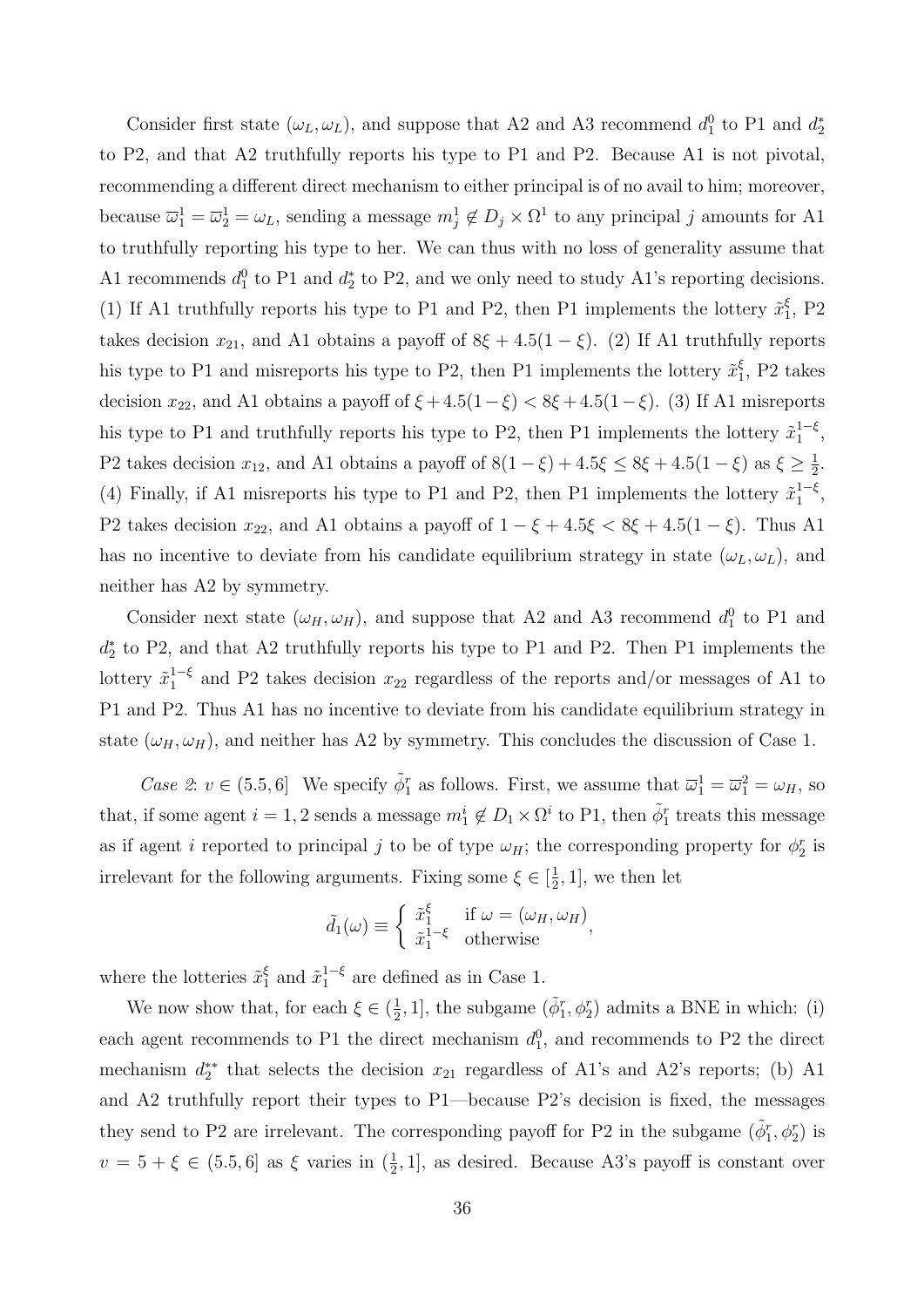Consider first state $(\omega_L, \omega_L)$, and suppose that A2 and A3 recommend $d_1^0$ to P1 and $d_2^*$ to P2, and that A2 truthfully reports his type to P1 and P2. Because A1 is not pivotal, recommending a different direct mechanism to either principal is of no avail to him; moreover, because $\overline{\omega}_1^1 = \overline{\omega}_2^1 = \omega_L$, sending a message $m_j^1 \notin D_j \times \Omega^1$ to any principal $j$ amounts for A1 to truthfully reporting his type to her. We can thus with no loss of generality assume that A1 recommends $d_1^0$ to P1 and $d_2^*$ to P2, and we only need to study A1's reporting decisions. (1) If A1 truthfully reports his type to P1 and P2, then P1 implements the lottery $\tilde{x}_1^{\xi}$, P2 takes decision $x_{21}$, and A1 obtains a payoff of $8\xi + 4.5(1-\xi)$. (2) If A1 truthfully reports his type to P1 and misreports his type to P2, then P1 implements the lottery $\tilde{x}_1^{\xi}$, P2 takes decision $x_{22}$, and A1 obtains a payoff of $\xi + 4.5(1-\xi) < 8\xi + 4.5(1-\xi)$. (3) If A1 misreports his type to P1 and truthfully reports his type to P2, then P1 implements the lottery $\tilde{x}_1^{1-\xi}$, P2 takes decision $x_{12}$, and A1 obtains a payoff of $8(1-\xi) + 4.5\xi \leq 8\xi + 4.5(1-\xi)$ as $\xi \geq \frac{1}{2}$. (4) Finally, if A1 misreports his type to P1 and P2, then P1 implements the lottery $\tilde{x}_1^{1-\xi}$, P2 takes decision $x_{22}$, and A1 obtains a payoff of $1 - \xi + 4.5\xi < 8\xi + 4.5(1-\xi)$. Thus A1 has no incentive to deviate from his candidate equilibrium strategy in state $(\omega_L, \omega_L)$, and neither has A2 by symmetry.

Consider next state $(\omega_H, \omega_H)$, and suppose that A2 and A3 recommend $d_1^0$ to P1 and $d_2^*$ to P2, and that A2 truthfully reports his type to P1 and P2. Then P1 implements the lottery $\tilde{x}_1^{1-\xi}$ and P2 takes decision $x_{22}$ regardless of the reports and/or messages of A1 to P1 and P2. Thus A1 has no incentive to deviate from his candidate equilibrium strategy in state $(\omega_H, \omega_H)$, and neither has A2 by symmetry. This concludes the discussion of Case 1.

*Case 2*: $v \in (5.5, 6]$ We specify $\tilde{\phi}_1^r$ as follows. First, we assume that $\overline{\omega}_1^1 = \overline{\omega}_1^2 = \omega_H$, so that, if some agent $i = 1, 2$ sends a message $m_1^i \notin D_1 \times \Omega^i$ to P1, then $\tilde{\phi}_1^r$ treats this message as if agent $i$ reported to principal $j$ to be of type $\omega_H$; the corresponding property for $\phi_2^r$ is irrelevant for the following arguments. Fixing some $\xi \in [\frac{1}{2}, 1]$, we then let

$$\tilde{d}_1(\omega) \equiv \begin{cases} \tilde{x}_1^{\xi} & \text{if } \omega = (\omega_H, \omega_H) \\ \tilde{x}_1^{1-\xi} & \text{otherwise} \end{cases},$$

where the lotteries $\tilde{x}_1^{\xi}$ and $\tilde{x}_1^{1-\xi}$ are defined as in Case 1.

We now show that, for each $\xi \in (\frac{1}{2}, 1]$, the subgame $(\tilde{\phi}_1^r, \phi_2^r)$ admits a BNE in which: (i) each agent recommends to P1 the direct mechanism $d_1^0$, and recommends to P2 the direct mechanism $d_2^{**}$ that selects the decision $x_{21}$ regardless of A1's and A2's reports; (b) A1 and A2 truthfully report their types to P1—because P2's decision is fixed, the messages they send to P2 are irrelevant. The corresponding payoff for P2 in the subgame $(\tilde{\phi}_1^r, \phi_2^r)$ is $v = 5 + \xi \in (5.5, 6]$ as $\xi$ varies in $(\frac{1}{2}, 1]$, as desired. Because A3's payoff is constant over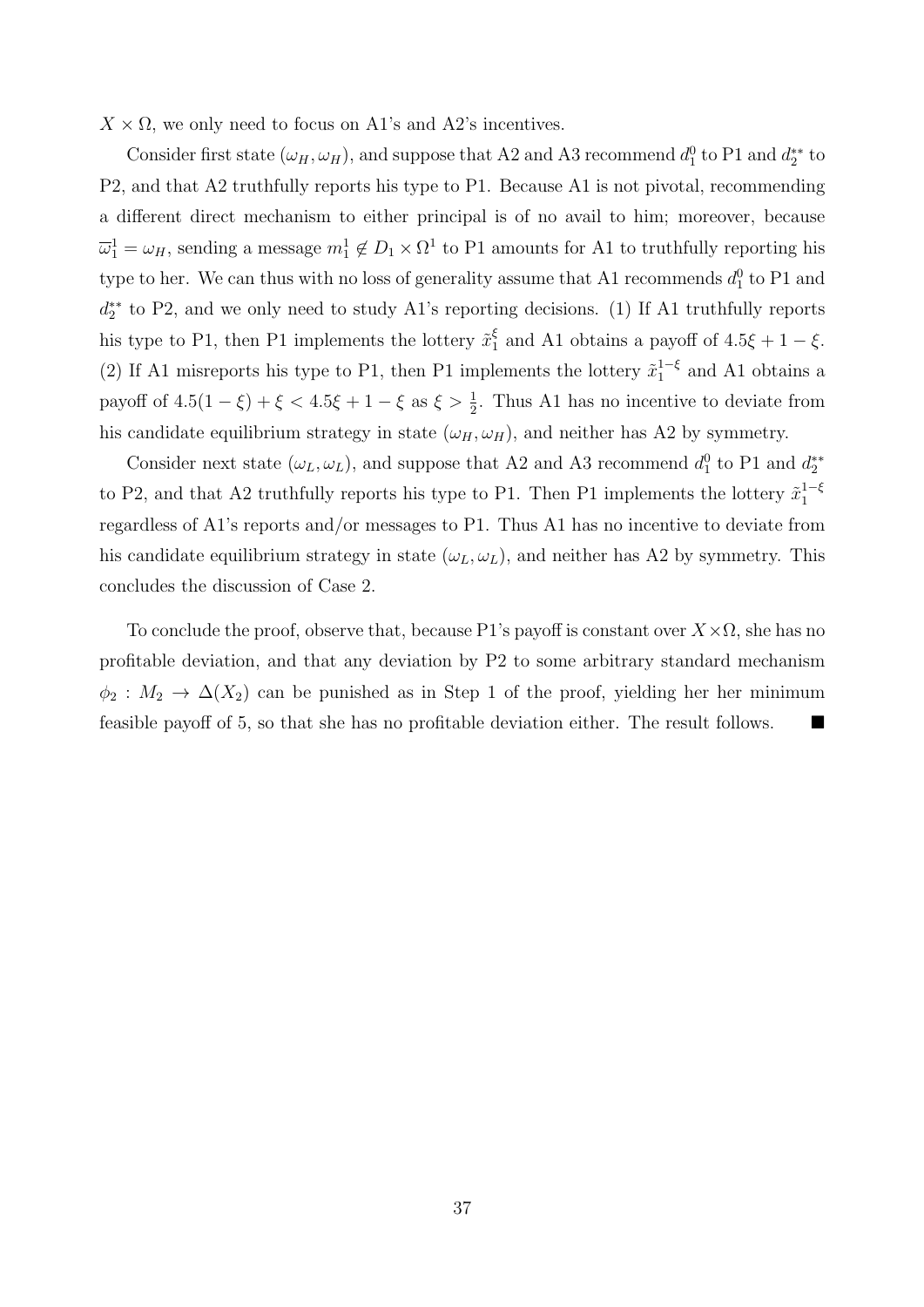$X \times \Omega$, we only need to focus on A1's and A2's incentives.

Consider first state $(\omega_H, \omega_H)$, and suppose that A2 and A3 recommend $d_1^0$ to P1 and $d_2^{**}$ to P2, and that A2 truthfully reports his type to P1. Because A1 is not pivotal, recommending a different direct mechanism to either principal is of no avail to him; moreover, because $\overline{\omega}_1^1 = \omega_H$, sending a message $m_1^1 \notin D_1 \times \Omega^1$ to P1 amounts for A1 to truthfully reporting his type to her. We can thus with no loss of generality assume that A1 recommends $d_1^0$ to P1 and $d_2^{**}$ to P2, and we only need to study A1's reporting decisions. (1) If A1 truthfully reports his type to P1, then P1 implements the lottery $\tilde{x}_1^{\xi}$ and A1 obtains a payoff of $4.5\xi + 1 - \xi$. (2) If A1 misreports his type to P1, then P1 implements the lottery $\tilde{x}_1^{1-\xi}$ and A1 obtains a payoff of $4.5(1-\xi) + \xi < 4.5\xi + 1 - \xi$ as $\xi > \frac{1}{2}$. Thus A1 has no incentive to deviate from his candidate equilibrium strategy in state $(\omega_H, \omega_H)$, and neither has A2 by symmetry.

Consider next state $(\omega_L, \omega_L)$, and suppose that A2 and A3 recommend $d_1^0$ to P1 and $d_2^{**}$ to P2, and that A2 truthfully reports his type to P1. Then P1 implements the lottery $\tilde{x}_1^{1-\xi}$ regardless of A1's reports and/or messages to P1. Thus A1 has no incentive to deviate from his candidate equilibrium strategy in state $(\omega_L, \omega_L)$, and neither has A2 by symmetry. This concludes the discussion of Case 2.

To conclude the proof, observe that, because P1's payoff is constant over $X \times \Omega$, she has no profitable deviation, and that any deviation by P2 to some arbitrary standard mechanism $\phi_2 : M_2 \to \Delta(X_2)$ can be punished as in Step 1 of the proof, yielding her her minimum feasible payoff of 5, so that she has no profitable deviation either. The result follows. ■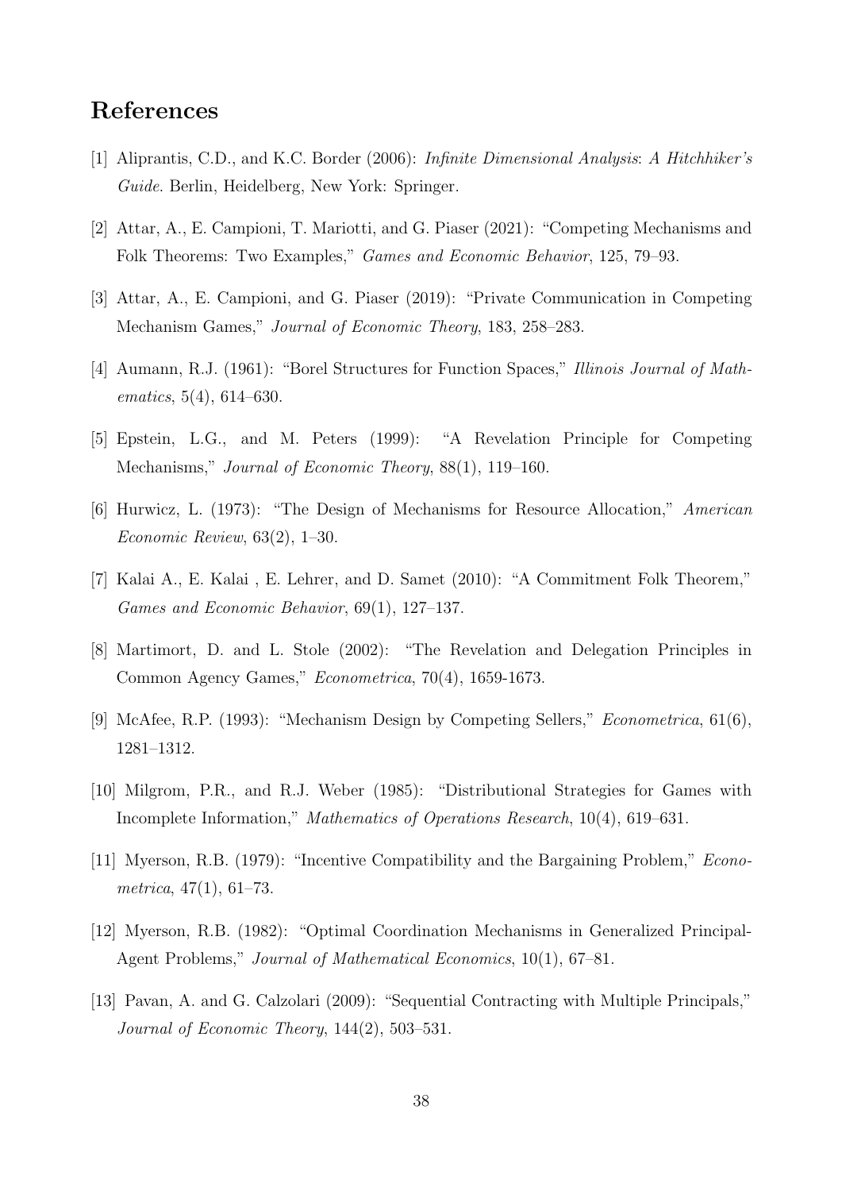# References

[1] Aliprantis, C.D., and K.C. Border (2006): *Infinite Dimensional Analysis*: *A Hitchhiker's Guide*. Berlin, Heidelberg, New York: Springer.

[2] Attar, A., E. Campioni, T. Mariotti, and G. Piaser (2021): "Competing Mechanisms and Folk Theorems: Two Examples," *Games and Economic Behavior*, 125, 79–93.

[3] Attar, A., E. Campioni, and G. Piaser (2019): "Private Communication in Competing Mechanism Games," *Journal of Economic Theory*, 183, 258–283.

[4] Aumann, R.J. (1961): "Borel Structures for Function Spaces," *Illinois Journal of Mathematics*, 5(4), 614–630.

[5] Epstein, L.G., and M. Peters (1999): "A Revelation Principle for Competing Mechanisms," *Journal of Economic Theory*, 88(1), 119–160.

[6] Hurwicz, L. (1973): "The Design of Mechanisms for Resource Allocation," *American Economic Review*, 63(2), 1–30.

[7] Kalai A., E. Kalai , E. Lehrer, and D. Samet (2010): "A Commitment Folk Theorem," *Games and Economic Behavior*, 69(1), 127–137.

[8] Martimort, D. and L. Stole (2002): "The Revelation and Delegation Principles in Common Agency Games," *Econometrica*, 70(4), 1659-1673.

[9] McAfee, R.P. (1993): "Mechanism Design by Competing Sellers," *Econometrica*, 61(6), 1281–1312.

[10] Milgrom, P.R., and R.J. Weber (1985): "Distributional Strategies for Games with Incomplete Information," *Mathematics of Operations Research*, 10(4), 619–631.

[11] Myerson, R.B. (1979): "Incentive Compatibility and the Bargaining Problem," *Econometrica*, 47(1), 61–73.

[12] Myerson, R.B. (1982): "Optimal Coordination Mechanisms in Generalized Principal-Agent Problems," *Journal of Mathematical Economics*, 10(1), 67–81.

[13] Pavan, A. and G. Calzolari (2009): "Sequential Contracting with Multiple Principals," *Journal of Economic Theory*, 144(2), 503–531.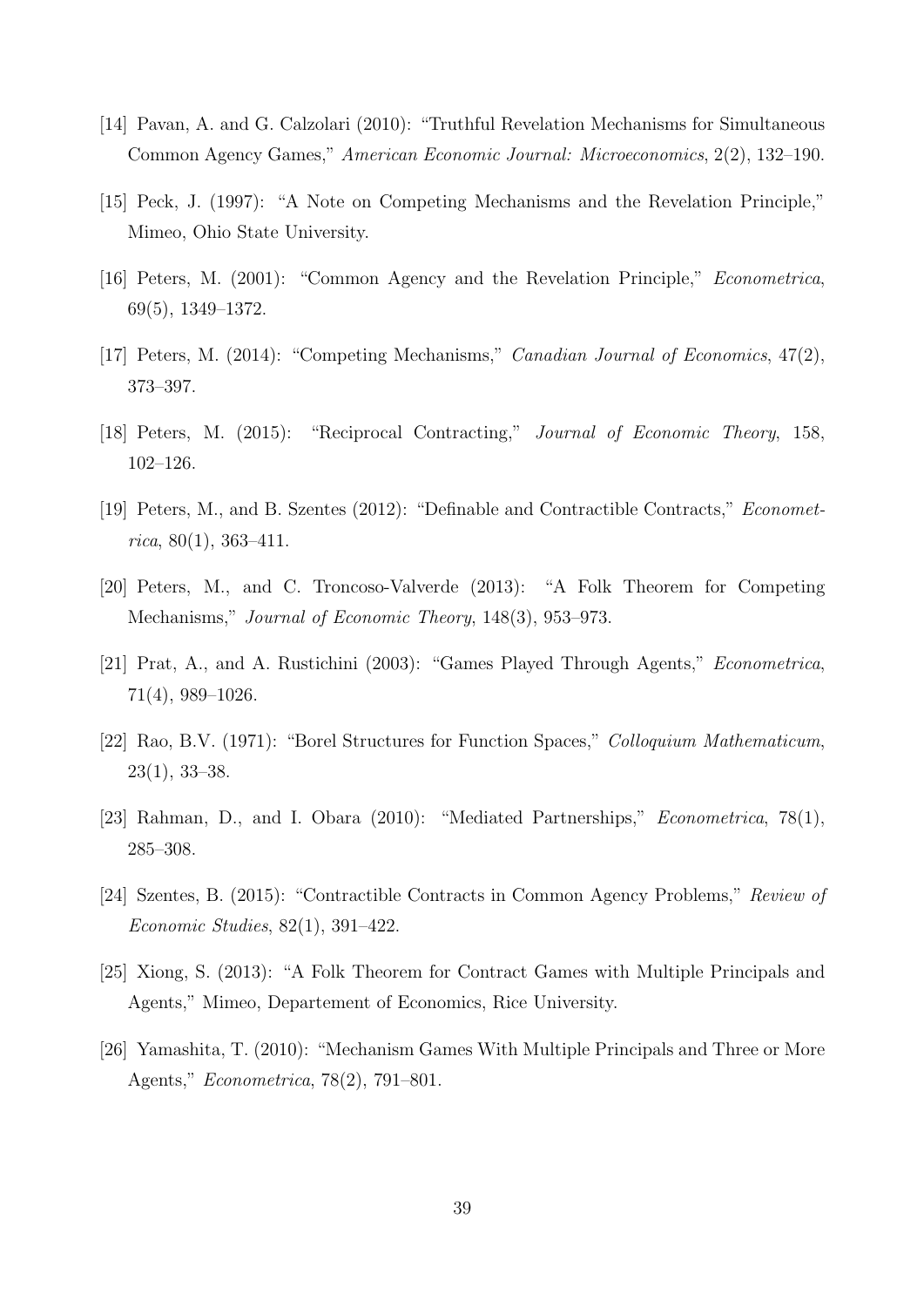[14] Pavan, A. and G. Calzolari (2010): "Truthful Revelation Mechanisms for Simultaneous Common Agency Games," *American Economic Journal: Microeconomics*, 2(2), 132–190.

[15] Peck, J. (1997): "A Note on Competing Mechanisms and the Revelation Principle," Mimeo, Ohio State University.

[16] Peters, M. (2001): "Common Agency and the Revelation Principle," *Econometrica*, 69(5), 1349–1372.

[17] Peters, M. (2014): "Competing Mechanisms," *Canadian Journal of Economics*, 47(2), 373–397.

[18] Peters, M. (2015): "Reciprocal Contracting," *Journal of Economic Theory*, 158, 102–126.

[19] Peters, M., and B. Szentes (2012): "Definable and Contractible Contracts," *Econometrica*, 80(1), 363–411.

[20] Peters, M., and C. Troncoso-Valverde (2013): "A Folk Theorem for Competing Mechanisms," *Journal of Economic Theory*, 148(3), 953–973.

[21] Prat, A., and A. Rustichini (2003): "Games Played Through Agents," *Econometrica*, 71(4), 989–1026.

[22] Rao, B.V. (1971): "Borel Structures for Function Spaces," *Colloquium Mathematicum*, 23(1), 33–38.

[23] Rahman, D., and I. Obara (2010): "Mediated Partnerships," *Econometrica*, 78(1), 285–308.

[24] Szentes, B. (2015): "Contractible Contracts in Common Agency Problems," *Review of Economic Studies*, 82(1), 391–422.

[25] Xiong, S. (2013): "A Folk Theorem for Contract Games with Multiple Principals and Agents," Mimeo, Departement of Economics, Rice University.

[26] Yamashita, T. (2010): "Mechanism Games With Multiple Principals and Three or More Agents," *Econometrica*, 78(2), 791–801.